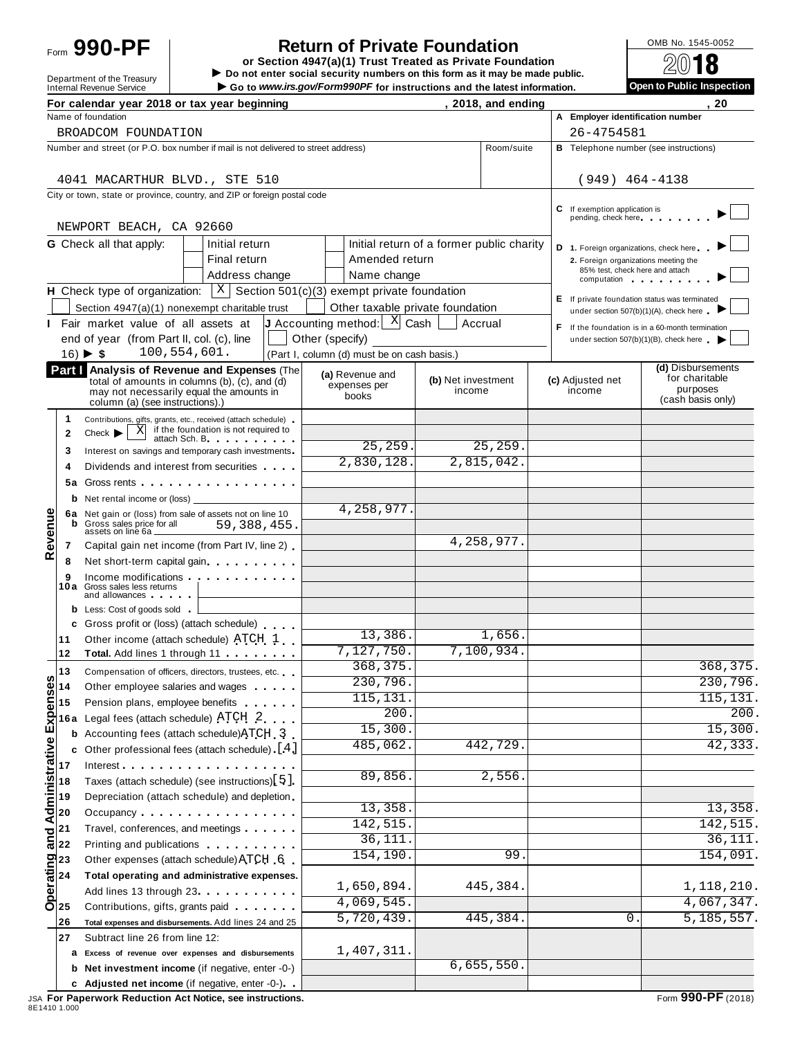Form **990-PF**

Department of the Treasury
Internal Revenue Service

# Return of Private Foundation

**or Section 4947(a)(1) Trust Treated as Private Foundation**

▶ Do not enter social security numbers on this form as it may be made public.

▶ Go to *www.irs.gov/Form990PF* for instructions and the latest information.

OMB No. 1545-0052

**2018**

**Open to Public Inspection**

**For calendar year 2018 or tax year beginning , 2018, and ending , 20**

Name of foundation: BROADCOM FOUNDATION

**A** Employer identification number: 26-4754581

Number and street (or P.O. box number if mail is not delivered to street address) / Room/suite: 4041 MACARTHUR BLVD., STE 510

**B** Telephone number (see instructions): (949) 464-4138

City or town, state or province, country, and ZIP or foreign postal code: NEWPORT BEACH, CA 92660

**C** If exemption application is pending, check here ▶ ☐

**G** Check all that apply: ☐ Initial return ☐ Initial return of a former public charity ☐ Final return ☐ Amended return ☐ Address change ☐ Name change

**D** 1. Foreign organizations, check here ▶ ☐
2. Foreign organizations meeting the 85% test, check here and attach computation ▶ ☐

**H** Check type of organization: ☒ Section 501(c)(3) exempt private foundation ☐ Section 4947(a)(1) nonexempt charitable trust ☐ Other taxable private foundation

**E** If private foundation status was terminated under section 507(b)(1)(A), check here ▶ ☐

**I** Fair market value of all assets at end of year (from Part II, col. (c), line 16) ▶ $ 100,554,601.

**J** Accounting method: ☒ Cash ☐ Accrual ☐ Other (specify) (Part I, column (d) must be on cash basis.)

**F** If the foundation is in a 60-month termination under section 507(b)(1)(B), check here ▶ ☐

## Part I Analysis of Revenue and Expenses

(The total of amounts in columns (b), (c), and (d) may not necessarily equal the amounts in column (a) (see instructions).)

| | Line | Description | (a) Revenue and expenses per books | (b) Net investment income | (c) Adjusted net income | (d) Disbursements for charitable purposes (cash basis only) |
|---|---|---|---|---|---|---|
| Revenue | 1 | Contributions, gifts, grants, etc., received (attach schedule) | | | | |
| | 2 | Check ▶ ☒ if the foundation is not required to attach Sch. B | | | | |
| | 3 | Interest on savings and temporary cash investments | 25,259. | 25,259. | | |
| | 4 | Dividends and interest from securities | 2,830,128. | 2,815,042. | | |
| | 5a | Gross rents | | | | |
| | b | Net rental income or (loss) | | | | |
| | 6a | Net gain or (loss) from sale of assets not on line 10 | 4,258,977. | | | |
| | b | Gross sales price for all assets on line 6a 59,388,455. | | | | |
| | 7 | Capital gain net income (from Part IV, line 2) | | 4,258,977. | | |
| | 8 | Net short-term capital gain | | | | |
| | 9 | Income modifications | | | | |
| | 10a | Gross sales less returns and allowances | | | | |
| | b | Less: Cost of goods sold | | | | |
| | c | Gross profit or (loss) (attach schedule) | | | | |
| | 11 | Other income (attach schedule) ATCH 1 | 13,386. | 1,656. | | |
| | 12 | **Total.** Add lines 1 through 11 | 7,127,750. | 7,100,934. | | |
| Operating and Administrative Expenses | 13 | Compensation of officers, directors, trustees, etc. | 368,375. | | | 368,375. |
| | 14 | Other employee salaries and wages | 230,796. | | | 230,796. |
| | 15 | Pension plans, employee benefits | 115,131. | | | 115,131. |
| | 16a | Legal fees (attach schedule) ATCH 2 | 200. | | | 200. |
| | b | Accounting fees (attach schedule) ATCH 3 | 15,300. | | | 15,300. |
| | c | Other professional fees (attach schedule) [4] | 485,062. | 442,729. | | 42,333. |
| | 17 | Interest | | | | |
| | 18 | Taxes (attach schedule) (see instructions) [5] | 89,856. | 2,556. | | |
| | 19 | Depreciation (attach schedule) and depletion | | | | |
| | 20 | Occupancy | 13,358. | | | 13,358. |
| | 21 | Travel, conferences, and meetings | 142,515. | | | 142,515. |
| | 22 | Printing and publications | 36,111. | | | 36,111. |
| | 23 | Other expenses (attach schedule) ATCH 6 | 154,190. | 99. | | 154,091. |
| | 24 | **Total operating and administrative expenses.** Add lines 13 through 23 | 1,650,894. | 445,384. | | 1,118,210. |
| | 25 | Contributions, gifts, grants paid | 4,069,545. | | | 4,067,347. |
| | 26 | **Total expenses and disbursements.** Add lines 24 and 25 | 5,720,439. | 445,384. | 0. | 5,185,557. |
| | 27 | Subtract line 26 from line 12: | | | | |
| | a | **Excess of revenue over expenses and disbursements** | 1,407,311. | | | |
| | b | **Net investment income** (if negative, enter -0-) | | 6,655,550. | | |
| | c | **Adjusted net income** (if negative, enter -0-) | | | | |

JSA **For Paperwork Reduction Act Notice, see instructions.**
8E1410 1.000

Form **990-PF** (2018)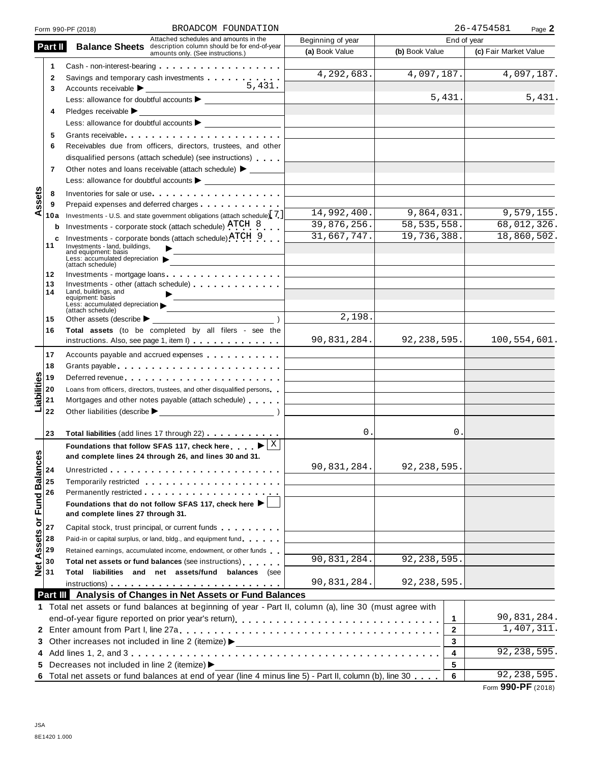Form 990-PF (2018) BROADCOM FOUNDATION 26-4754581

## Part II Balance Sheets

Attached schedules and amounts in the description column should be for end-of-year amounts only. (See instructions.)

| | | Line | Description | Beginning of year (a) Book Value | End of year (b) Book Value | End of year (c) Fair Market Value |
|---|---|---|---|---|---|---|
| Assets | | 1 | Cash - non-interest-bearing | | | |
| | | 2 | Savings and temporary cash investments | 4,292,683. | 4,097,187. | 4,097,187. |
| | | 3 | Accounts receivable ▶ 5,431. | | | |
| | | | Less: allowance for doubtful accounts ▶ | | 5,431. | 5,431. |
| | | 4 | Pledges receivable ▶ | | | |
| | | | Less: allowance for doubtful accounts ▶ | | | |
| | | 5 | Grants receivable | | | |
| | | 6 | Receivables due from officers, directors, trustees, and other disqualified persons (attach schedule) (see instructions) | | | |
| | | 7 | Other notes and loans receivable (attach schedule) ▶ | | | |
| | | | Less: allowance for doubtful accounts ▶ | | | |
| | | 8 | Inventories for sale or use | | | |
| | | 9 | Prepaid expenses and deferred charges | | | |
| | | 10a | Investments - U.S. and state government obligations (attach schedule) [7] | 14,992,400. | 9,864,031. | 9,579,155. |
| | | b | Investments - corporate stock (attach schedule) ATCH 8 | 39,876,256. | 58,535,558. | 68,012,326. |
| | | c | Investments - corporate bonds (attach schedule) ATCH 9 | 31,667,747. | 19,736,388. | 18,860,502. |
| | | 11 | Investments - land, buildings, and equipment: basis ▶ Less: accumulated depreciation ▶ (attach schedule) | | | |
| | | 12 | Investments - mortgage loans | | | |
| | | 13 | Investments - other (attach schedule) | | | |
| | | 14 | Land, buildings, and equipment: basis ▶ Less: accumulated depreciation ▶ (attach schedule) | | | |
| | | 15 | Other assets (describe ▶ ) | 2,198. | | |
| | | 16 | **Total assets** (to be completed by all filers - see the instructions. Also, see page 1, item I) | 90,831,284. | 92,238,595. | 100,554,601. |
| Liabilities | | 17 | Accounts payable and accrued expenses | | | |
| | | 18 | Grants payable | | | |
| | | 19 | Deferred revenue | | | |
| | | 20 | Loans from officers, directors, trustees, and other disqualified persons | | | |
| | | 21 | Mortgages and other notes payable (attach schedule) | | | |
| | | 22 | Other liabilities (describe ▶ ) | | | |
| | | 23 | **Total liabilities** (add lines 17 through 22) | 0. | 0. | |
| Net Assets or Fund Balances | | | **Foundations that follow SFAS 117, check here** ▶ [X] **and complete lines 24 through 26, and lines 30 and 31.** | | | |
| | | 24 | Unrestricted | 90,831,284. | 92,238,595. | |
| | | 25 | Temporarily restricted | | | |
| | | 26 | Permanently restricted | | | |
| | | | **Foundations that do not follow SFAS 117, check here** ▶ [ ] **and complete lines 27 through 31.** | | | |
| | | 27 | Capital stock, trust principal, or current funds | | | |
| | | 28 | Paid-in or capital surplus, or land, bldg., and equipment fund | | | |
| | | 29 | Retained earnings, accumulated income, endowment, or other funds | | | |
| | | 30 | **Total net assets or fund balances** (see instructions) | 90,831,284. | 92,238,595. | |
| | | 31 | **Total liabilities and net assets/fund balances** (see instructions) | 90,831,284. | 92,238,595. | |

## Part III Analysis of Changes in Net Assets or Fund Balances

| | Description | Line | Amount |
|---|---|---|---|
| 1 | Total net assets or fund balances at beginning of year - Part II, column (a), line 30 (must agree with end-of-year figure reported on prior year's return) | 1 | 90,831,284. |
| 2 | Enter amount from Part I, line 27a | 2 | 1,407,311. |
| 3 | Other increases not included in line 2 (itemize) ▶ | 3 | |
| 4 | Add lines 1, 2, and 3 | 4 | 92,238,595. |
| 5 | Decreases not included in line 2 (itemize) ▶ | 5 | |
| 6 | Total net assets or fund balances at end of year (line 4 minus line 5) - Part II, column (b), line 30 | 6 | 92,238,595. |

Form **990-PF** (2018)

JSA
8E1420 1.000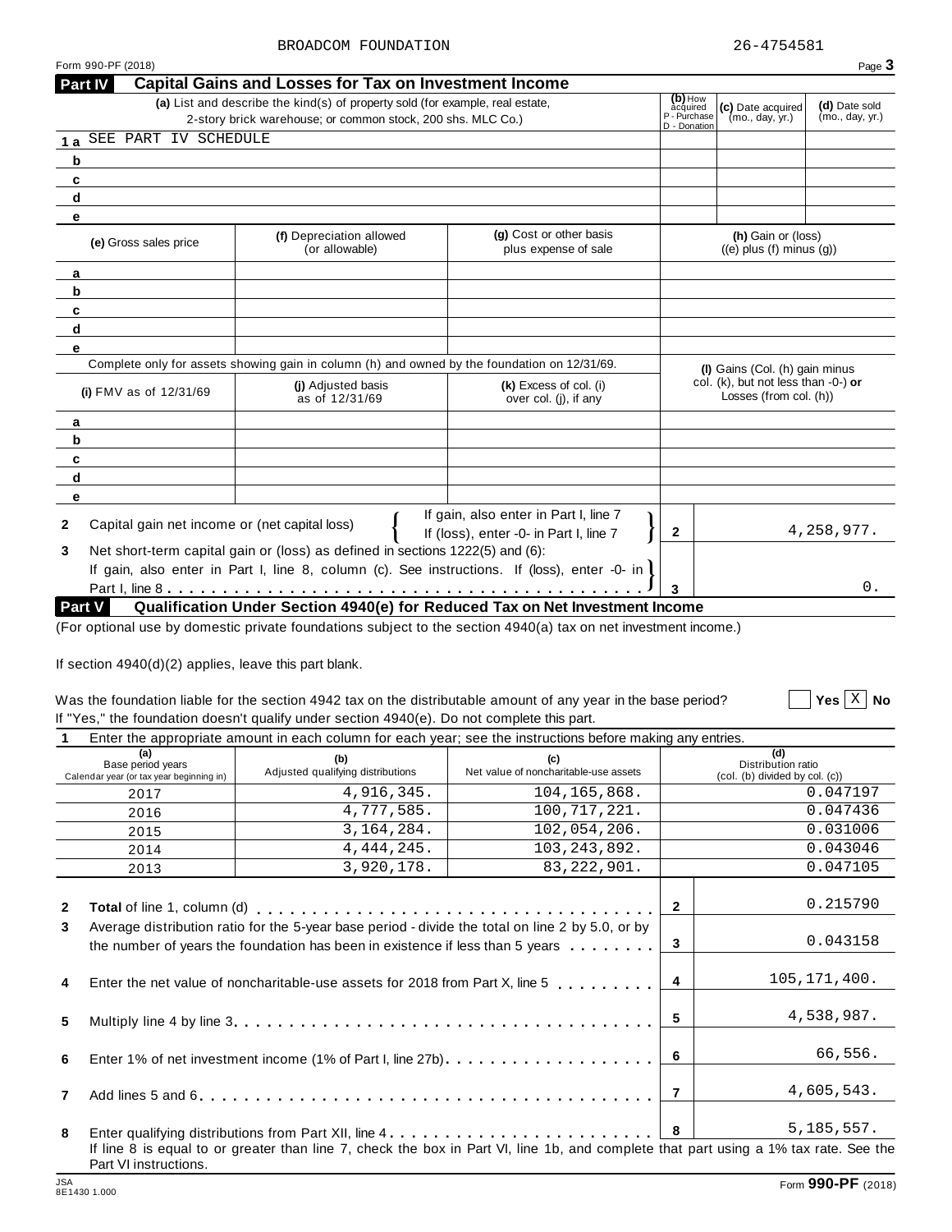BROADCOM FOUNDATION 26-4754581

Form 990-PF (2018)

## Part IV Capital Gains and Losses for Tax on Investment Income

| | (a) List and describe the kind(s) of property sold (for example, real estate, 2-story brick warehouse; or common stock, 200 shs. MLC Co.) | (b) How acquired P - Purchase D - Donation | (c) Date acquired (mo., day, yr.) | (d) Date sold (mo., day, yr.) |
|---|---|---|---|---|
| 1 a | SEE PART IV SCHEDULE | | | |
| b | | | | |
| c | | | | |
| d | | | | |
| e | | | | |

| | (e) Gross sales price | (f) Depreciation allowed (or allowable) | (g) Cost or other basis plus expense of sale | (h) Gain or (loss) ((e) plus (f) minus (g)) |
|---|---|---|---|---|
| a | | | | |
| b | | | | |
| c | | | | |
| d | | | | |
| e | | | | |

Complete only for assets showing gain in column (h) and owned by the foundation on 12/31/69.

| | (i) FMV as of 12/31/69 | (j) Adjusted basis as of 12/31/69 | (k) Excess of col. (i) over col. (j), if any | (l) Gains (Col. (h) gain minus col. (k), but not less than -0-) or Losses (from col. (h)) |
|---|---|---|---|---|
| a | | | | |
| b | | | | |
| c | | | | |
| d | | | | |
| e | | | | |

**2** Capital gain net income or (net capital loss) { If gain, also enter in Part I, line 7; If (loss), enter -0- in Part I, line 7 } **2** 4,258,977.

**3** Net short-term capital gain or (loss) as defined in sections 1222(5) and (6): If gain, also enter in Part I, line 8, column (c). See instructions. If (loss), enter -0- in Part I, line 8 . . . **3** 0.

## Part V Qualification Under Section 4940(e) for Reduced Tax on Net Investment Income

(For optional use by domestic private foundations subject to the section 4940(a) tax on net investment income.)

If section 4940(d)(2) applies, leave this part blank.

Was the foundation liable for the section 4942 tax on the distributable amount of any year in the base period? ☐ Yes ☒ No

If "Yes," the foundation doesn't qualify under section 4940(e). Do not complete this part.

**1** Enter the appropriate amount in each column for each year; see the instructions before making any entries.

| (a) Base period years Calendar year (or tax year beginning in) | (b) Adjusted qualifying distributions | (c) Net value of noncharitable-use assets | (d) Distribution ratio (col. (b) divided by col. (c)) |
|---|---|---|---|
| 2017 | 4,916,345. | 104,165,868. | 0.047197 |
| 2016 | 4,777,585. | 100,717,221. | 0.047436 |
| 2015 | 3,164,284. | 102,054,206. | 0.031006 |
| 2014 | 4,444,245. | 103,243,892. | 0.043046 |
| 2013 | 3,920,178. | 83,222,901. | 0.047105 |

| | | | |
|---|---|---|---|
| 2 | **Total** of line 1, column (d) | 2 | 0.215790 |
| 3 | Average distribution ratio for the 5-year base period - divide the total on line 2 by 5.0, or by the number of years the foundation has been in existence if less than 5 years | 3 | 0.043158 |
| 4 | Enter the net value of noncharitable-use assets for 2018 from Part X, line 5 | 4 | 105,171,400. |
| 5 | Multiply line 4 by line 3 | 5 | 4,538,987. |
| 6 | Enter 1% of net investment income (1% of Part I, line 27b) | 6 | 66,556. |
| 7 | Add lines 5 and 6 | 7 | 4,605,543. |
| 8 | Enter qualifying distributions from Part XII, line 4 | 8 | 5,185,557. |

If line 8 is equal to or greater than line 7, check the box in Part VI, line 1b, and complete that part using a 1% tax rate. See the Part VI instructions.

JSA 8E1430 1.000 Form **990-PF** (2018)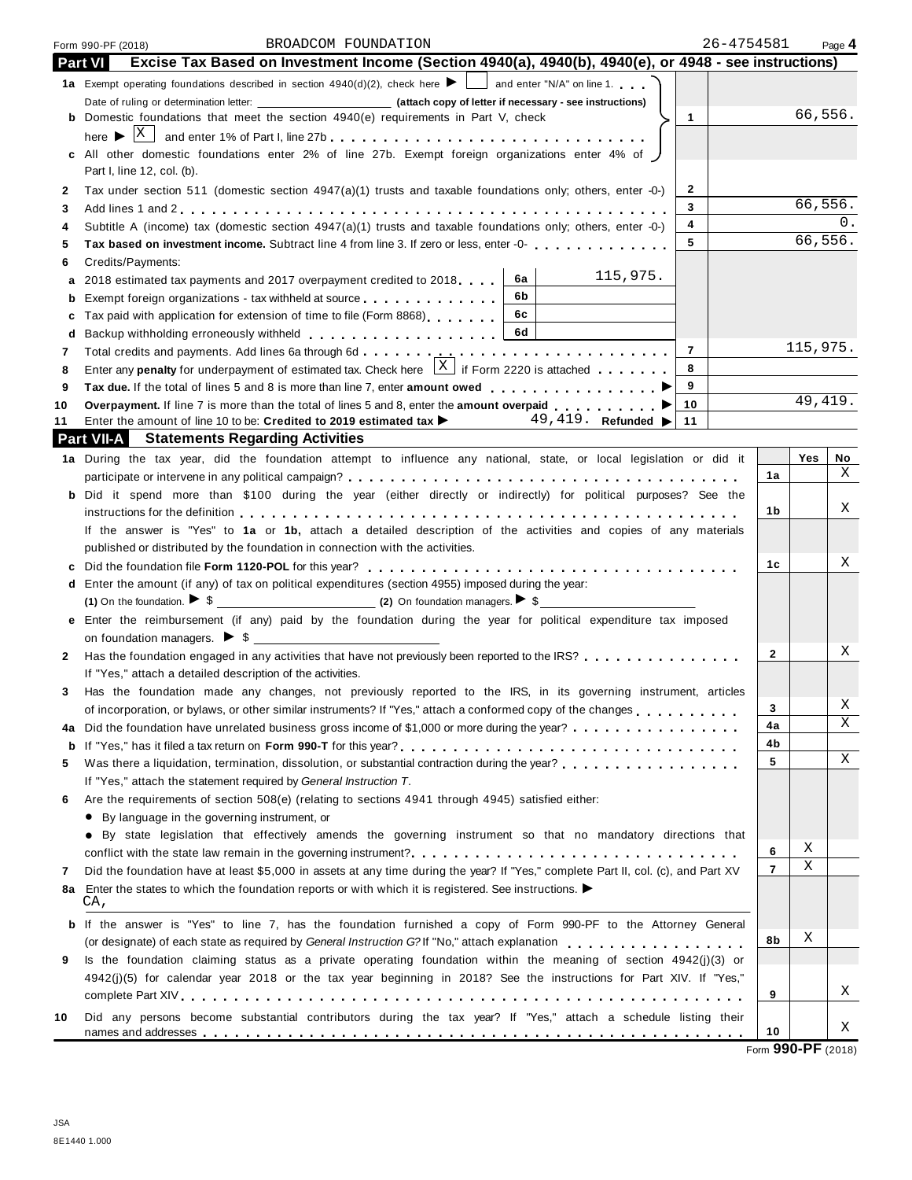Form 990-PF (2018) BROADCOM FOUNDATION 26-4754581

## Part VI Excise Tax Based on Investment Income (Section 4940(a), 4940(b), 4940(e), or 4948 - see instructions)

| | Description | | | Line | Amount |
|---|---|---|---|---|---|
| 1a | Exempt operating foundations described in section 4940(d)(2), check here ▶ [ ] and enter "N/A" on line 1. Date of ruling or determination letter: ______ (attach copy of letter if necessary - see instructions) | | | | |
| b | Domestic foundations that meet the section 4940(e) requirements in Part V, check here ▶ [X] and enter 1% of Part I, line 27b | | | 1 | 66,556. |
| c | All other domestic foundations enter 2% of line 27b. Exempt foreign organizations enter 4% of Part I, line 12, col. (b). | | | | |
| 2 | Tax under section 511 (domestic section 4947(a)(1) trusts and taxable foundations only; others, enter -0-) | | | 2 | |
| 3 | Add lines 1 and 2 | | | 3 | 66,556. |
| 4 | Subtitle A (income) tax (domestic section 4947(a)(1) trusts and taxable foundations only; others, enter -0-) | | | 4 | 0. |
| 5 | **Tax based on investment income.** Subtract line 4 from line 3. If zero or less, enter -0- | | | 5 | 66,556. |
| 6 | Credits/Payments: | | | | |
| a | 2018 estimated tax payments and 2017 overpayment credited to 2018 | 6a | 115,975. | | |
| b | Exempt foreign organizations - tax withheld at source | 6b | | | |
| c | Tax paid with application for extension of time to file (Form 8868) | 6c | | | |
| d | Backup withholding erroneously withheld | 6d | | | |
| 7 | Total credits and payments. Add lines 6a through 6d | | | 7 | 115,975. |
| 8 | Enter any **penalty** for underpayment of estimated tax. Check here [X] if Form 2220 is attached | | | 8 | |
| 9 | **Tax due.** If the total of lines 5 and 8 is more than line 7, enter **amount owed** ▶ | | | 9 | |
| 10 | **Overpayment.** If line 7 is more than the total of lines 5 and 8, enter the **amount overpaid** ▶ | | | 10 | 49,419. |
| 11 | Enter the amount of line 10 to be: **Credited to 2019 estimated tax** ▶ 49,419. **Refunded** ▶ | | | 11 | |

## Part VII-A Statements Regarding Activities

| | Question | Line | Yes | No |
|---|---|---|---|---|
| 1a | During the tax year, did the foundation attempt to influence any national, state, or local legislation or did it participate or intervene in any political campaign? | 1a | | X |
| b | Did it spend more than $100 during the year (either directly or indirectly) for political purposes? See the instructions for the definition | 1b | | X |
| | If the answer is "Yes" to **1a** or **1b,** attach a detailed description of the activities and copies of any materials published or distributed by the foundation in connection with the activities. | | | |
| c | Did the foundation file **Form 1120-POL** for this year? | 1c | | X |
| d | Enter the amount (if any) of tax on political expenditures (section 4955) imposed during the year: **(1)** On the foundation. ▶ $ ______ **(2)** On foundation managers. ▶ $ ______ | | | |
| e | Enter the reimbursement (if any) paid by the foundation during the year for political expenditure tax imposed on foundation managers. ▶ $ ______ | | | |
| 2 | Has the foundation engaged in any activities that have not previously been reported to the IRS? If "Yes," attach a detailed description of the activities. | 2 | | X |
| 3 | Has the foundation made any changes, not previously reported to the IRS, in its governing instrument, articles of incorporation, or bylaws, or other similar instruments? If "Yes," attach a conformed copy of the changes | 3 | | X |
| 4a | Did the foundation have unrelated business gross income of $1,000 or more during the year? | 4a | | X |
| b | If "Yes," has it filed a tax return on **Form 990-T** for this year? | 4b | | |
| 5 | Was there a liquidation, termination, dissolution, or substantial contraction during the year? If "Yes," attach the statement required by *General Instruction T*. | 5 | | X |
| 6 | Are the requirements of section 508(e) (relating to sections 4941 through 4945) satisfied either: • By language in the governing instrument, or • By state legislation that effectively amends the governing instrument so that no mandatory directions that conflict with the state law remain in the governing instrument? | 6 | X | |
| 7 | Did the foundation have at least $5,000 in assets at any time during the year? If "Yes," complete Part II, col. (c), and Part XV | 7 | X | |
| 8a | Enter the states to which the foundation reports or with which it is registered. See instructions. ▶ CA, | | | |
| b | If the answer is "Yes" to line 7, has the foundation furnished a copy of Form 990-PF to the Attorney General (or designate) of each state as required by *General Instruction G?* If "No," attach explanation | 8b | X | |
| 9 | Is the foundation claiming status as a private operating foundation within the meaning of section 4942(j)(3) or 4942(j)(5) for calendar year 2018 or the tax year beginning in 2018? See the instructions for Part XIV. If "Yes," complete Part XIV | 9 | | X |
| 10 | Did any persons become substantial contributors during the tax year? If "Yes," attach a schedule listing their names and addresses | 10 | | X |

Form **990-PF** (2018)

JSA
8E1440 1.000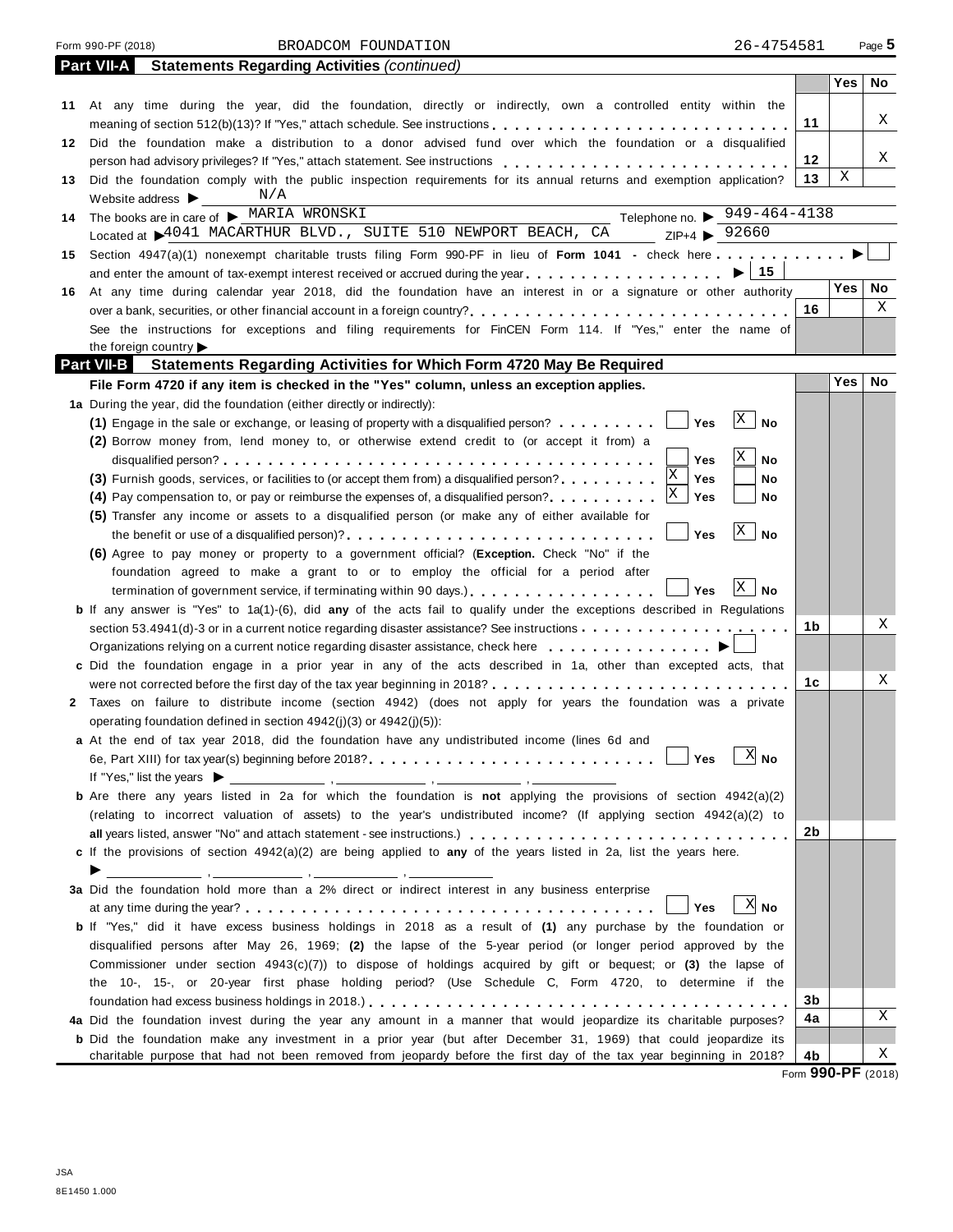Form 990-PF (2018) BROADCOM FOUNDATION 26-4754581

## Part VII-A Statements Regarding Activities *(continued)*

| | | | Yes | No |
|---|---|---|---|---|
| 11 | At any time during the year, did the foundation, directly or indirectly, own a controlled entity within the meaning of section 512(b)(13)? If "Yes," attach schedule. See instructions | 11 | | X |
| 12 | Did the foundation make a distribution to a donor advised fund over which the foundation or a disqualified person had advisory privileges? If "Yes," attach statement. See instructions | 12 | | X |
| 13 | Did the foundation comply with the public inspection requirements for its annual returns and exemption application? | 13 | X | |

Website address ▶ N/A

14 The books are in care of ▶ MARIA WRONSKI Telephone no. ▶ 949-464-4138

Located at ▶ 4041 MACARTHUR BLVD., SUITE 510 NEWPORT BEACH, CA ZIP+4 ▶ 92660

15 Section 4947(a)(1) nonexempt charitable trusts filing Form 990-PF in lieu of **Form 1041** - check here ▶ ☐
and enter the amount of tax-exempt interest received or accrued during the year ▶ 15

| | | | Yes | No |
|---|---|---|---|---|
| 16 | At any time during calendar year 2018, did the foundation have an interest in or a signature or other authority over a bank, securities, or other financial account in a foreign country? | 16 | | X |

See the instructions for exceptions and filing requirements for FinCEN Form 114. If "Yes," enter the name of the foreign country ▶

## Part VII-B Statements Regarding Activities for Which Form 4720 May Be Required

**File Form 4720 if any item is checked in the "Yes" column, unless an exception applies.**

1a During the year, did the foundation (either directly or indirectly):

(1) Engage in the sale or exchange, or leasing of property with a disqualified person? ☐ Yes ☒ No

(2) Borrow money from, lend money to, or otherwise extend credit to (or accept it from) a disqualified person? ☐ Yes ☒ No

(3) Furnish goods, services, or facilities to (or accept them from) a disqualified person? ☒ Yes ☐ No

(4) Pay compensation to, or pay or reimburse the expenses of, a disqualified person? ☒ Yes ☐ No

(5) Transfer any income or assets to a disqualified person (or make any of either available for the benefit or use of a disqualified person)? ☐ Yes ☒ No

(6) Agree to pay money or property to a government official? (**Exception.** Check "No" if the foundation agreed to make a grant to or to employ the official for a period after termination of government service, if terminating within 90 days.) ☐ Yes ☒ No

| | | | Yes | No |
|---|---|---|---|---|
| b | If any answer is "Yes" to 1a(1)-(6), did **any** of the acts fail to qualify under the exceptions described in Regulations section 53.4941(d)-3 or in a current notice regarding disaster assistance? See instructions | 1b | | X |

Organizations relying on a current notice regarding disaster assistance, check here ▶ ☐

| | | | Yes | No |
|---|---|---|---|---|
| c | Did the foundation engage in a prior year in any of the acts described in 1a, other than excepted acts, that were not corrected before the first day of the tax year beginning in 2018? | 1c | | X |

2 Taxes on failure to distribute income (section 4942) (does not apply for years the foundation was a private operating foundation defined in section 4942(j)(3) or 4942(j)(5)):

a At the end of tax year 2018, did the foundation have any undistributed income (lines 6d and 6e, Part XIII) for tax year(s) beginning before 2018? ☐ Yes ☒ No

If "Yes," list the years ▶ \_\_\_\_, \_\_\_\_, \_\_\_\_, \_\_\_\_

| | | | Yes | No |
|---|---|---|---|---|
| b | Are there any years listed in 2a for which the foundation is **not** applying the provisions of section 4942(a)(2) (relating to incorrect valuation of assets) to the year's undistributed income? (If applying section 4942(a)(2) to **all** years listed, answer "No" and attach statement - see instructions.) | 2b | | |

c If the provisions of section 4942(a)(2) are being applied to **any** of the years listed in 2a, list the years here.
▶ \_\_\_\_, \_\_\_\_, \_\_\_\_, \_\_\_\_

3a Did the foundation hold more than a 2% direct or indirect interest in any business enterprise at any time during the year? ☐ Yes ☒ No

| | | | Yes | No |
|---|---|---|---|---|
| b | If "Yes," did it have excess business holdings in 2018 as a result of **(1)** any purchase by the foundation or disqualified persons after May 26, 1969; **(2)** the lapse of the 5-year period (or longer period approved by the Commissioner under section 4943(c)(7)) to dispose of holdings acquired by gift or bequest; or **(3)** the lapse of the 10-, 15-, or 20-year first phase holding period? (Use Schedule C, Form 4720, to determine if the foundation had excess business holdings in 2018.) | 3b | | |
| 4a | Did the foundation invest during the year any amount in a manner that would jeopardize its charitable purposes? | 4a | | X |
| b | Did the foundation make any investment in a prior year (but after December 31, 1969) that could jeopardize its charitable purpose that had not been removed from jeopardy before the first day of the tax year beginning in 2018? | 4b | | X |

Form **990-PF** (2018)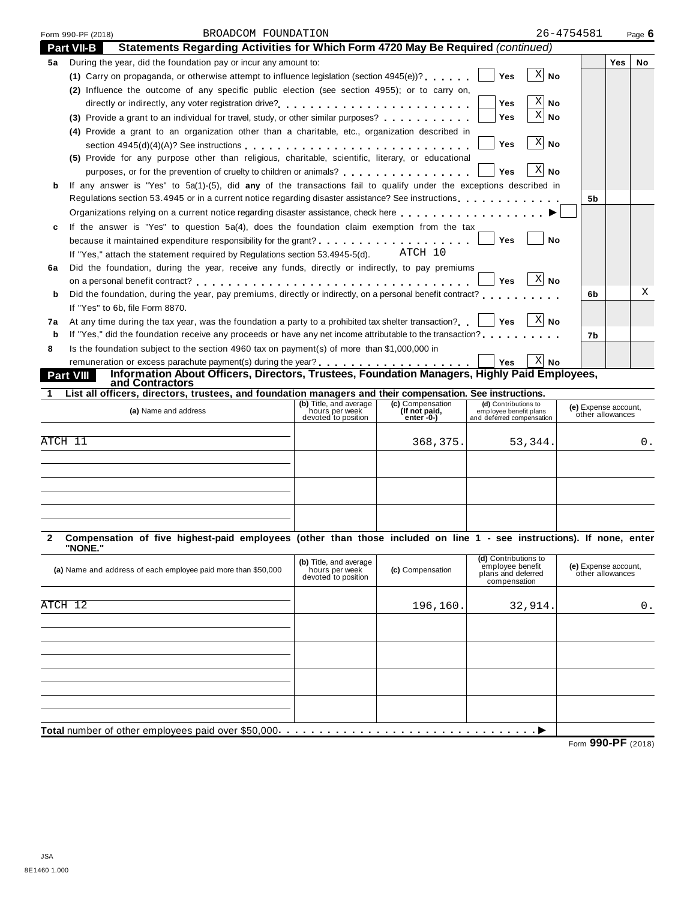Form 990-PF (2018) BROADCOM FOUNDATION 26-4754581

## Part VII-B Statements Regarding Activities for Which Form 4720 May Be Required *(continued)*

| | | Yes | No |
|---|---|---|---|
| **5a** | During the year, did the foundation pay or incur any amount to: | | |
| | (1) Carry on propaganda, or otherwise attempt to influence legislation (section 4945(e))? ☐ Yes ☒ No | | |
| | (2) Influence the outcome of any specific public election (see section 4955); or to carry on, directly or indirectly, any voter registration drive? ☐ Yes ☒ No | | |
| | (3) Provide a grant to an individual for travel, study, or other similar purposes? ☐ Yes ☒ No | | |
| | (4) Provide a grant to an organization other than a charitable, etc., organization described in section 4945(d)(4)(A)? See instructions ☐ Yes ☒ No | | |
| | (5) Provide for any purpose other than religious, charitable, scientific, literary, or educational purposes, or for the prevention of cruelty to children or animals? ☐ Yes ☒ No | | |
| **b** | If any answer is "Yes" to 5a(1)-(5), did **any** of the transactions fail to qualify under the exceptions described in Regulations section 53.4945 or in a current notice regarding disaster assistance? See instructions **5b** | | |
| | Organizations relying on a current notice regarding disaster assistance, check here ▶ ☐ | | |
| **c** | If the answer is "Yes" to question 5a(4), does the foundation claim exemption from the tax because it maintained expenditure responsibility for the grant? ☐ Yes ☐ No | | |
| | If "Yes," attach the statement required by Regulations section 53.4945-5(d). ATCH 10 | | |
| **6a** | Did the foundation, during the year, receive any funds, directly or indirectly, to pay premiums on a personal benefit contract? ☐ Yes ☒ No | | |
| **b** | Did the foundation, during the year, pay premiums, directly or indirectly, on a personal benefit contract? **6b** | | X |
| | If "Yes" to 6b, file Form 8870. | | |
| **7a** | At any time during the tax year, was the foundation a party to a prohibited tax shelter transaction? ☐ Yes ☒ No | | |
| **b** | If "Yes," did the foundation receive any proceeds or have any net income attributable to the transaction? **7b** | | |
| **8** | Is the foundation subject to the section 4960 tax on payment(s) of more than $1,000,000 in remuneration or excess parachute payment(s) during the year? ☐ Yes ☒ No | | |

## Part VIII Information About Officers, Directors, Trustees, Foundation Managers, Highly Paid Employees, and Contractors

**1 List all officers, directors, trustees, and foundation managers and their compensation. See instructions.**

| (a) Name and address | (b) Title, and average hours per week devoted to position | (c) Compensation (If not paid, enter -0-) | (d) Contributions to employee benefit plans and deferred compensation | (e) Expense account, other allowances |
|---|---|---|---|---|
| ATCH 11 | | 368,375. | 53,344. | 0. |
| | | | | |
| | | | | |
| | | | | |

**2 Compensation of five highest-paid employees (other than those included on line 1 - see instructions). If none, enter "NONE."**

| (a) Name and address of each employee paid more than $50,000 | (b) Title, and average hours per week devoted to position | (c) Compensation | (d) Contributions to employee benefit plans and deferred compensation | (e) Expense account, other allowances |
|---|---|---|---|---|
| ATCH 12 | | 196,160. | 32,914. | 0. |
| | | | | |
| | | | | |
| | | | | |
| | | | | |

**Total** number of other employees paid over $50,000 ▶

Form **990-PF** (2018)

JSA
8E1460 1.000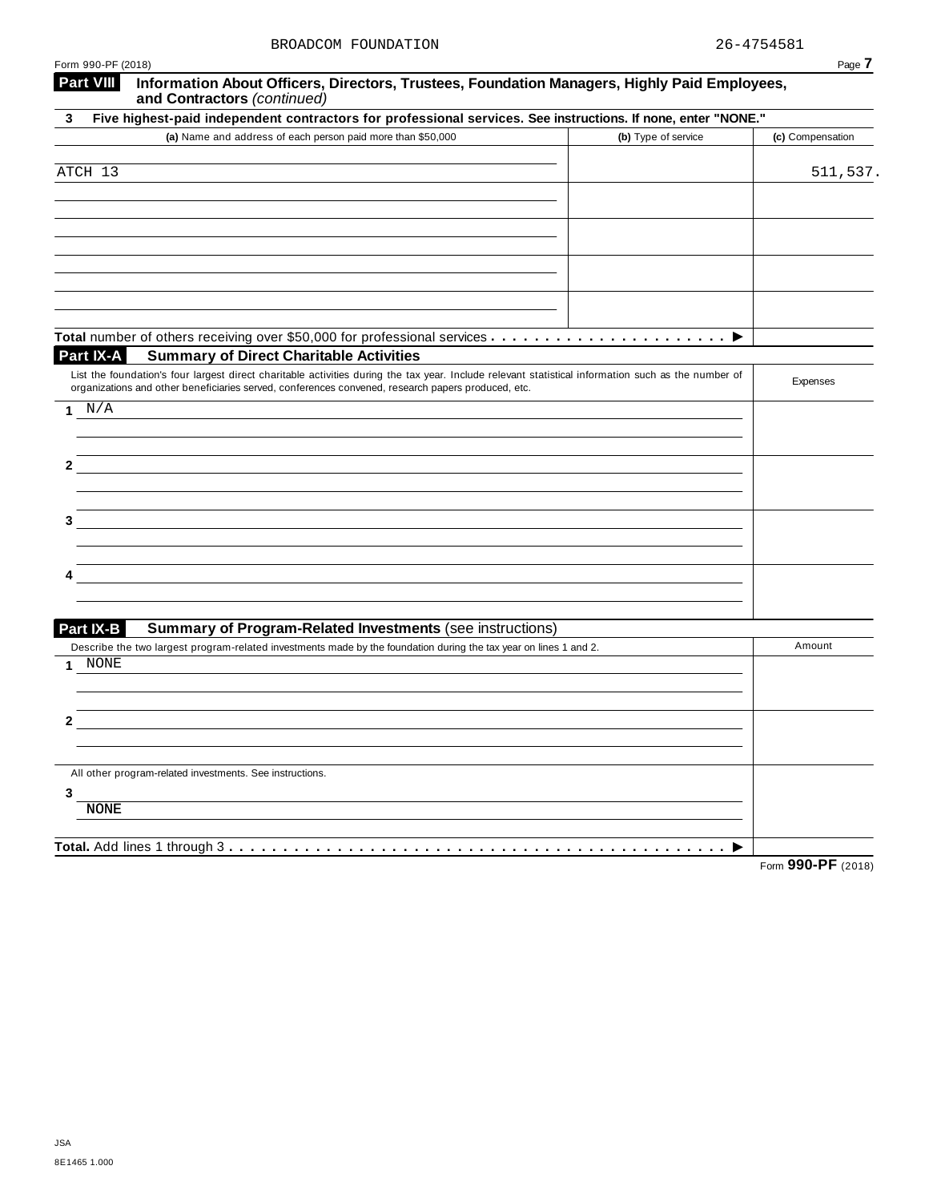BROADCOM FOUNDATION 26-4754581

Form 990-PF (2018)

## Part VIII Information About Officers, Directors, Trustees, Foundation Managers, Highly Paid Employees, and Contractors *(continued)*

**3 Five highest-paid independent contractors for professional services. See instructions. If none, enter "NONE."**

| (a) Name and address of each person paid more than $50,000 | (b) Type of service | (c) Compensation |
|---|---|---|
| ATCH 13 | | 511,537. |
| | | |
| | | |
| | | |
| | | |
| **Total** number of others receiving over $50,000 for professional services ▶ | | |

## Part IX-A Summary of Direct Charitable Activities

| List the foundation's four largest direct charitable activities during the tax year. Include relevant statistical information such as the number of organizations and other beneficiaries served, conferences convened, research papers produced, etc. | Expenses |
|---|---|
| 1 N/A | |
| 2 | |
| 3 | |
| 4 | |

## Part IX-B Summary of Program-Related Investments (see instructions)

| Describe the two largest program-related investments made by the foundation during the tax year on lines 1 and 2. | Amount |
|---|---|
| 1 NONE | |
| 2 | |
| All other program-related investments. See instructions. | |
| 3 NONE | |
| **Total.** Add lines 1 through 3 ▶ | |

Form **990-PF** (2018)

JSA
8E1465 1.000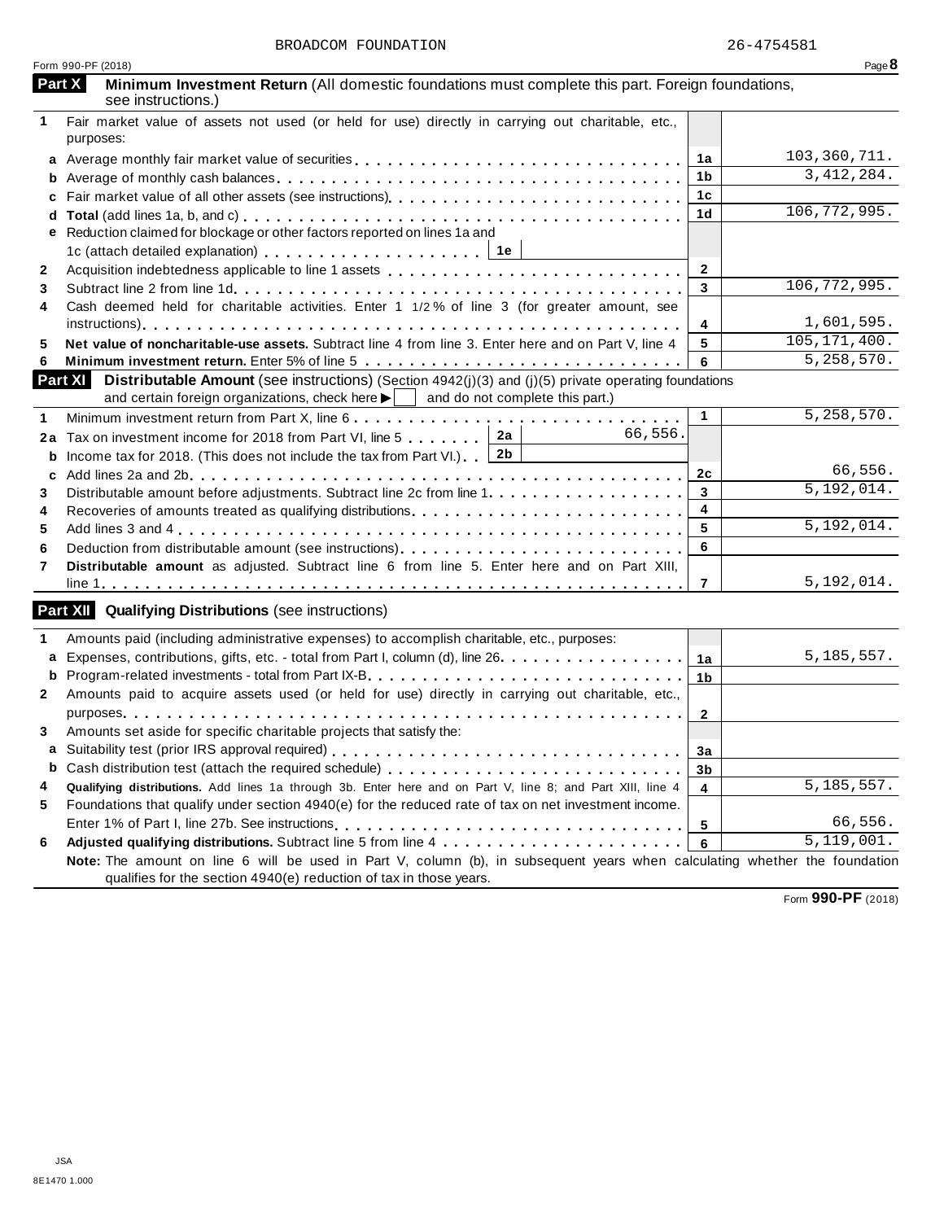BROADCOM FOUNDATION 26-4754581

Form 990-PF (2018)

## Part X Minimum Investment Return (All domestic foundations must complete this part. Foreign foundations, see instructions.)

| | | Line | Amount |
|---|---|---|---|
| 1 | Fair market value of assets not used (or held for use) directly in carrying out charitable, etc., purposes: | | |
| a | Average monthly fair market value of securities | 1a | 103,360,711. |
| b | Average of monthly cash balances | 1b | 3,412,284. |
| c | Fair market value of all other assets (see instructions) | 1c | |
| d | **Total** (add lines 1a, b, and c) | 1d | 106,772,995. |
| e | Reduction claimed for blockage or other factors reported on lines 1a and 1c (attach detailed explanation) — 1e | | |
| 2 | Acquisition indebtedness applicable to line 1 assets | 2 | |
| 3 | Subtract line 2 from line 1d | 3 | 106,772,995. |
| 4 | Cash deemed held for charitable activities. Enter 1 1/2 % of line 3 (for greater amount, see instructions) | 4 | 1,601,595. |
| 5 | **Net value of noncharitable-use assets.** Subtract line 4 from line 3. Enter here and on Part V, line 4 | 5 | 105,171,400. |
| 6 | **Minimum investment return.** Enter 5% of line 5 | 6 | 5,258,570. |

## Part XI Distributable Amount (see instructions) (Section 4942(j)(3) and (j)(5) private operating foundations and certain foreign organizations, check here ▶ ☐ and do not complete this part.)

| | | | | Line | Amount |
|---|---|---|---|---|---|
| 1 | Minimum investment return from Part X, line 6 | | | 1 | 5,258,570. |
| 2a | Tax on investment income for 2018 from Part VI, line 5 | 2a | 66,556. | | |
| b | Income tax for 2018. (This does not include the tax from Part VI.) | 2b | | | |
| c | Add lines 2a and 2b | | | 2c | 66,556. |
| 3 | Distributable amount before adjustments. Subtract line 2c from line 1 | | | 3 | 5,192,014. |
| 4 | Recoveries of amounts treated as qualifying distributions | | | 4 | |
| 5 | Add lines 3 and 4 | | | 5 | 5,192,014. |
| 6 | Deduction from distributable amount (see instructions) | | | 6 | |
| 7 | **Distributable amount** as adjusted. Subtract line 6 from line 5. Enter here and on Part XIII, line 1 | | | 7 | 5,192,014. |

## Part XII Qualifying Distributions (see instructions)

| | | Line | Amount |
|---|---|---|---|
| 1 | Amounts paid (including administrative expenses) to accomplish charitable, etc., purposes: | | |
| a | Expenses, contributions, gifts, etc. - total from Part I, column (d), line 26 | 1a | 5,185,557. |
| b | Program-related investments - total from Part IX-B | 1b | |
| 2 | Amounts paid to acquire assets used (or held for use) directly in carrying out charitable, etc., purposes | 2 | |
| 3 | Amounts set aside for specific charitable projects that satisfy the: | | |
| a | Suitability test (prior IRS approval required) | 3a | |
| b | Cash distribution test (attach the required schedule) | 3b | |
| 4 | **Qualifying distributions.** Add lines 1a through 3b. Enter here and on Part V, line 8; and Part XIII, line 4 | 4 | 5,185,557. |
| 5 | Foundations that qualify under section 4940(e) for the reduced rate of tax on net investment income. Enter 1% of Part I, line 27b. See instructions | 5 | 66,556. |
| 6 | **Adjusted qualifying distributions.** Subtract line 5 from line 4 | 6 | 5,119,001. |

**Note:** The amount on line 6 will be used in Part V, column (b), in subsequent years when calculating whether the foundation qualifies for the section 4940(e) reduction of tax in those years.

Form **990-PF** (2018)

JSA
8E1470 1.000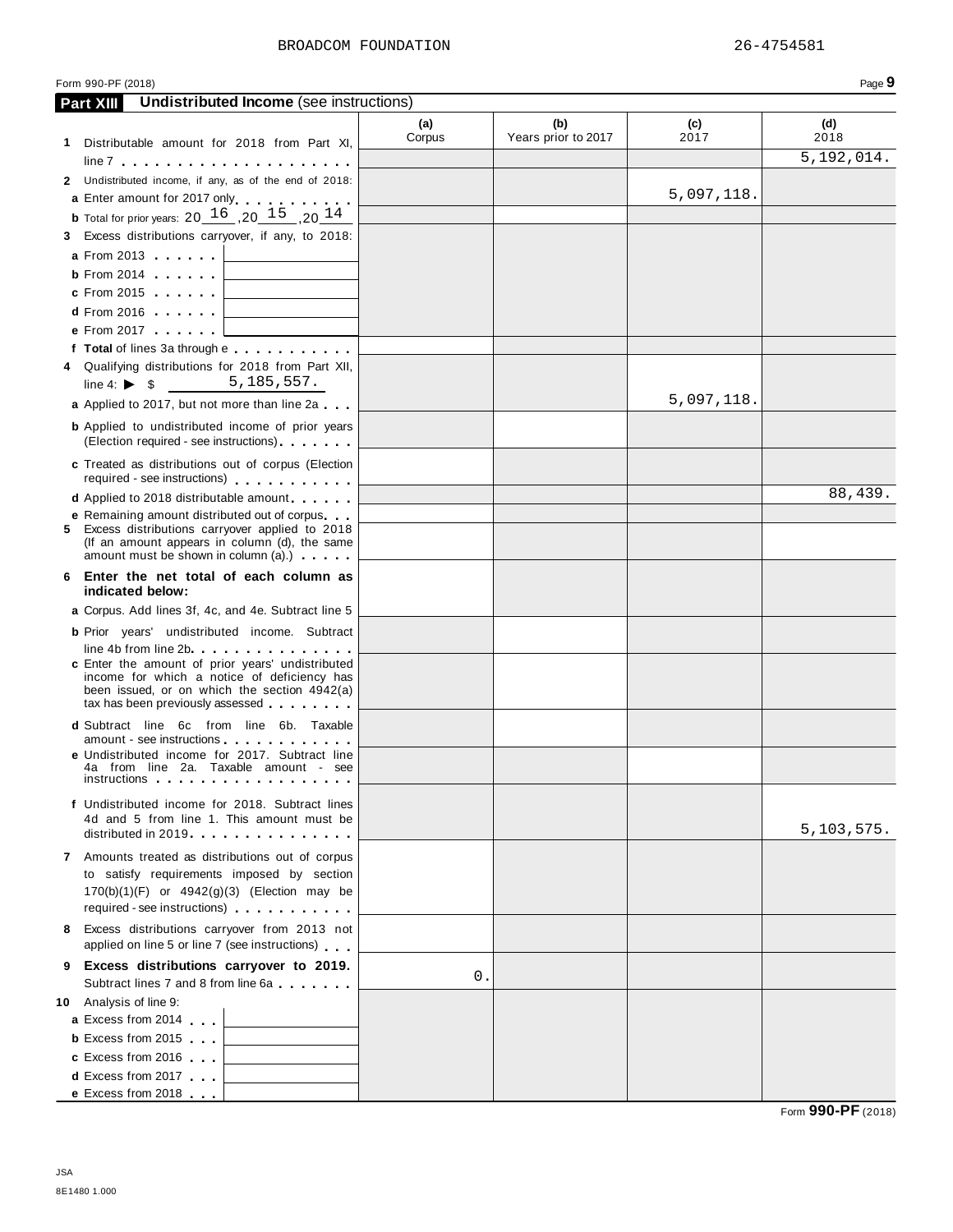BROADCOM FOUNDATION 26-4754581

Form 990-PF (2018)

## Part XIII Undistributed Income (see instructions)

| | (a) Corpus | (b) Years prior to 2017 | (c) 2017 | (d) 2018 |
|---|---|---|---|---|
| **1** Distributable amount for 2018 from Part XI, line 7 | | | | 5,192,014. |
| **2** Undistributed income, if any, as of the end of 2018: | | | | |
| **a** Enter amount for 2017 only | | | 5,097,118. | |
| **b** Total for prior years: 20 16 ,20 15 ,20 14 | | | | |
| **3** Excess distributions carryover, if any, to 2018: | | | | |
| **a** From 2013 | | | | |
| **b** From 2014 | | | | |
| **c** From 2015 | | | | |
| **d** From 2016 | | | | |
| **e** From 2017 | | | | |
| **f** **Total** of lines 3a through e | | | | |
| **4** Qualifying distributions for 2018 from Part XII, line 4: ▶ $ 5,185,557. | | | | |
| **a** Applied to 2017, but not more than line 2a | | | 5,097,118. | |
| **b** Applied to undistributed income of prior years (Election required - see instructions) | | | | |
| **c** Treated as distributions out of corpus (Election required - see instructions) | | | | |
| **d** Applied to 2018 distributable amount | | | | 88,439. |
| **e** Remaining amount distributed out of corpus | | | | |
| **5** Excess distributions carryover applied to 2018 (If an amount appears in column (d), the same amount must be shown in column (a).) | | | | |
| **6** **Enter the net total of each column as indicated below:** | | | | |
| **a** Corpus. Add lines 3f, 4c, and 4e. Subtract line 5 | | | | |
| **b** Prior years' undistributed income. Subtract line 4b from line 2b | | | | |
| **c** Enter the amount of prior years' undistributed income for which a notice of deficiency has been issued, or on which the section 4942(a) tax has been previously assessed | | | | |
| **d** Subtract line 6c from line 6b. Taxable amount - see instructions | | | | |
| **e** Undistributed income for 2017. Subtract line 4a from line 2a. Taxable amount - see instructions | | | | |
| **f** Undistributed income for 2018. Subtract lines 4d and 5 from line 1. This amount must be distributed in 2019 | | | | 5,103,575. |
| **7** Amounts treated as distributions out of corpus to satisfy requirements imposed by section 170(b)(1)(F) or 4942(g)(3) (Election may be required - see instructions) | | | | |
| **8** Excess distributions carryover from 2013 not applied on line 5 or line 7 (see instructions) | | | | |
| **9** **Excess distributions carryover to 2019.** Subtract lines 7 and 8 from line 6a | 0. | | | |
| **10** Analysis of line 9: | | | | |
| **a** Excess from 2014 | | | | |
| **b** Excess from 2015 | | | | |
| **c** Excess from 2016 | | | | |
| **d** Excess from 2017 | | | | |
| **e** Excess from 2018 | | | | |

Form **990-PF** (2018)

JSA
8E1480 1.000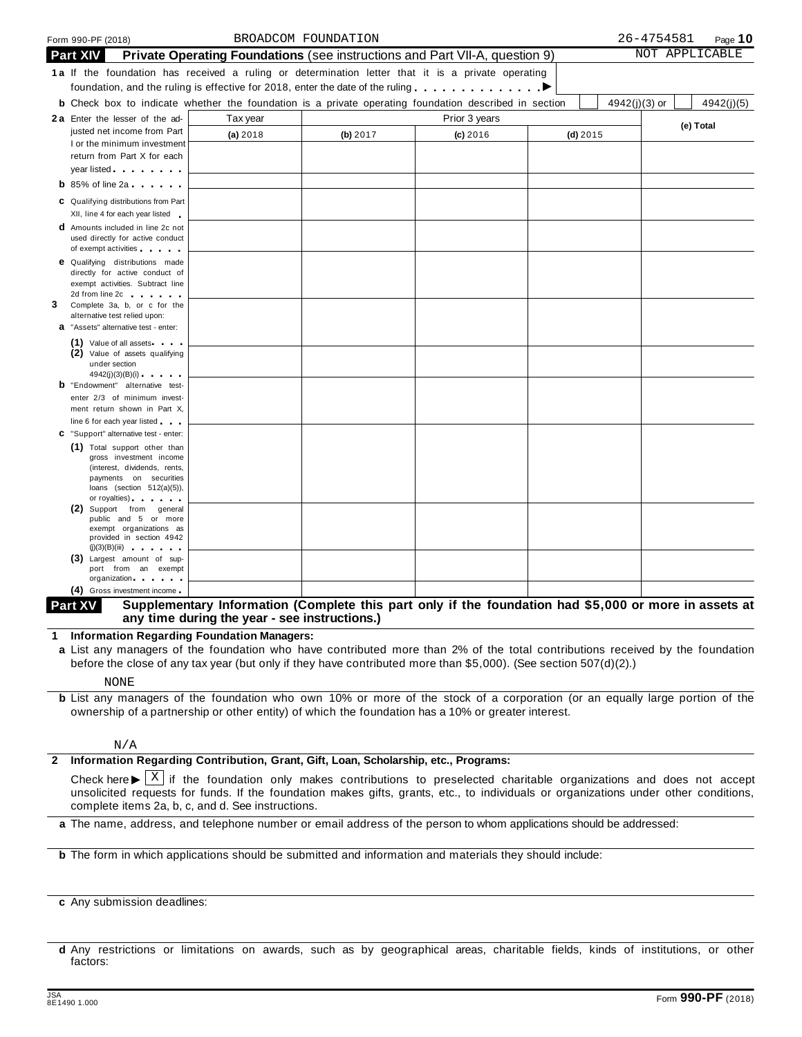Form 990-PF (2018) BROADCOM FOUNDATION 26-4754581

## Part XIV Private Operating Foundations (see instructions and Part VII-A, question 9)

NOT APPLICABLE

**1a** If the foundation has received a ruling or determination letter that it is a private operating foundation, and the ruling is effective for 2018, enter the date of the ruling . . . . . . . . . . . . . ▶

**b** Check box to indicate whether the foundation is a private operating foundation described in section ☐ 4942(j)(3) or ☐ 4942(j)(5)

| | Tax year | Prior 3 years | | | (e) Total |
|---|---|---|---|---|---|
| | (a) 2018 | (b) 2017 | (c) 2016 | (d) 2015 | |
| **2a** Enter the lesser of the adjusted net income from Part I or the minimum investment return from Part X for each year listed | | | | | |
| **b** 85% of line 2a | | | | | |
| **c** Qualifying distributions from Part XII, line 4 for each year listed | | | | | |
| **d** Amounts included in line 2c not used directly for active conduct of exempt activities | | | | | |
| **e** Qualifying distributions made directly for active conduct of exempt activities. Subtract line 2d from line 2c | | | | | |
| **3** Complete 3a, b, or c for the alternative test relied upon: | | | | | |
| **a** "Assets" alternative test - enter: (1) Value of all assets | | | | | |
| (2) Value of assets qualifying under section 4942(j)(3)(B)(i) | | | | | |
| **b** "Endowment" alternative test- enter 2/3 of minimum investment return shown in Part X, line 6 for each year listed | | | | | |
| **c** "Support" alternative test - enter: (1) Total support other than gross investment income (interest, dividends, rents, payments on securities loans (section 512(a)(5)), or royalties) | | | | | |
| (2) Support from general public and 5 or more exempt organizations as provided in section 4942 (j)(3)(B)(iii) | | | | | |
| (3) Largest amount of support from an exempt organization | | | | | |
| (4) Gross investment income | | | | | |

## Part XV Supplementary Information (Complete this part only if the foundation had $5,000 or more in assets at any time during the year - see instructions.)

**1 Information Regarding Foundation Managers:**

**a** List any managers of the foundation who have contributed more than 2% of the total contributions received by the foundation before the close of any tax year (but only if they have contributed more than $5,000). (See section 507(d)(2).)

NONE

**b** List any managers of the foundation who own 10% or more of the stock of a corporation (or an equally large portion of the ownership of a partnership or other entity) of which the foundation has a 10% or greater interest.

N/A

**2 Information Regarding Contribution, Grant, Gift, Loan, Scholarship, etc., Programs:**

Check here ▶ ☒ if the foundation only makes contributions to preselected charitable organizations and does not accept unsolicited requests for funds. If the foundation makes gifts, grants, etc., to individuals or organizations under other conditions, complete items 2a, b, c, and d. See instructions.

**a** The name, address, and telephone number or email address of the person to whom applications should be addressed:

**b** The form in which applications should be submitted and information and materials they should include:

**c** Any submission deadlines:

**d** Any restrictions or limitations on awards, such as by geographical areas, charitable fields, kinds of institutions, or other factors:

JSA 8E1490 1.000 Form **990-PF** (2018)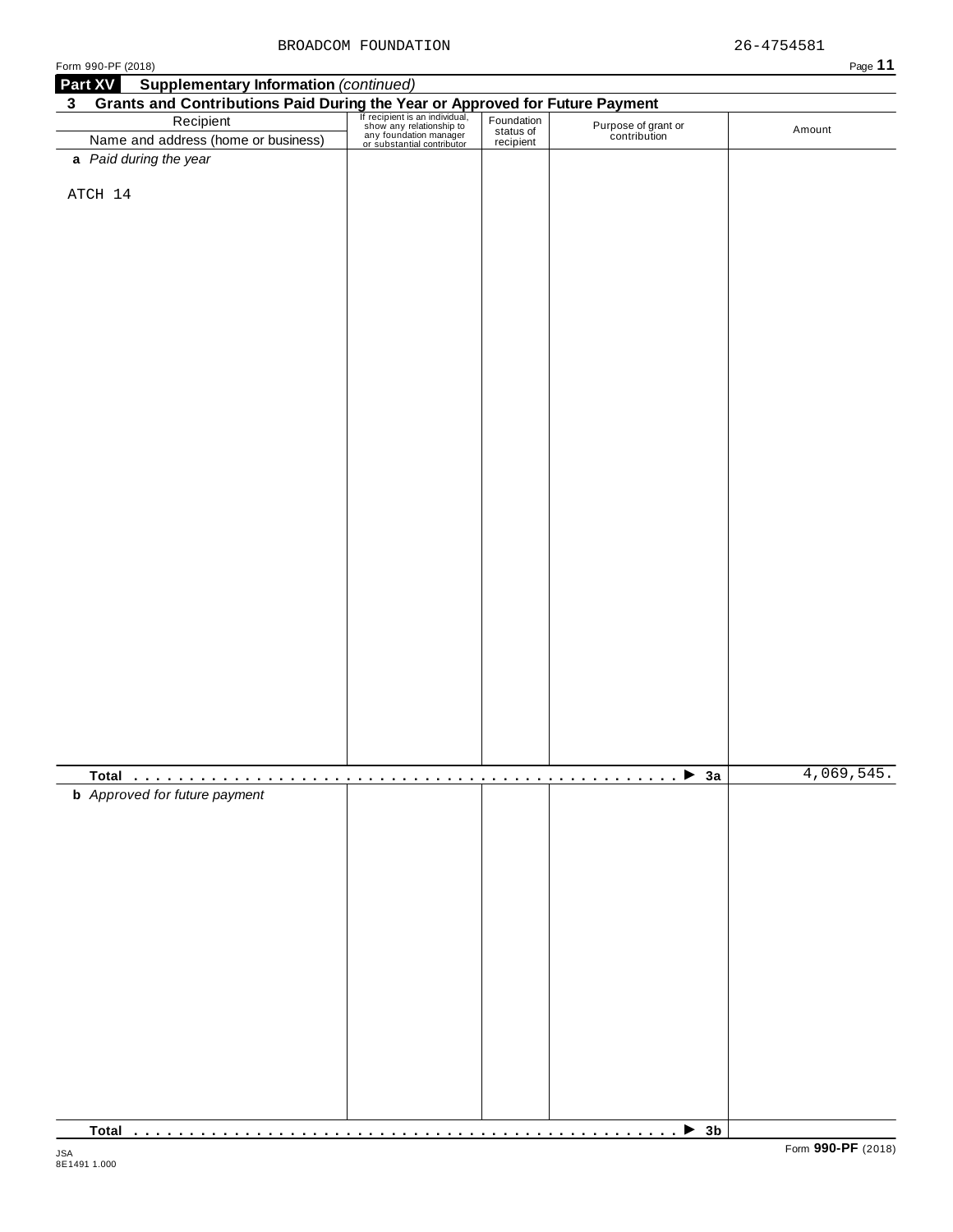BROADCOM FOUNDATION 26-4754581

## Part XV Supplementary Information *(continued)*

### 3 Grants and Contributions Paid During the Year or Approved for Future Payment

| Recipient<br>Name and address (home or business) | If recipient is an individual, show any relationship to any foundation manager or substantial contributor | Foundation status of recipient | Purpose of grant or contribution | Amount |
|---|---|---|---|---|
| **a** *Paid during the year* | | | | |
| ATCH 14 | | | | |
| **Total** | | | ▶ **3a** | 4,069,545. |
| **b** *Approved for future payment* | | | | |
| **Total** | | | ▶ **3b** | |

Form **990-PF** (2018)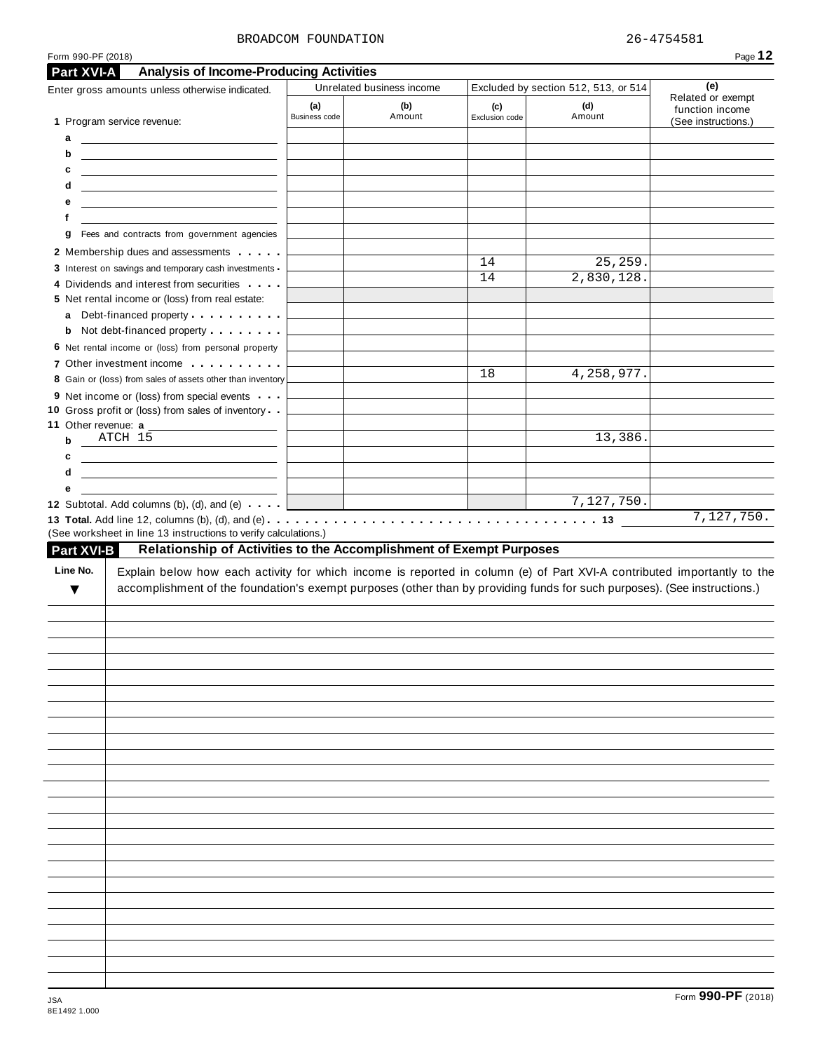BROADCOM FOUNDATION 26-4754581

Form 990-PF (2018)

## Part XVI-A Analysis of Income-Producing Activities

| Enter gross amounts unless otherwise indicated. | Unrelated business income | | Excluded by section 512, 513, or 514 | | (e) Related or exempt function income (See instructions.) |
|---|---|---|---|---|---|
| | (a) Business code | (b) Amount | (c) Exclusion code | (d) Amount | |
| 1 Program service revenue: | | | | | |
| a | | | | | |
| b | | | | | |
| c | | | | | |
| d | | | | | |
| e | | | | | |
| f | | | | | |
| g Fees and contracts from government agencies | | | | | |
| 2 Membership dues and assessments | | | | | |
| 3 Interest on savings and temporary cash investments | | | 14 | 25,259. | |
| 4 Dividends and interest from securities | | | 14 | 2,830,128. | |
| 5 Net rental income or (loss) from real estate: | | | | | |
| a Debt-financed property | | | | | |
| b Not debt-financed property | | | | | |
| 6 Net rental income or (loss) from personal property | | | | | |
| 7 Other investment income | | | | | |
| 8 Gain or (loss) from sales of assets other than inventory | | | 18 | 4,258,977. | |
| 9 Net income or (loss) from special events | | | | | |
| 10 Gross profit or (loss) from sales of inventory | | | | | |
| 11 Other revenue: a | | | | | |
| b ATCH 15 | | | | 13,386. | |
| c | | | | | |
| d | | | | | |
| e | | | | | |
| 12 Subtotal. Add columns (b), (d), and (e) | | | | 7,127,750. | |

**13 Total.** Add line 12, columns (b), (d), and (e) . . . . . 13 7,127,750.

(See worksheet in line 13 instructions to verify calculations.)

## Part XVI-B Relationship of Activities to the Accomplishment of Exempt Purposes

| Line No. ▼ | Explain below how each activity for which income is reported in column (e) of Part XVI-A contributed importantly to the accomplishment of the foundation's exempt purposes (other than by providing funds for such purposes). (See instructions.) |
|---|---|
| | |

JSA 8E1492 1.000

Form **990-PF** (2018)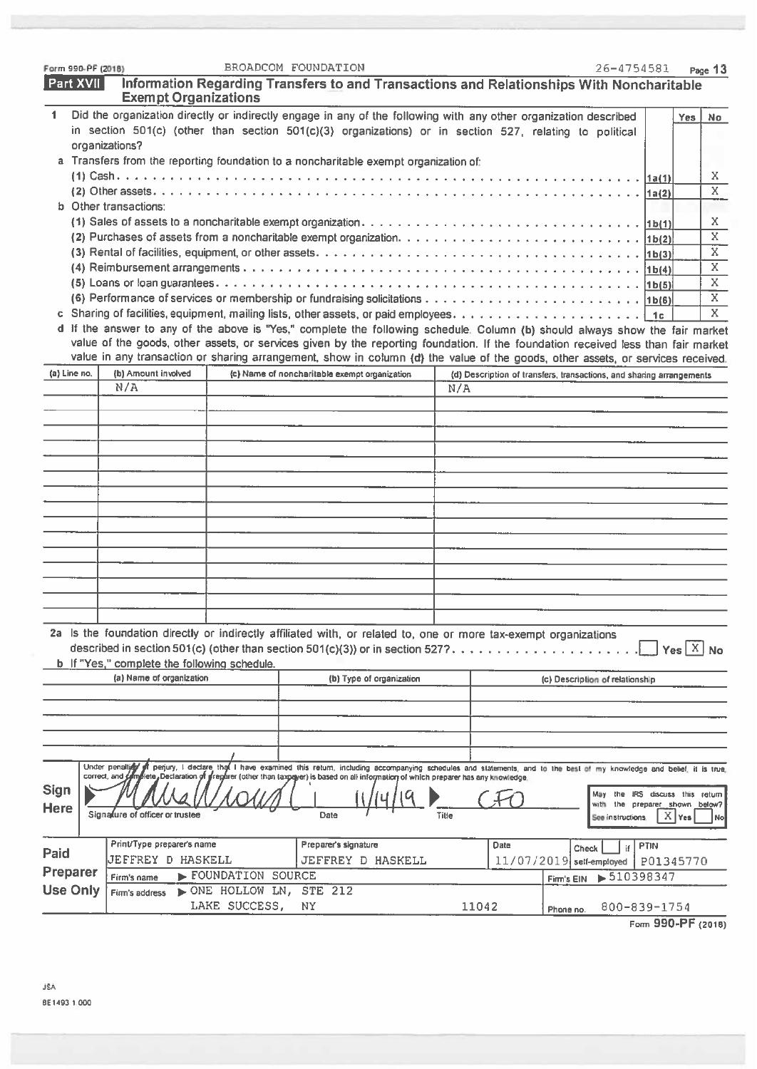Form 990-PF (2018) BROADCOM FOUNDATION 26-4754581

## Part XVII Information Regarding Transfers to and Transactions and Relationships With Noncharitable Exempt Organizations

| | | | Yes | No |
|---|---|---|---|---|
| 1 | Did the organization directly or indirectly engage in any of the following with any other organization described in section 501(c) (other than section 501(c)(3) organizations) or in section 527, relating to political organizations? | | | |
| a | Transfers from the reporting foundation to a noncharitable exempt organization of: | | | |
| | (1) Cash | 1a(1) | | X |
| | (2) Other assets | 1a(2) | | X |
| b | Other transactions: | | | |
| | (1) Sales of assets to a noncharitable exempt organization | 1b(1) | | X |
| | (2) Purchases of assets from a noncharitable exempt organization | 1b(2) | | X |
| | (3) Rental of facilities, equipment, or other assets | 1b(3) | | X |
| | (4) Reimbursement arrangements | 1b(4) | | X |
| | (5) Loans or loan guarantees | 1b(5) | | X |
| | (6) Performance of services or membership or fundraising solicitations | 1b(6) | | X |
| c | Sharing of facilities, equipment, mailing lists, other assets, or paid employees | 1c | | X |

d If the answer to any of the above is "Yes," complete the following schedule. Column (b) should always show the fair market value of the goods, other assets, or services given by the reporting foundation. If the foundation received less than fair market value in any transaction or sharing arrangement, show in column (d) the value of the goods, other assets, or services received.

| (a) Line no. | (b) Amount involved | (c) Name of noncharitable exempt organization | (d) Description of transfers, transactions, and sharing arrangements |
|---|---|---|---|
| | N/A | | N/A |

2a Is the foundation directly or indirectly affiliated with, or related to, one or more tax-exempt organizations described in section 501(c) (other than section 501(c)(3)) or in section 527? ☐ Yes ☒ No

b If "Yes," complete the following schedule.

| (a) Name of organization | (b) Type of organization | (c) Description of relationship |
|---|---|---|
| | | |

**Sign Here**

Under penalties of perjury, I declare that I have examined this return, including accompanying schedules and statements, and to the best of my knowledge and belief, it is true, correct, and complete. Declaration of preparer (other than taxpayer) is based on all information of which preparer has any knowledge.

Signature of officer or trustee: [signature] Date: 11/14/19 Title: CFO

May the IRS discuss this return with the preparer shown below? See instructions. ☒ Yes ☐ No

**Paid Preparer Use Only**

| Print/Type preparer's name | Preparer's signature | Date | Check ☐ if self-employed | PTIN |
|---|---|---|---|---|
| JEFFREY D HASKELL | JEFFREY D HASKELL | 11/07/2019 | | P01345770 |

Firm's name ▶ FOUNDATION SOURCE Firm's EIN ▶ 510398347

Firm's address ▶ ONE HOLLOW LN, STE 212, LAKE SUCCESS, NY 11042 Phone no. 800-839-1754

Form **990-PF** (2018)

JSA 8E1493 1.000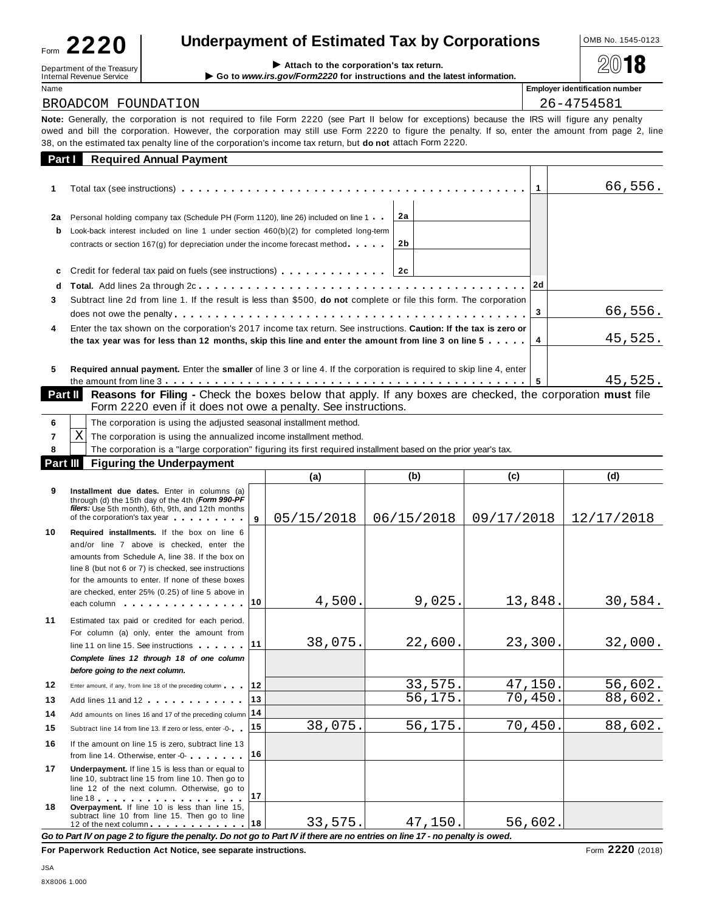Form **2220**

Department of the Treasury
Internal Revenue Service

# Underpayment of Estimated Tax by Corporations

▶ Attach to the corporation's tax return.

▶ Go to *www.irs.gov/Form2220* for instructions and the latest information.

OMB No. 1545-0123

2018

Name: BROADCOM FOUNDATION

Employer identification number: 26-4754581

**Note:** Generally, the corporation is not required to file Form 2220 (see Part II below for exceptions) because the IRS will figure any penalty owed and bill the corporation. However, the corporation may still use Form 2220 to figure the penalty. If so, enter the amount from page 2, line 38, on the estimated tax penalty line of the corporation's income tax return, but **do not** attach Form 2220.

## Part I Required Annual Payment

| | | | | | |
|---|---|---|---|---|---|
| 1 | Total tax (see instructions) | | | 1 | 66,556. |
| 2a | Personal holding company tax (Schedule PH (Form 1120), line 26) included on line 1 | 2a | | | |
| b | Look-back interest included on line 1 under section 460(b)(2) for completed long-term contracts or section 167(g) for depreciation under the income forecast method | 2b | | | |
| c | Credit for federal tax paid on fuels (see instructions) | 2c | | | |
| d | **Total.** Add lines 2a through 2c | | | 2d | |
| 3 | Subtract line 2d from line 1. If the result is less than $500, **do not** complete or file this form. The corporation does not owe the penalty | | | 3 | 66,556. |
| 4 | Enter the tax shown on the corporation's 2017 income tax return. See instructions. **Caution: If the tax is zero or the tax year was for less than 12 months, skip this line and enter the amount from line 3 on line 5** | | | 4 | 45,525. |
| 5 | **Required annual payment.** Enter the **smaller** of line 3 or line 4. If the corporation is required to skip line 4, enter the amount from line 3 | | | 5 | 45,525. |

## Part II Reasons for Filing - Check the boxes below that apply. If any boxes are checked, the corporation must file Form 2220 even if it does not owe a penalty. See instructions.

| | | |
|---|---|---|
| 6 | ☐ | The corporation is using the adjusted seasonal installment method. |
| 7 | ☒ | The corporation is using the annualized income installment method. |
| 8 | ☐ | The corporation is a "large corporation" figuring its first required installment based on the prior year's tax. |

## Part III Figuring the Underpayment

| | | | (a) | (b) | (c) | (d) |
|---|---|---|---|---|---|---|
| 9 | **Installment due dates.** Enter in columns (a) through (d) the 15th day of the 4th (***Form 990-PF filers:*** Use 5th month), 6th, 9th, and 12th months of the corporation's tax year | 9 | 05/15/2018 | 06/15/2018 | 09/17/2018 | 12/17/2018 |
| 10 | **Required installments.** If the box on line 6 and/or line 7 above is checked, enter the amounts from Schedule A, line 38. If the box on line 8 (but not 6 or 7) is checked, see instructions for the amounts to enter. If none of these boxes are checked, enter 25% (0.25) of line 5 above in each column | 10 | 4,500. | 9,025. | 13,848. | 30,584. |
| 11 | Estimated tax paid or credited for each period. For column (a) only, enter the amount from line 11 on line 15. See instructions | 11 | 38,075. | 22,600. | 23,300. | 32,000. |
| | ***Complete lines 12 through 18 of one column before going to the next column.*** | | | | | |
| 12 | Enter amount, if any, from line 18 of the preceding column | 12 | | 33,575. | 47,150. | 56,602. |
| 13 | Add lines 11 and 12 | 13 | | 56,175. | 70,450. | 88,602. |
| 14 | Add amounts on lines 16 and 17 of the preceding column | 14 | | | | |
| 15 | Subtract line 14 from line 13. If zero or less, enter -0- | 15 | 38,075. | 56,175. | 70,450. | 88,602. |
| 16 | If the amount on line 15 is zero, subtract line 13 from line 14. Otherwise, enter -0- | 16 | | | | |
| 17 | **Underpayment.** If line 15 is less than or equal to line 10, subtract line 15 from line 10. Then go to line 12 of the next column. Otherwise, go to line 18 | 17 | | | | |
| 18 | **Overpayment.** If line 10 is less than line 15, subtract line 10 from line 15. Then go to line 12 of the next column | 18 | 33,575. | 47,150. | 56,602. | |

***Go to Part IV on page 2 to figure the penalty. Do not go to Part IV if there are no entries on line 17 - no penalty is owed.***

**For Paperwork Reduction Act Notice, see separate instructions.**

Form **2220** (2018)

JSA
8X8006 1.000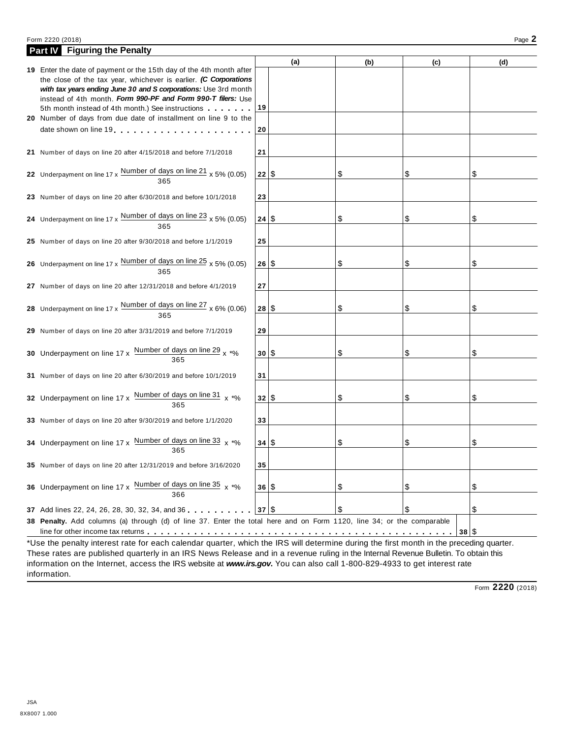## Part IV Figuring the Penalty

| | | | (a) | (b) | (c) | (d) |
|---|---|---|---|---|---|---|
| **19** | Enter the date of payment or the 15th day of the 4th month after the close of the tax year, whichever is earlier. ***(C Corporations with tax years ending June 30 and S corporations:*** Use 3rd month instead of 4th month. ***Form 990-PF and Form 990-T filers:*** Use 5th month instead of 4th month.) See instructions | 19 | | | | |
| **20** | Number of days from due date of installment on line 9 to the date shown on line 19 | 20 | | | | |
| **21** | Number of days on line 20 after 4/15/2018 and before 7/1/2018 | 21 | | | | |
| **22** | Underpayment on line 17 x $\frac{\text{Number of days on line 21}}{365}$ x 5% (0.05) | 22 | $ | $ | $ | $ |
| **23** | Number of days on line 20 after 6/30/2018 and before 10/1/2018 | 23 | | | | |
| **24** | Underpayment on line 17 x $\frac{\text{Number of days on line 23}}{365}$ x 5% (0.05) | 24 | $ | $ | $ | $ |
| **25** | Number of days on line 20 after 9/30/2018 and before 1/1/2019 | 25 | | | | |
| **26** | Underpayment on line 17 x $\frac{\text{Number of days on line 25}}{365}$ x 5% (0.05) | 26 | $ | $ | $ | $ |
| **27** | Number of days on line 20 after 12/31/2018 and before 4/1/2019 | 27 | | | | |
| **28** | Underpayment on line 17 x $\frac{\text{Number of days on line 27}}{365}$ x 6% (0.06) | 28 | $ | $ | $ | $ |
| **29** | Number of days on line 20 after 3/31/2019 and before 7/1/2019 | 29 | | | | |
| **30** | Underpayment on line 17 x $\frac{\text{Number of days on line 29}}{365}$ x *% | 30 | $ | $ | $ | $ |
| **31** | Number of days on line 20 after 6/30/2019 and before 10/1/2019 | 31 | | | | |
| **32** | Underpayment on line 17 x $\frac{\text{Number of days on line 31}}{365}$ x *% | 32 | $ | $ | $ | $ |
| **33** | Number of days on line 20 after 9/30/2019 and before 1/1/2020 | 33 | | | | |
| **34** | Underpayment on line 17 x $\frac{\text{Number of days on line 33}}{365}$ x *% | 34 | $ | $ | $ | $ |
| **35** | Number of days on line 20 after 12/31/2019 and before 3/16/2020 | 35 | | | | |
| **36** | Underpayment on line 17 x $\frac{\text{Number of days on line 35}}{366}$ x *% | 36 | $ | $ | $ | $ |
| **37** | Add lines 22, 24, 26, 28, 30, 32, 34, and 36 | 37 | $ | $ | $ | $ |

**38 Penalty.** Add columns (a) through (d) of line 37. Enter the total here and on Form 1120, line 34; or the comparable line for other income tax returns . . . **38** $

*Use the penalty interest rate for each calendar quarter, which the IRS will determine during the first month in the preceding quarter. These rates are published quarterly in an IRS News Release and in a revenue ruling in the Internal Revenue Bulletin. To obtain this information on the Internet, access the IRS website at ***www.irs.gov***. You can also call 1-800-829-4933 to get interest rate information.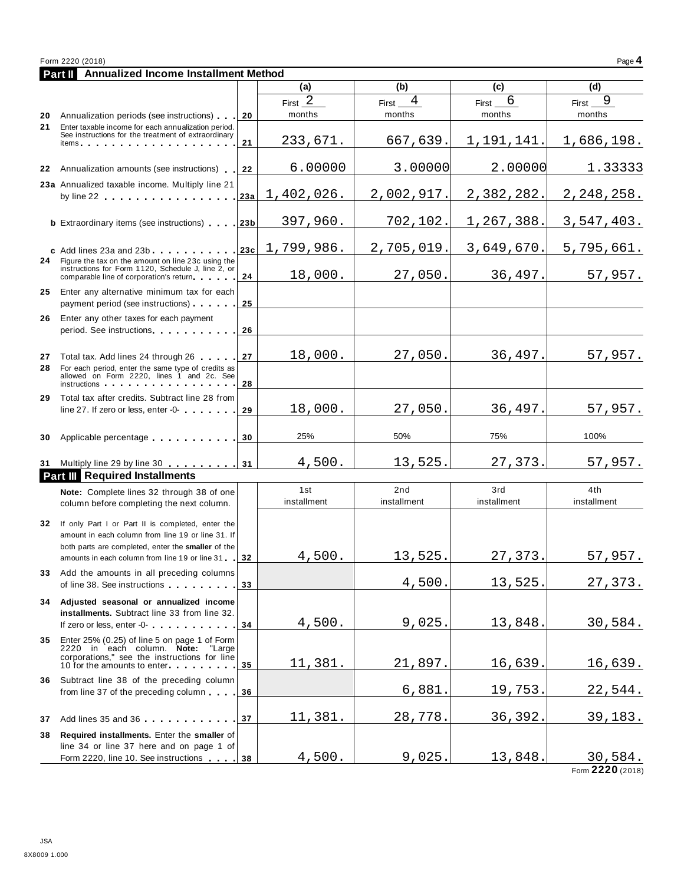Form 2220 (2018)

## Part II Annualized Income Installment Method

| | | | (a) | (b) | (c) | (d) |
|---|---|---|---|---|---|---|
| 20 | Annualization periods (see instructions) | 20 | First 2 months | First 4 months | First 6 months | First 9 months |
| 21 | Enter taxable income for each annualization period. See instructions for the treatment of extraordinary items | 21 | 233,671. | 667,639. | 1,191,141. | 1,686,198. |
| 22 | Annualization amounts (see instructions) | 22 | 6.00000 | 3.00000 | 2.00000 | 1.33333 |
| 23a | Annualized taxable income. Multiply line 21 by line 22 | 23a | 1,402,026. | 2,002,917. | 2,382,282. | 2,248,258. |
| b | Extraordinary items (see instructions) | 23b | 397,960. | 702,102. | 1,267,388. | 3,547,403. |
| c | Add lines 23a and 23b | 23c | 1,799,986. | 2,705,019. | 3,649,670. | 5,795,661. |
| 24 | Figure the tax on the amount on line 23c using the instructions for Form 1120, Schedule J, line 2, or comparable line of corporation's return | 24 | 18,000. | 27,050. | 36,497. | 57,957. |
| 25 | Enter any alternative minimum tax for each payment period (see instructions) | 25 | | | | |
| 26 | Enter any other taxes for each payment period. See instructions | 26 | | | | |
| 27 | Total tax. Add lines 24 through 26 | 27 | 18,000. | 27,050. | 36,497. | 57,957. |
| 28 | For each period, enter the same type of credits as allowed on Form 2220, lines 1 and 2c. See instructions | 28 | | | | |
| 29 | Total tax after credits. Subtract line 28 from line 27. If zero or less, enter -0- | 29 | 18,000. | 27,050. | 36,497. | 57,957. |
| 30 | Applicable percentage | 30 | 25% | 50% | 75% | 100% |
| 31 | Multiply line 29 by line 30 | 31 | 4,500. | 13,525. | 27,373. | 57,957. |

## Part III Required Installments

| | **Note:** Complete lines 32 through 38 of one column before completing the next column. | | 1st installment | 2nd installment | 3rd installment | 4th installment |
|---|---|---|---|---|---|---|
| 32 | If only Part I or Part II is completed, enter the amount in each column from line 19 or line 31. If both parts are completed, enter the **smaller** of the amounts in each column from line 19 or line 31 | 32 | 4,500. | 13,525. | 27,373. | 57,957. |
| 33 | Add the amounts in all preceding columns of line 38. See instructions | 33 | | 4,500. | 13,525. | 27,373. |
| 34 | **Adjusted seasonal or annualized income installments.** Subtract line 33 from line 32. If zero or less, enter -0- | 34 | 4,500. | 9,025. | 13,848. | 30,584. |
| 35 | Enter 25% (0.25) of line 5 on page 1 of Form 2220 in each column. **Note:** "Large corporations," see the instructions for line 10 for the amounts to enter | 35 | 11,381. | 21,897. | 16,639. | 16,639. |
| 36 | Subtract line 38 of the preceding column from line 37 of the preceding column | 36 | | 6,881. | 19,753. | 22,544. |
| 37 | Add lines 35 and 36 | 37 | 11,381. | 28,778. | 36,392. | 39,183. |
| 38 | **Required installments.** Enter the **smaller** of line 34 or line 37 here and on page 1 of Form 2220, line 10. See instructions | 38 | 4,500. | 9,025. | 13,848. | 30,584. |

Form **2220** (2018)

JSA
8X8009 1.000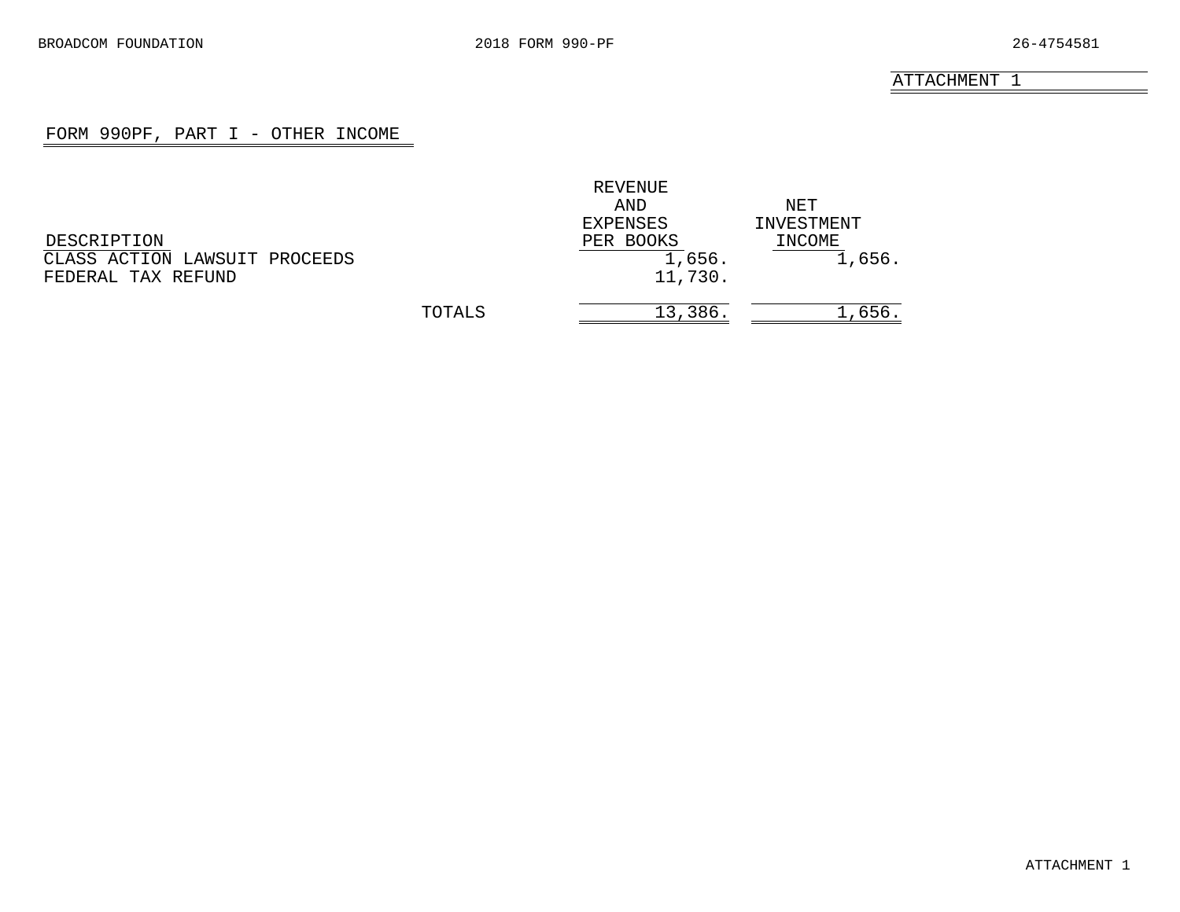ATTACHMENT 1

## FORM 990PF, PART I - OTHER INCOME

| DESCRIPTION | | REVENUE AND EXPENSES PER BOOKS | NET INVESTMENT INCOME |
|---|---|---|---|
| CLASS ACTION LAWSUIT PROCEEDS | | 1,656. | 1,656. |
| FEDERAL TAX REFUND | | 11,730. | |
| | TOTALS | 13,386. | 1,656. |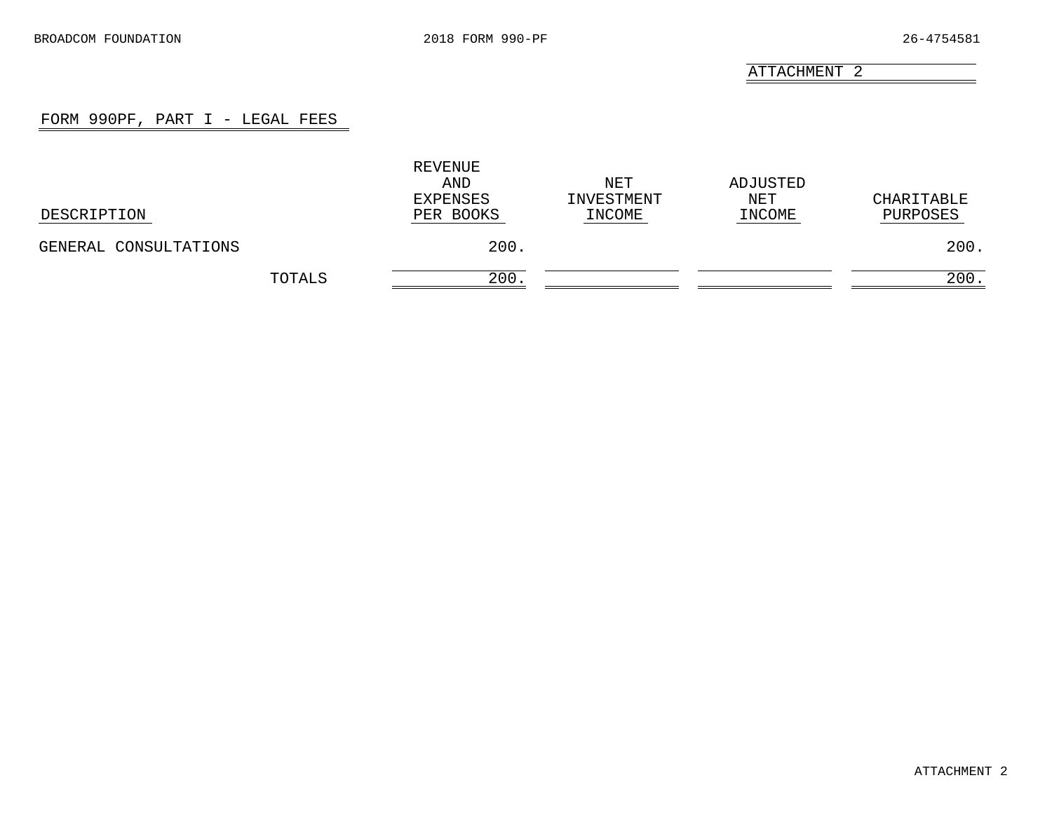ATTACHMENT 2

## FORM 990PF, PART I - LEGAL FEES

| DESCRIPTION | REVENUE AND EXPENSES PER BOOKS | NET INVESTMENT INCOME | ADJUSTED NET INCOME | CHARITABLE PURPOSES |
|---|---|---|---|---|
| GENERAL CONSULTATIONS | 200. | | | 200. |
| TOTALS | 200. | | | 200. |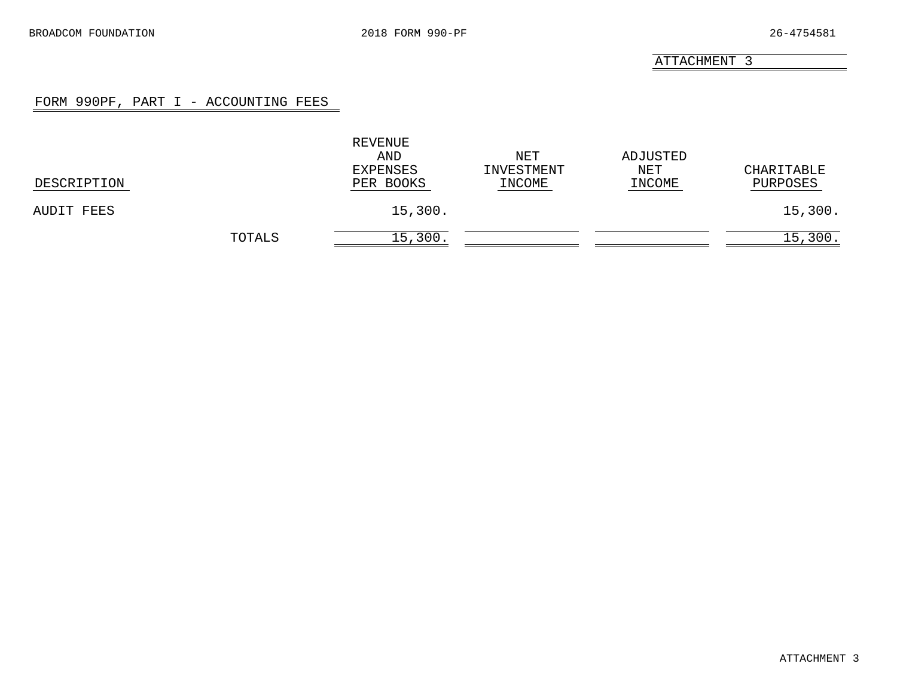ATTACHMENT 3

## FORM 990PF, PART I - ACCOUNTING FEES

| DESCRIPTION | | REVENUE AND EXPENSES PER BOOKS | NET INVESTMENT INCOME | ADJUSTED NET INCOME | CHARITABLE PURPOSES |
|---|---|---|---|---|---|
| AUDIT FEES | | 15,300. | | | 15,300. |
| | TOTALS | 15,300. | | | 15,300. |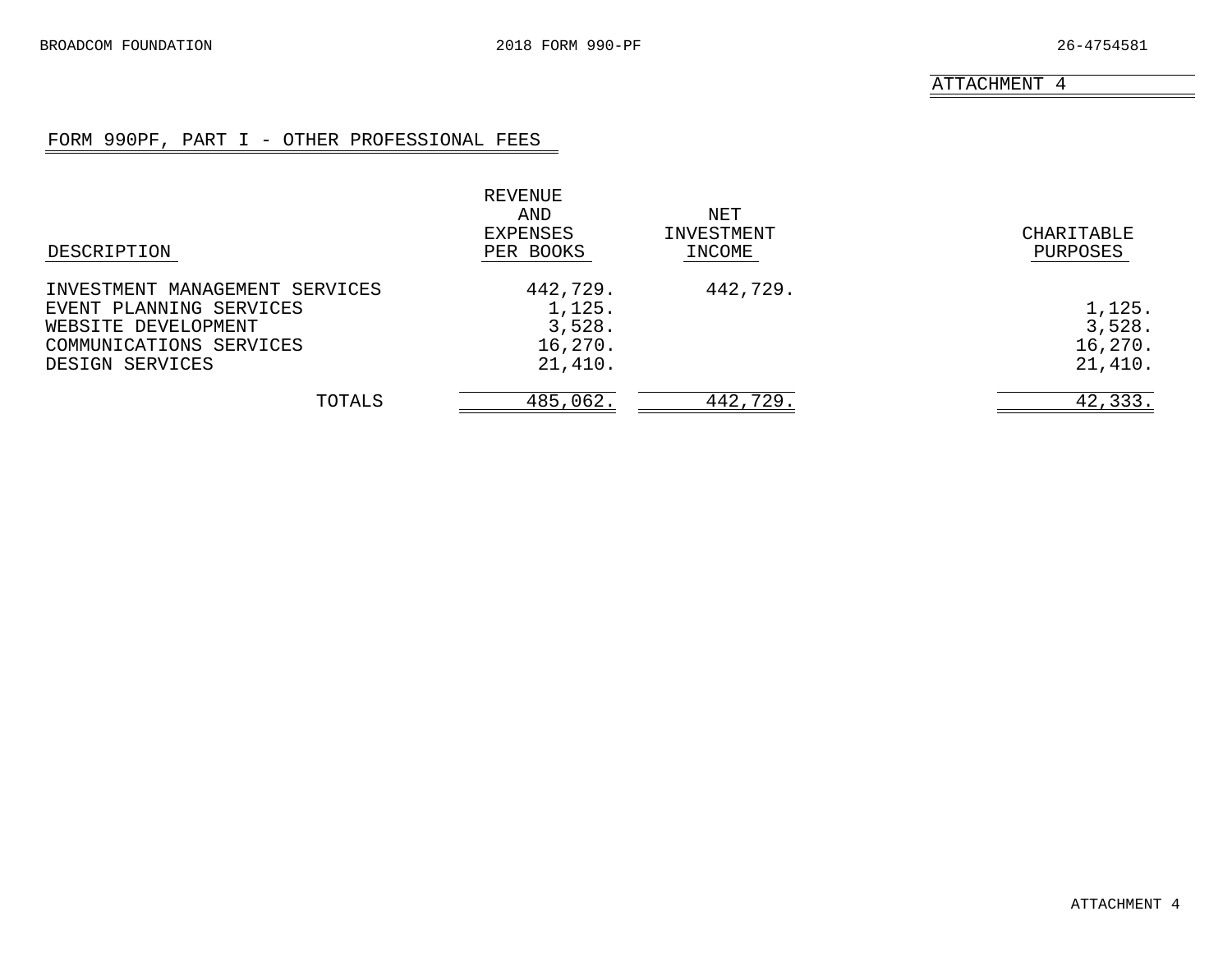ATTACHMENT 4

## FORM 990PF, PART I - OTHER PROFESSIONAL FEES

| DESCRIPTION | REVENUE AND EXPENSES PER BOOKS | NET INVESTMENT INCOME | CHARITABLE PURPOSES |
|---|---|---|---|
| INVESTMENT MANAGEMENT SERVICES | 442,729. | 442,729. | |
| EVENT PLANNING SERVICES | 1,125. | | 1,125. |
| WEBSITE DEVELOPMENT | 3,528. | | 3,528. |
| COMMUNICATIONS SERVICES | 16,270. | | 16,270. |
| DESIGN SERVICES | 21,410. | | 21,410. |
| TOTALS | 485,062. | 442,729. | 42,333. |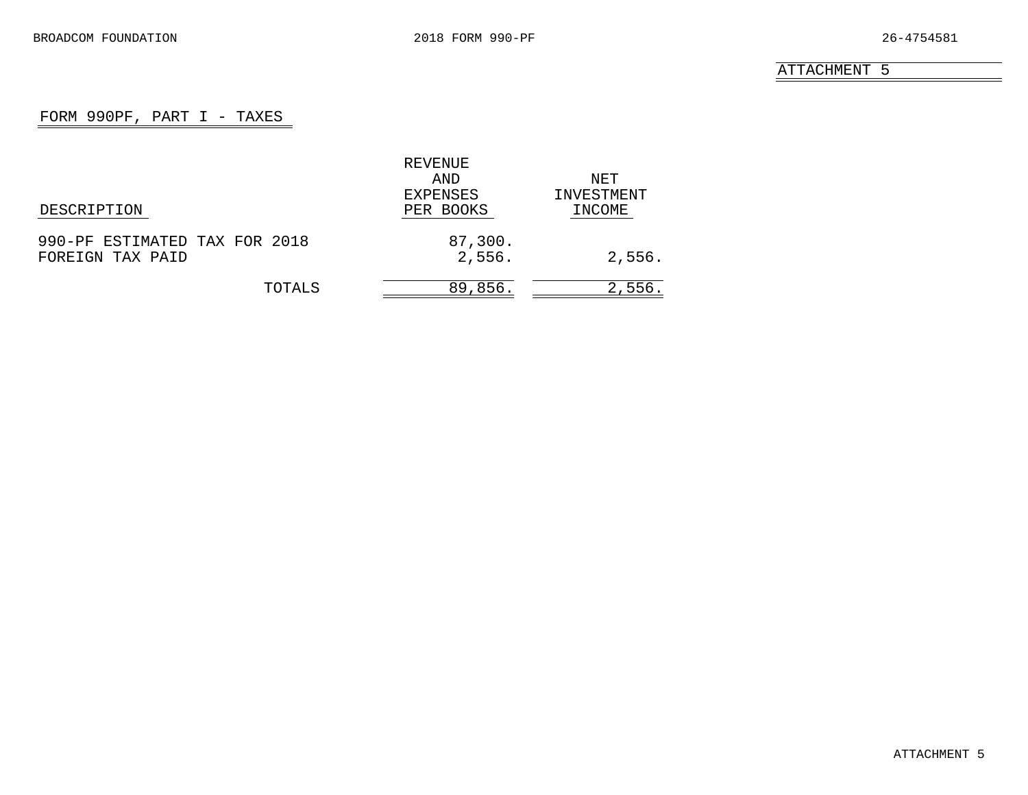BROADCOM FOUNDATION 2018 FORM 990-PF 26-4754581

ATTACHMENT 5

## FORM 990PF, PART I - TAXES

| DESCRIPTION | REVENUE AND EXPENSES PER BOOKS | NET INVESTMENT INCOME |
|---|---|---|
| 990-PF ESTIMATED TAX FOR 2018 | 87,300. | |
| FOREIGN TAX PAID | 2,556. | 2,556. |
| TOTALS | 89,856. | 2,556. |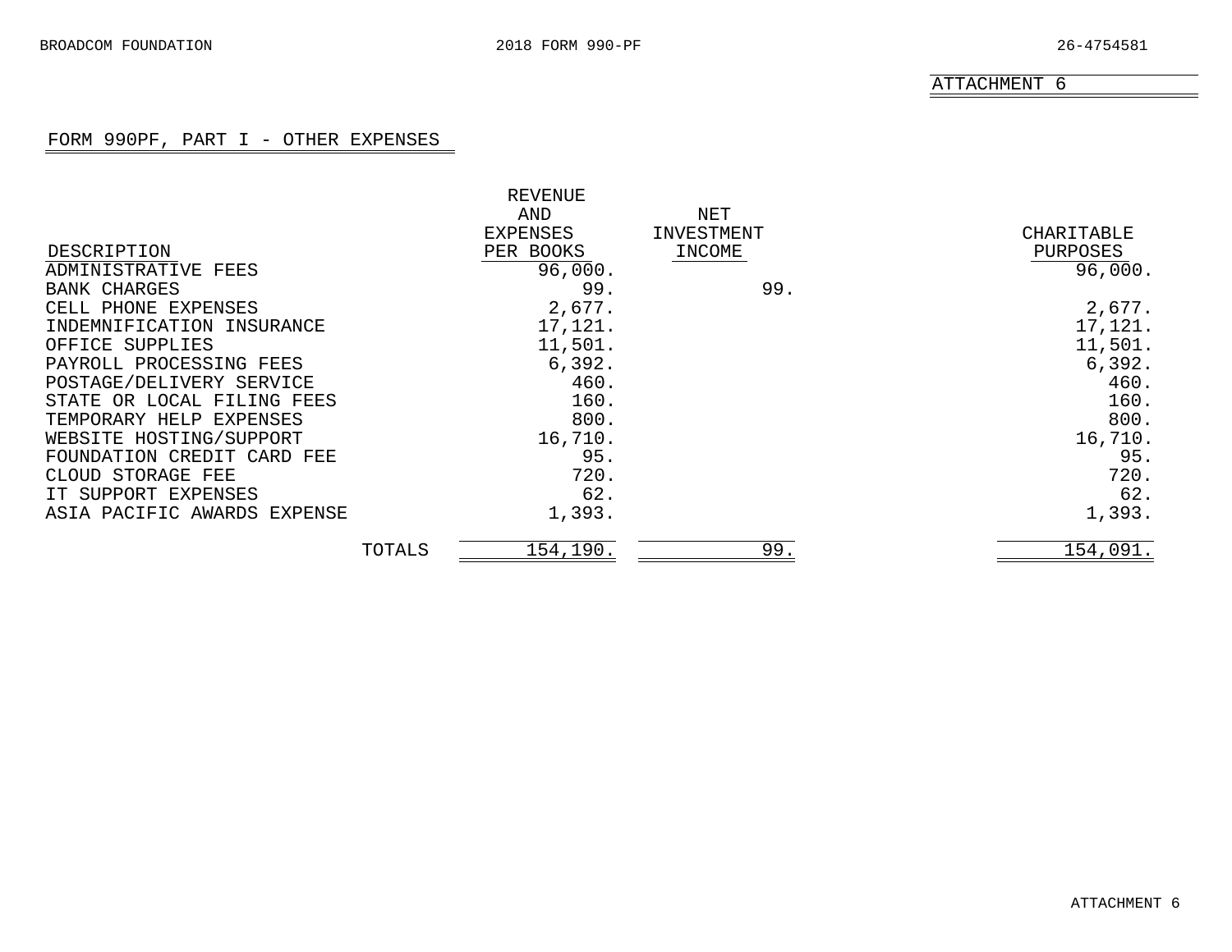ATTACHMENT 6

## FORM 990PF, PART I - OTHER EXPENSES

| DESCRIPTION | REVENUE AND EXPENSES PER BOOKS | NET INVESTMENT INCOME | CHARITABLE PURPOSES |
|---|---|---|---|
| ADMINISTRATIVE FEES | 96,000. | | 96,000. |
| BANK CHARGES | 99. | 99. | |
| CELL PHONE EXPENSES | 2,677. | | 2,677. |
| INDEMNIFICATION INSURANCE | 17,121. | | 17,121. |
| OFFICE SUPPLIES | 11,501. | | 11,501. |
| PAYROLL PROCESSING FEES | 6,392. | | 6,392. |
| POSTAGE/DELIVERY SERVICE | 460. | | 460. |
| STATE OR LOCAL FILING FEES | 160. | | 160. |
| TEMPORARY HELP EXPENSES | 800. | | 800. |
| WEBSITE HOSTING/SUPPORT | 16,710. | | 16,710. |
| FOUNDATION CREDIT CARD FEE | 95. | | 95. |
| CLOUD STORAGE FEE | 720. | | 720. |
| IT SUPPORT EXPENSES | 62. | | 62. |
| ASIA PACIFIC AWARDS EXPENSE | 1,393. | | 1,393. |
| TOTALS | 154,190. | 99. | 154,091. |

ATTACHMENT 6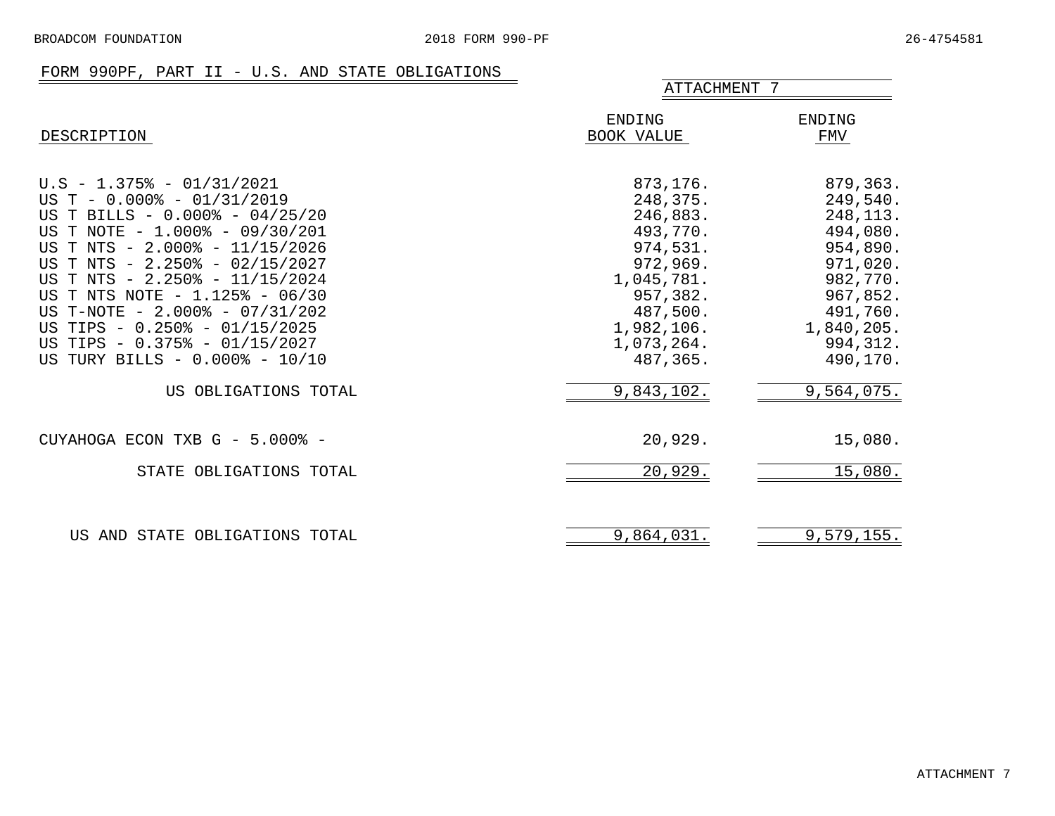## FORM 990PF, PART II - U.S. AND STATE OBLIGATIONS

ATTACHMENT 7

| DESCRIPTION | ENDING BOOK VALUE | ENDING FMV |
|---|---|---|
| U.S - 1.375% - 01/31/2021 | 873,176. | 879,363. |
| US T - 0.000% - 01/31/2019 | 248,375. | 249,540. |
| US T BILLS - 0.000% - 04/25/20 | 246,883. | 248,113. |
| US T NOTE - 1.000% - 09/30/201 | 493,770. | 494,080. |
| US T NTS - 2.000% - 11/15/2026 | 974,531. | 954,890. |
| US T NTS - 2.250% - 02/15/2027 | 972,969. | 971,020. |
| US T NTS - 2.250% - 11/15/2024 | 1,045,781. | 982,770. |
| US T NTS NOTE - 1.125% - 06/30 | 957,382. | 967,852. |
| US T-NOTE - 2.000% - 07/31/202 | 487,500. | 491,760. |
| US TIPS - 0.250% - 01/15/2025 | 1,982,106. | 1,840,205. |
| US TIPS - 0.375% - 01/15/2027 | 1,073,264. | 994,312. |
| US TURY BILLS - 0.000% - 10/10 | 487,365. | 490,170. |
| US OBLIGATIONS TOTAL | 9,843,102. | 9,564,075. |
| CUYAHOGA ECON TXB G - 5.000% - | 20,929. | 15,080. |
| STATE OBLIGATIONS TOTAL | 20,929. | 15,080. |
| US AND STATE OBLIGATIONS TOTAL | 9,864,031. | 9,579,155. |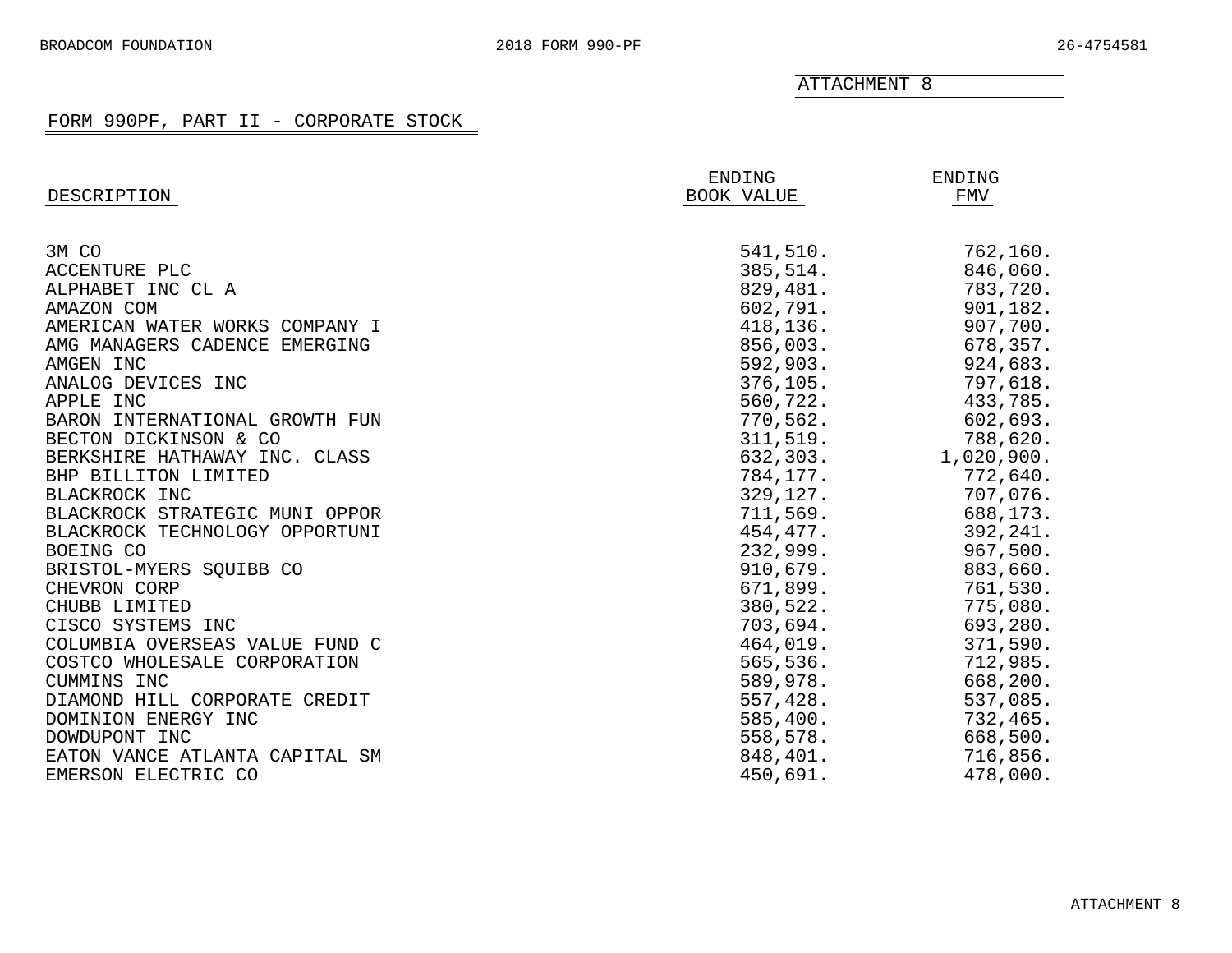ATTACHMENT 8

## FORM 990PF, PART II - CORPORATE STOCK

| DESCRIPTION | ENDING BOOK VALUE | ENDING FMV |
|---|---|---|
| 3M CO | 541,510. | 762,160. |
| ACCENTURE PLC | 385,514. | 846,060. |
| ALPHABET INC CL A | 829,481. | 783,720. |
| AMAZON COM | 602,791. | 901,182. |
| AMERICAN WATER WORKS COMPANY I | 418,136. | 907,700. |
| AMG MANAGERS CADENCE EMERGING | 856,003. | 678,357. |
| AMGEN INC | 592,903. | 924,683. |
| ANALOG DEVICES INC | 376,105. | 797,618. |
| APPLE INC | 560,722. | 433,785. |
| BARON INTERNATIONAL GROWTH FUN | 770,562. | 602,693. |
| BECTON DICKINSON & CO | 311,519. | 788,620. |
| BERKSHIRE HATHAWAY INC. CLASS | 632,303. | 1,020,900. |
| BHP BILLITON LIMITED | 784,177. | 772,640. |
| BLACKROCK INC | 329,127. | 707,076. |
| BLACKROCK STRATEGIC MUNI OPPOR | 711,569. | 688,173. |
| BLACKROCK TECHNOLOGY OPPORTUNI | 454,477. | 392,241. |
| BOEING CO | 232,999. | 967,500. |
| BRISTOL-MYERS SQUIBB CO | 910,679. | 883,660. |
| CHEVRON CORP | 671,899. | 761,530. |
| CHUBB LIMITED | 380,522. | 775,080. |
| CISCO SYSTEMS INC | 703,694. | 693,280. |
| COLUMBIA OVERSEAS VALUE FUND C | 464,019. | 371,590. |
| COSTCO WHOLESALE CORPORATION | 565,536. | 712,985. |
| CUMMINS INC | 589,978. | 668,200. |
| DIAMOND HILL CORPORATE CREDIT | 557,428. | 537,085. |
| DOMINION ENERGY INC | 585,400. | 732,465. |
| DOWDUPONT INC | 558,578. | 668,500. |
| EATON VANCE ATLANTA CAPITAL SM | 848,401. | 716,856. |
| EMERSON ELECTRIC CO | 450,691. | 478,000. |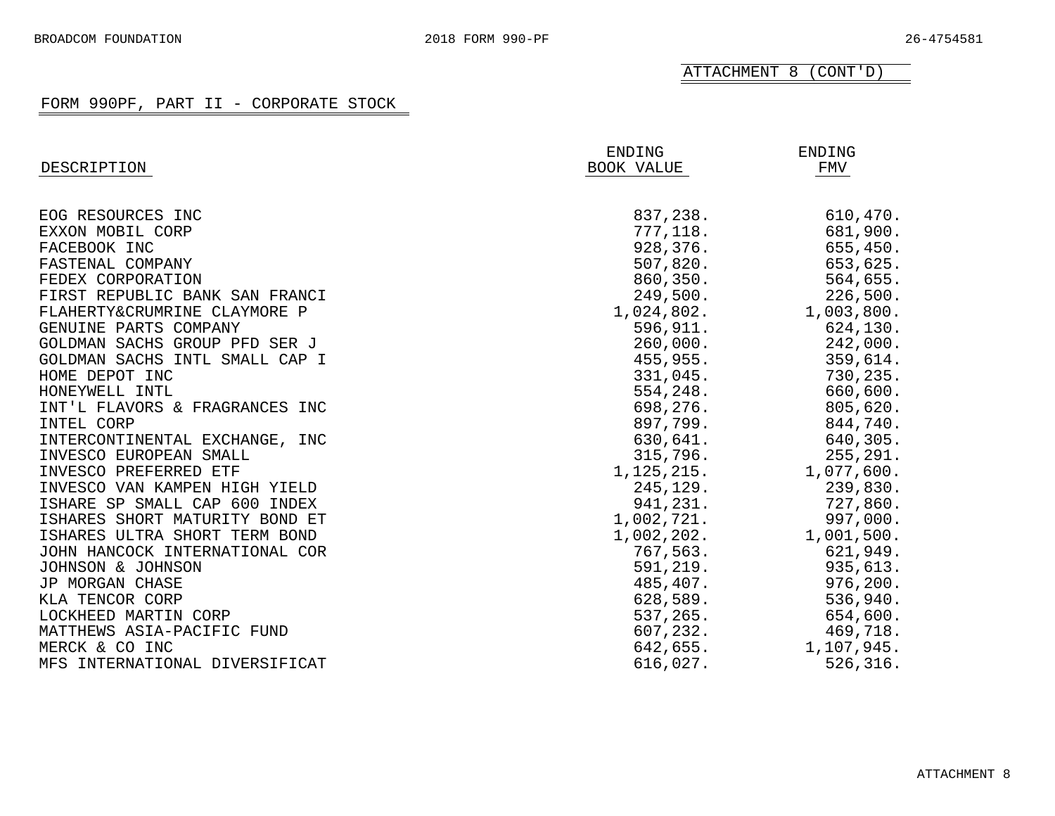ATTACHMENT 8 (CONT'D)

## FORM 990PF, PART II - CORPORATE STOCK

| DESCRIPTION | ENDING BOOK VALUE | ENDING FMV |
|---|---|---|
| EOG RESOURCES INC | 837,238. | 610,470. |
| EXXON MOBIL CORP | 777,118. | 681,900. |
| FACEBOOK INC | 928,376. | 655,450. |
| FASTENAL COMPANY | 507,820. | 653,625. |
| FEDEX CORPORATION | 860,350. | 564,655. |
| FIRST REPUBLIC BANK SAN FRANCI | 249,500. | 226,500. |
| FLAHERTY&CRUMRINE CLAYMORE P | 1,024,802. | 1,003,800. |
| GENUINE PARTS COMPANY | 596,911. | 624,130. |
| GOLDMAN SACHS GROUP PFD SER J | 260,000. | 242,000. |
| GOLDMAN SACHS INTL SMALL CAP I | 455,955. | 359,614. |
| HOME DEPOT INC | 331,045. | 730,235. |
| HONEYWELL INTL | 554,248. | 660,600. |
| INT'L FLAVORS & FRAGRANCES INC | 698,276. | 805,620. |
| INTEL CORP | 897,799. | 844,740. |
| INTERCONTINENTAL EXCHANGE, INC | 630,641. | 640,305. |
| INVESCO EUROPEAN SMALL | 315,796. | 255,291. |
| INVESCO PREFERRED ETF | 1,125,215. | 1,077,600. |
| INVESCO VAN KAMPEN HIGH YIELD | 245,129. | 239,830. |
| ISHARE SP SMALL CAP 600 INDEX | 941,231. | 727,860. |
| ISHARES SHORT MATURITY BOND ET | 1,002,721. | 997,000. |
| ISHARES ULTRA SHORT TERM BOND | 1,002,202. | 1,001,500. |
| JOHN HANCOCK INTERNATIONAL COR | 767,563. | 621,949. |
| JOHNSON & JOHNSON | 591,219. | 935,613. |
| JP MORGAN CHASE | 485,407. | 976,200. |
| KLA TENCOR CORP | 628,589. | 536,940. |
| LOCKHEED MARTIN CORP | 537,265. | 654,600. |
| MATTHEWS ASIA-PACIFIC FUND | 607,232. | 469,718. |
| MERCK & CO INC | 642,655. | 1,107,945. |
| MFS INTERNATIONAL DIVERSIFICAT | 616,027. | 526,316. |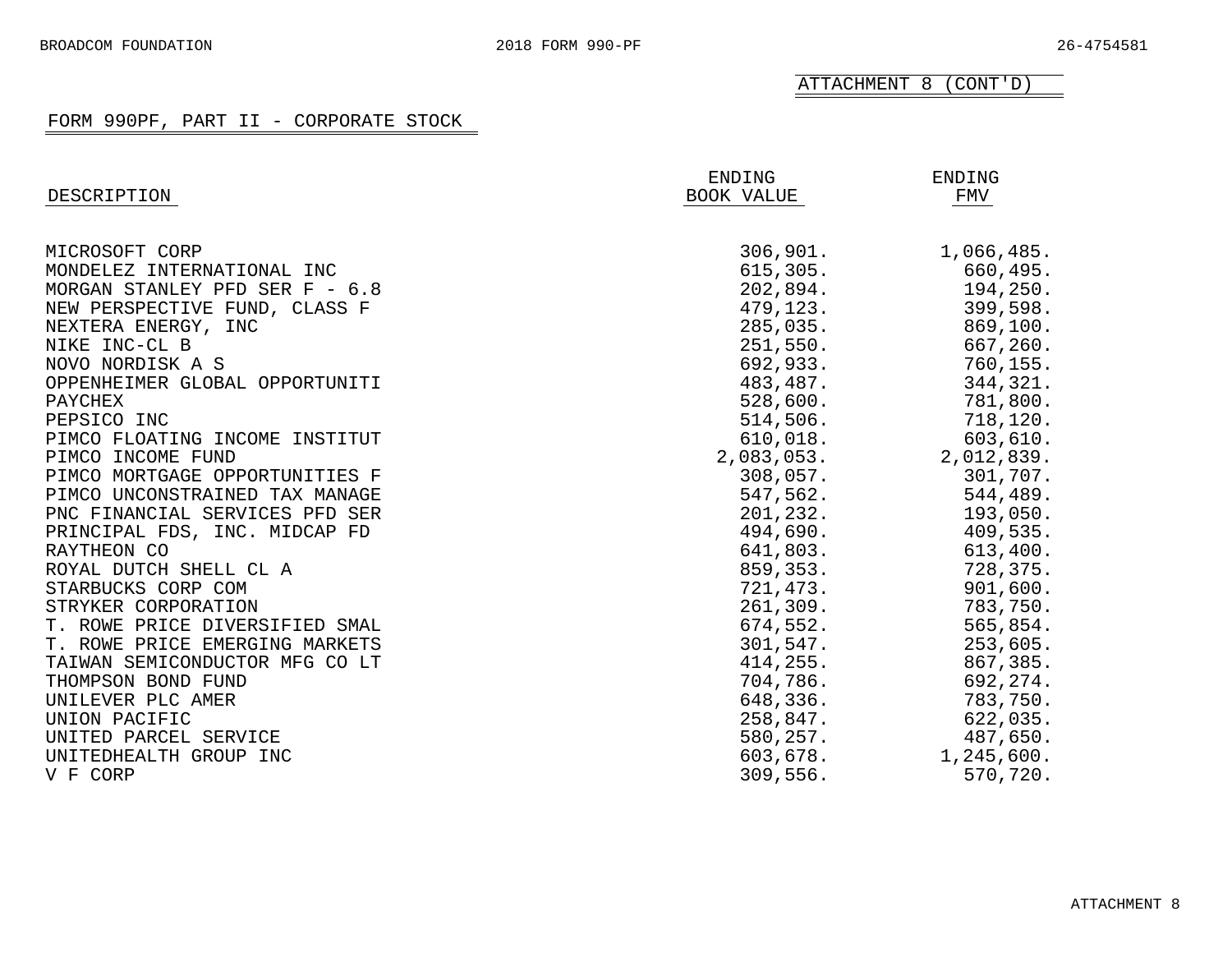ATTACHMENT 8 (CONT'D)

## FORM 990PF, PART II - CORPORATE STOCK

| DESCRIPTION | ENDING BOOK VALUE | ENDING FMV |
|---|---|---|
| MICROSOFT CORP | 306,901. | 1,066,485. |
| MONDELEZ INTERNATIONAL INC | 615,305. | 660,495. |
| MORGAN STANLEY PFD SER F - 6.8 | 202,894. | 194,250. |
| NEW PERSPECTIVE FUND, CLASS F | 479,123. | 399,598. |
| NEXTERA ENERGY, INC | 285,035. | 869,100. |
| NIKE INC-CL B | 251,550. | 667,260. |
| NOVO NORDISK A S | 692,933. | 760,155. |
| OPPENHEIMER GLOBAL OPPORTUNITI | 483,487. | 344,321. |
| PAYCHEX | 528,600. | 781,800. |
| PEPSICO INC | 514,506. | 718,120. |
| PIMCO FLOATING INCOME INSTITUT | 610,018. | 603,610. |
| PIMCO INCOME FUND | 2,083,053. | 2,012,839. |
| PIMCO MORTGAGE OPPORTUNITIES F | 308,057. | 301,707. |
| PIMCO UNCONSTRAINED TAX MANAGE | 547,562. | 544,489. |
| PNC FINANCIAL SERVICES PFD SER | 201,232. | 193,050. |
| PRINCIPAL FDS, INC. MIDCAP FD | 494,690. | 409,535. |
| RAYTHEON CO | 641,803. | 613,400. |
| ROYAL DUTCH SHELL CL A | 859,353. | 728,375. |
| STARBUCKS CORP COM | 721,473. | 901,600. |
| STRYKER CORPORATION | 261,309. | 783,750. |
| T. ROWE PRICE DIVERSIFIED SMAL | 674,552. | 565,854. |
| T. ROWE PRICE EMERGING MARKETS | 301,547. | 253,605. |
| TAIWAN SEMICONDUCTOR MFG CO LT | 414,255. | 867,385. |
| THOMPSON BOND FUND | 704,786. | 692,274. |
| UNILEVER PLC AMER | 648,336. | 783,750. |
| UNION PACIFIC | 258,847. | 622,035. |
| UNITED PARCEL SERVICE | 580,257. | 487,650. |
| UNITEDHEALTH GROUP INC | 603,678. | 1,245,600. |
| V F CORP | 309,556. | 570,720. |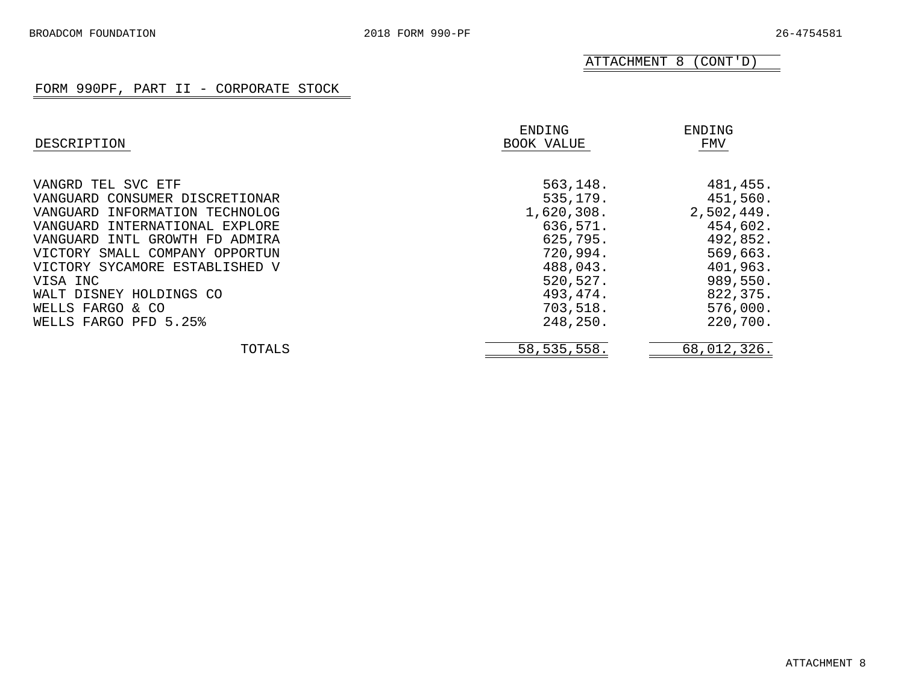ATTACHMENT 8 (CONT'D)

## FORM 990PF, PART II - CORPORATE STOCK

| DESCRIPTION | ENDING BOOK VALUE | ENDING FMV |
|---|---|---|
| VANGRD TEL SVC ETF | 563,148. | 481,455. |
| VANGUARD CONSUMER DISCRETIONAR | 535,179. | 451,560. |
| VANGUARD INFORMATION TECHNOLOG | 1,620,308. | 2,502,449. |
| VANGUARD INTERNATIONAL EXPLORE | 636,571. | 454,602. |
| VANGUARD INTL GROWTH FD ADMIRA | 625,795. | 492,852. |
| VICTORY SMALL COMPANY OPPORTUN | 720,994. | 569,663. |
| VICTORY SYCAMORE ESTABLISHED V | 488,043. | 401,963. |
| VISA INC | 520,527. | 989,550. |
| WALT DISNEY HOLDINGS CO | 493,474. | 822,375. |
| WELLS FARGO & CO | 703,518. | 576,000. |
| WELLS FARGO PFD 5.25% | 248,250. | 220,700. |
| TOTALS | 58,535,558. | 68,012,326. |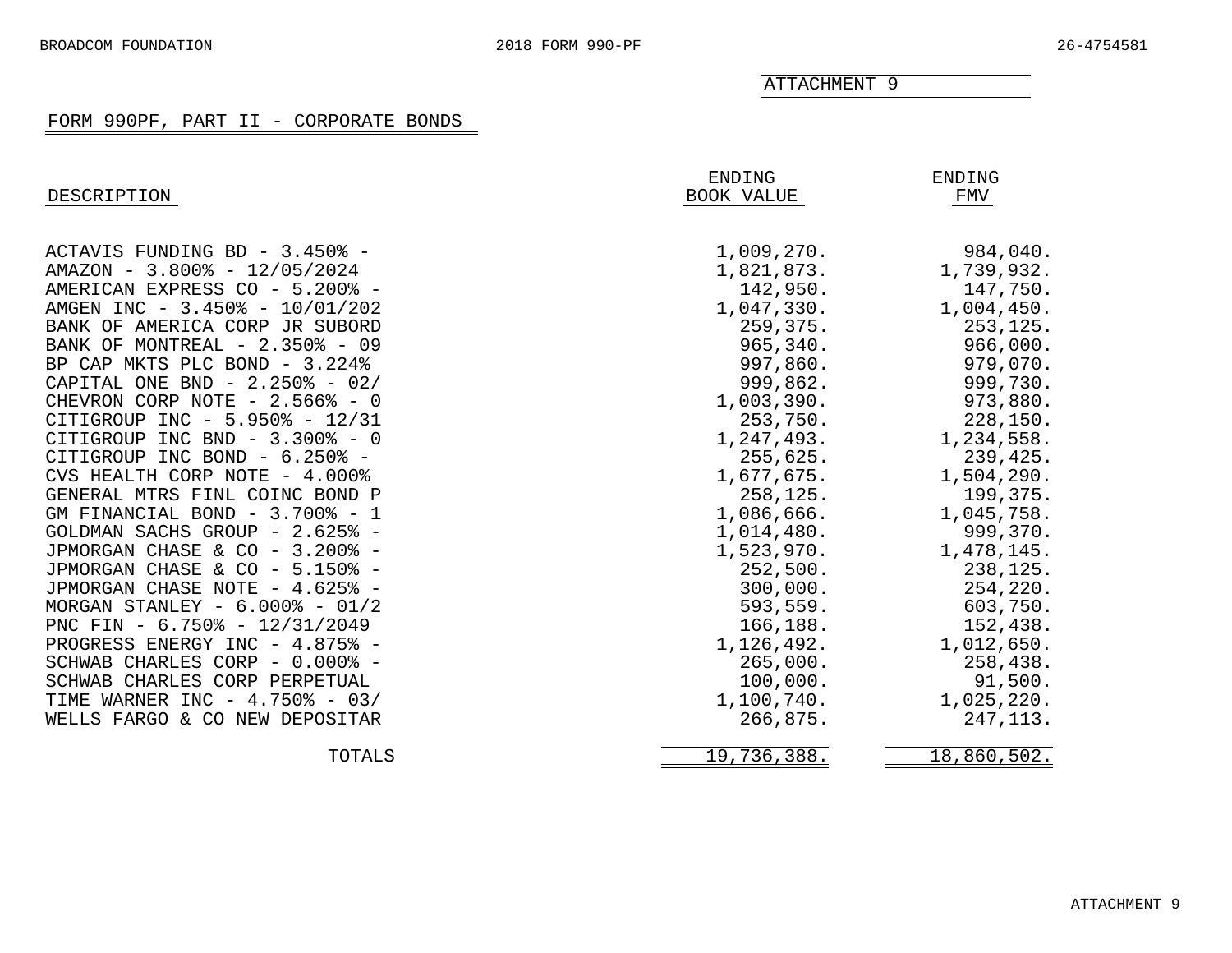ATTACHMENT 9

## FORM 990PF, PART II - CORPORATE BONDS

| DESCRIPTION | ENDING BOOK VALUE | ENDING FMV |
|---|---|---|
| ACTAVIS FUNDING BD - 3.450% - | 1,009,270. | 984,040. |
| AMAZON - 3.800% - 12/05/2024 | 1,821,873. | 1,739,932. |
| AMERICAN EXPRESS CO - 5.200% - | 142,950. | 147,750. |
| AMGEN INC - 3.450% - 10/01/202 | 1,047,330. | 1,004,450. |
| BANK OF AMERICA CORP JR SUBORD | 259,375. | 253,125. |
| BANK OF MONTREAL - 2.350% - 09 | 965,340. | 966,000. |
| BP CAP MKTS PLC BOND - 3.224% | 997,860. | 979,070. |
| CAPITAL ONE BND - 2.250% - 02/ | 999,862. | 999,730. |
| CHEVRON CORP NOTE - 2.566% - 0 | 1,003,390. | 973,880. |
| CITIGROUP INC - 5.950% - 12/31 | 253,750. | 228,150. |
| CITIGROUP INC BND - 3.300% - 0 | 1,247,493. | 1,234,558. |
| CITIGROUP INC BOND - 6.250% - | 255,625. | 239,425. |
| CVS HEALTH CORP NOTE - 4.000% | 1,677,675. | 1,504,290. |
| GENERAL MTRS FINL COINC BOND P | 258,125. | 199,375. |
| GM FINANCIAL BOND - 3.700% - 1 | 1,086,666. | 1,045,758. |
| GOLDMAN SACHS GROUP - 2.625% - | 1,014,480. | 999,370. |
| JPMORGAN CHASE & CO - 3.200% - | 1,523,970. | 1,478,145. |
| JPMORGAN CHASE & CO - 5.150% - | 252,500. | 238,125. |
| JPMORGAN CHASE NOTE - 4.625% - | 300,000. | 254,220. |
| MORGAN STANLEY - 6.000% - 01/2 | 593,559. | 603,750. |
| PNC FIN - 6.750% - 12/31/2049 | 166,188. | 152,438. |
| PROGRESS ENERGY INC - 4.875% - | 1,126,492. | 1,012,650. |
| SCHWAB CHARLES CORP - 0.000% - | 265,000. | 258,438. |
| SCHWAB CHARLES CORP PERPETUAL | 100,000. | 91,500. |
| TIME WARNER INC - 4.750% - 03/ | 1,100,740. | 1,025,220. |
| WELLS FARGO & CO NEW DEPOSITAR | 266,875. | 247,113. |
| TOTALS | 19,736,388. | 18,860,502. |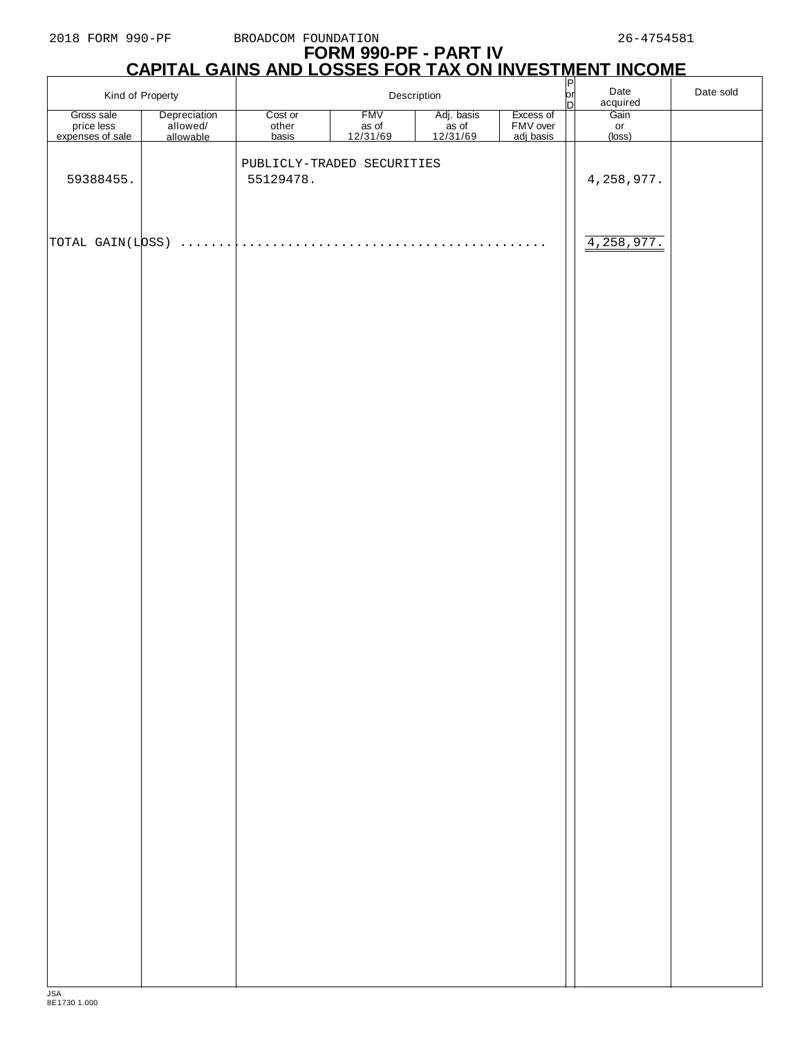2018 FORM 990-PF BROADCOM FOUNDATION 26-4754581

# FORM 990-PF - PART IV
## CAPITAL GAINS AND LOSSES FOR TAX ON INVESTMENT INCOME

| Kind of Property | | Description | | | | P or D | Date acquired | Date sold |
|---|---|---|---|---|---|---|---|---|
| Gross sale price less expenses of sale | Depreciation allowed/ allowable | Cost or other basis | FMV as of 12/31/69 | Adj. basis as of 12/31/69 | Excess of FMV over adj basis | | Gain or (loss) | |
| | | PUBLICLY-TRADED SECURITIES | | | | | | |
| 59388455. | | 55129478. | | | | | 4,258,977. | |
| TOTAL GAIN(LOSS) ........................................... | | | | | | | 4,258,977. | |

JSA
8E1730 1.000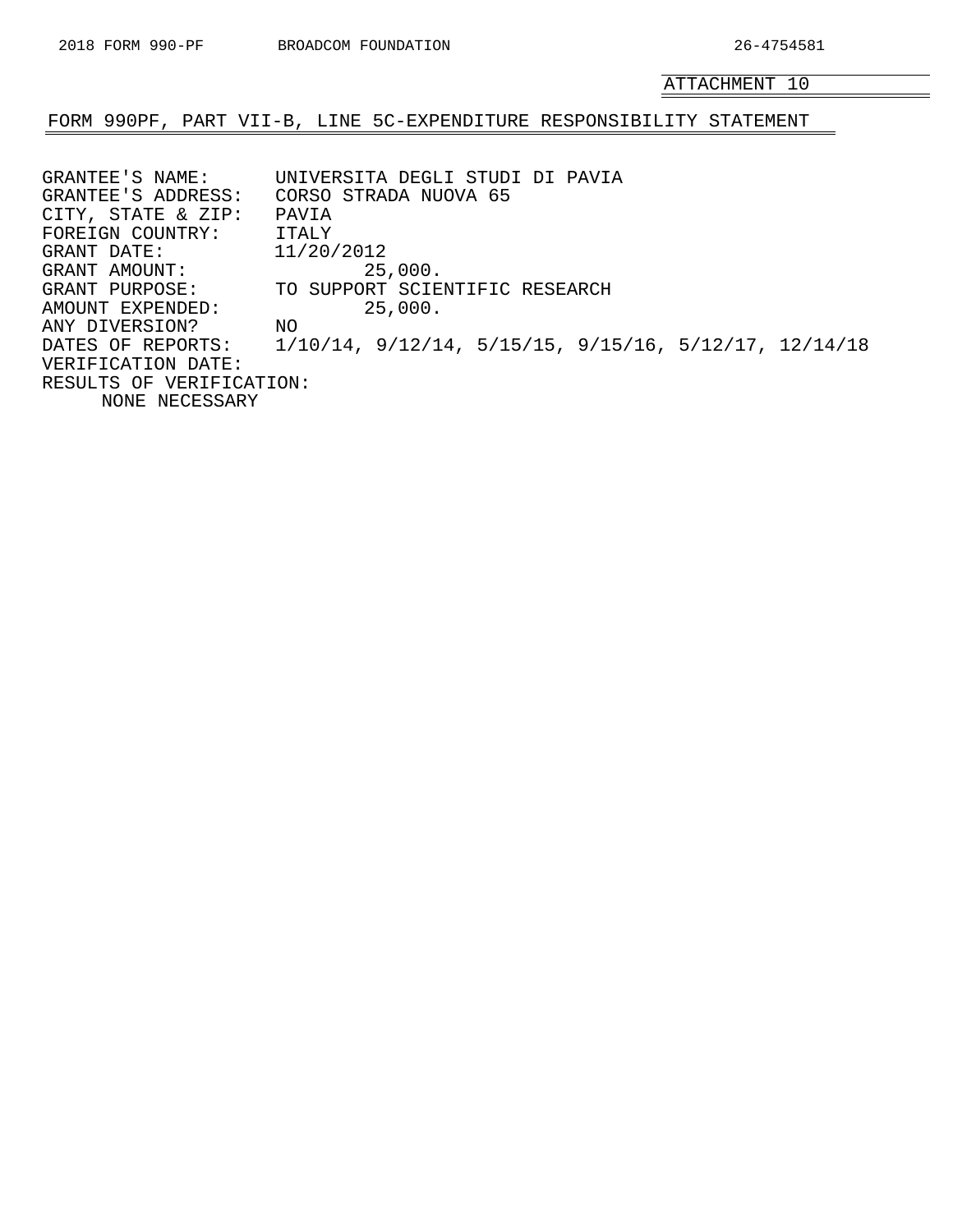ATTACHMENT 10

## FORM 990PF, PART VII-B, LINE 5C-EXPENDITURE RESPONSIBILITY STATEMENT

GRANTEE'S NAME: UNIVERSITA DEGLI STUDI DI PAVIA
GRANTEE'S ADDRESS: CORSO STRADA NUOVA 65
CITY, STATE & ZIP: PAVIA
FOREIGN COUNTRY: ITALY
GRANT DATE: 11/20/2012
GRANT AMOUNT: 25,000.
GRANT PURPOSE: TO SUPPORT SCIENTIFIC RESEARCH
AMOUNT EXPENDED: 25,000.
ANY DIVERSION? NO
DATES OF REPORTS: 1/10/14, 9/12/14, 5/15/15, 9/15/16, 5/12/17, 12/14/18
VERIFICATION DATE:
RESULTS OF VERIFICATION:
NONE NECESSARY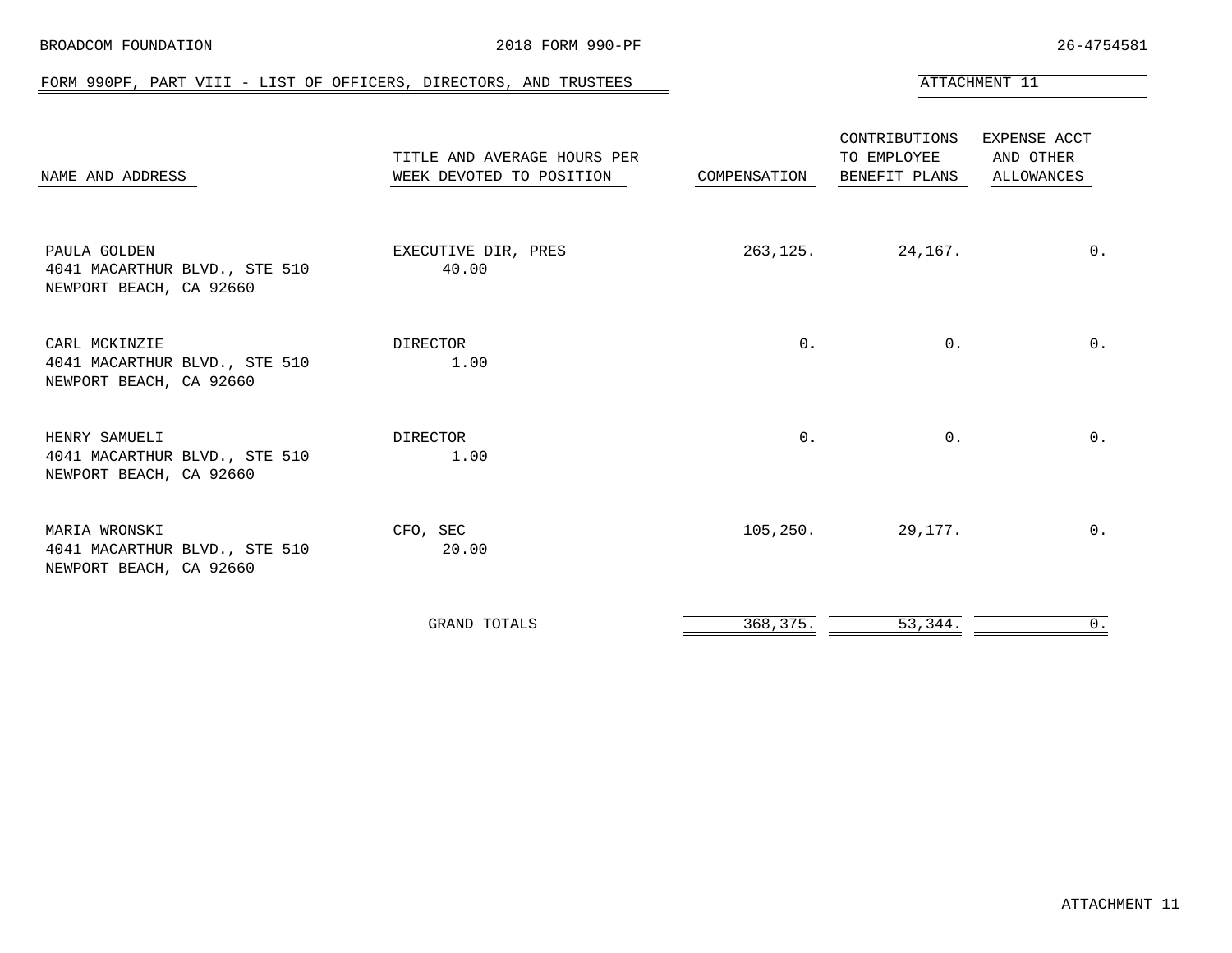BROADCOM FOUNDATION 2018 FORM 990-PF 26-4754581

## FORM 990PF, PART VIII - LIST OF OFFICERS, DIRECTORS, AND TRUSTEES

ATTACHMENT 11

| NAME AND ADDRESS | TITLE AND AVERAGE HOURS PER WEEK DEVOTED TO POSITION | COMPENSATION | CONTRIBUTIONS TO EMPLOYEE BENEFIT PLANS | EXPENSE ACCT AND OTHER ALLOWANCES |
|---|---|---|---|---|
| PAULA GOLDEN<br>4041 MACARTHUR BLVD., STE 510<br>NEWPORT BEACH, CA 92660 | EXECUTIVE DIR, PRES<br>40.00 | 263,125. | 24,167. | 0. |
| CARL MCKINZIE<br>4041 MACARTHUR BLVD., STE 510<br>NEWPORT BEACH, CA 92660 | DIRECTOR<br>1.00 | 0. | 0. | 0. |
| HENRY SAMUELI<br>4041 MACARTHUR BLVD., STE 510<br>NEWPORT BEACH, CA 92660 | DIRECTOR<br>1.00 | 0. | 0. | 0. |
| MARIA WRONSKI<br>4041 MACARTHUR BLVD., STE 510<br>NEWPORT BEACH, CA 92660 | CFO, SEC<br>20.00 | 105,250. | 29,177. | 0. |
| | GRAND TOTALS | 368,375. | 53,344. | 0. |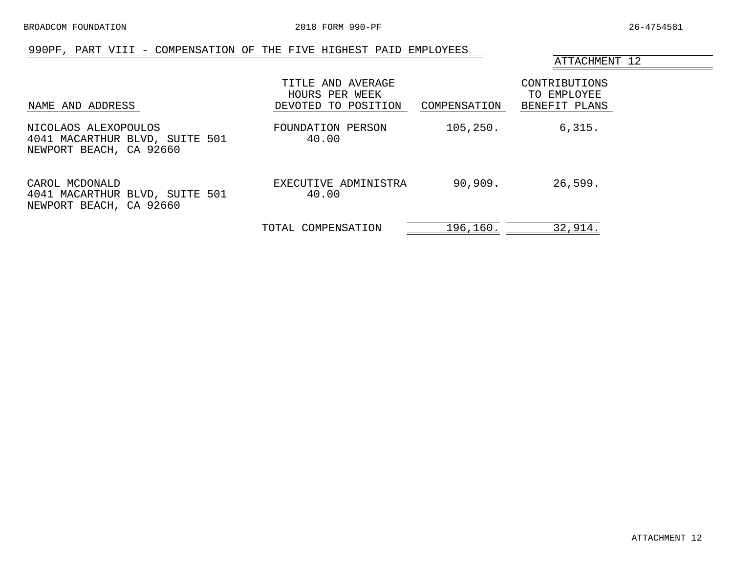## 990PF, PART VIII - COMPENSATION OF THE FIVE HIGHEST PAID EMPLOYEES

ATTACHMENT 12

| NAME AND ADDRESS | TITLE AND AVERAGE HOURS PER WEEK DEVOTED TO POSITION | COMPENSATION | CONTRIBUTIONS TO EMPLOYEE BENEFIT PLANS |
|---|---|---|---|
| NICOLAOS ALEXOPOULOS<br>4041 MACARTHUR BLVD, SUITE 501<br>NEWPORT BEACH, CA 92660 | FOUNDATION PERSON<br>40.00 | 105,250. | 6,315. |
| CAROL MCDONALD<br>4041 MACARTHUR BLVD, SUITE 501<br>NEWPORT BEACH, CA 92660 | EXECUTIVE ADMINISTRA<br>40.00 | 90,909. | 26,599. |
| | TOTAL COMPENSATION | 196,160. | 32,914. |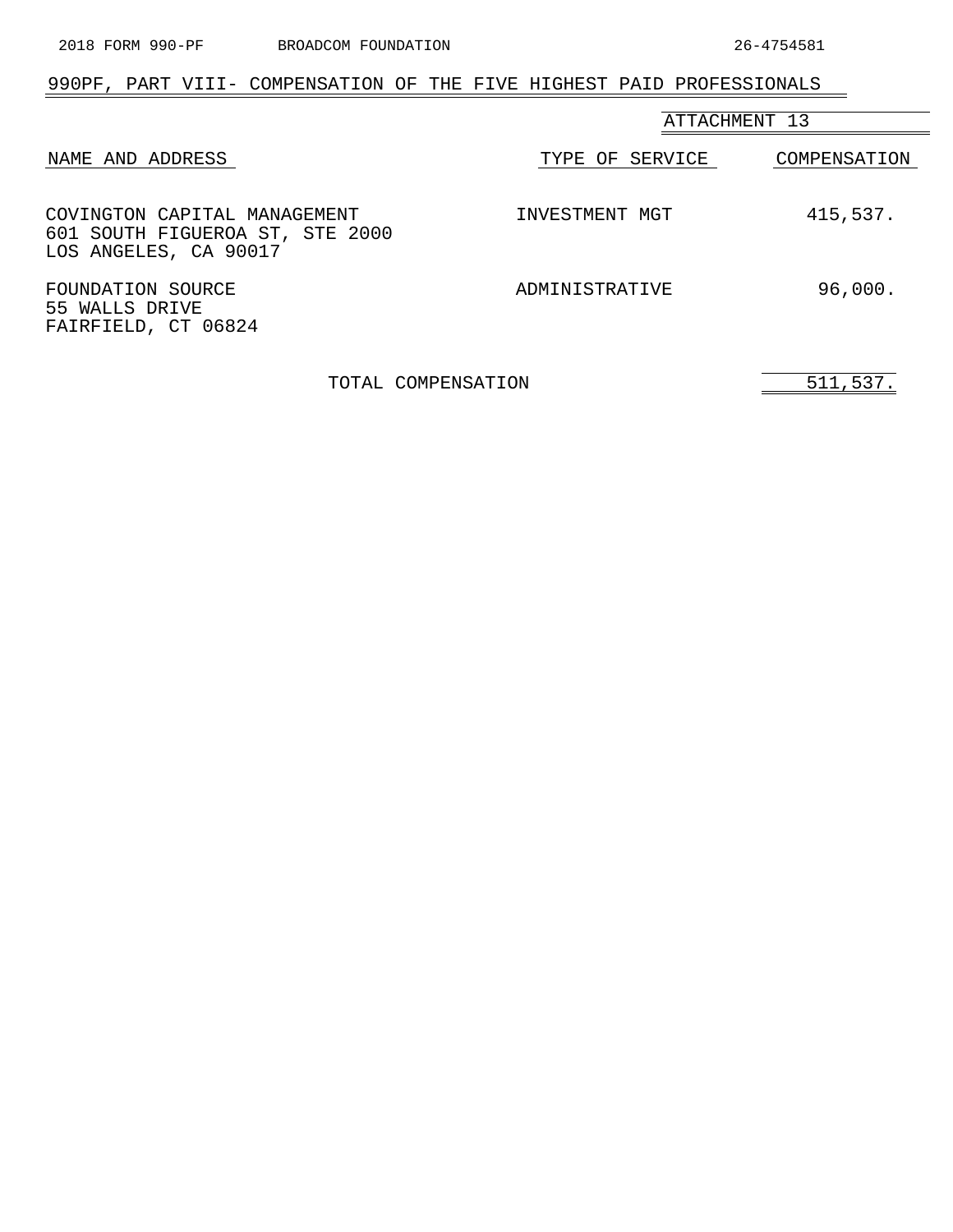## 990PF, PART VIII- COMPENSATION OF THE FIVE HIGHEST PAID PROFESSIONALS

ATTACHMENT 13

| NAME AND ADDRESS | TYPE OF SERVICE | COMPENSATION |
|---|---|---|
| COVINGTON CAPITAL MANAGEMENT<br>601 SOUTH FIGUEROA ST, STE 2000<br>LOS ANGELES, CA 90017 | INVESTMENT MGT | 415,537. |
| FOUNDATION SOURCE<br>55 WALLS DRIVE<br>FAIRFIELD, CT 06824 | ADMINISTRATIVE | 96,000. |
| TOTAL COMPENSATION | | 511,537. |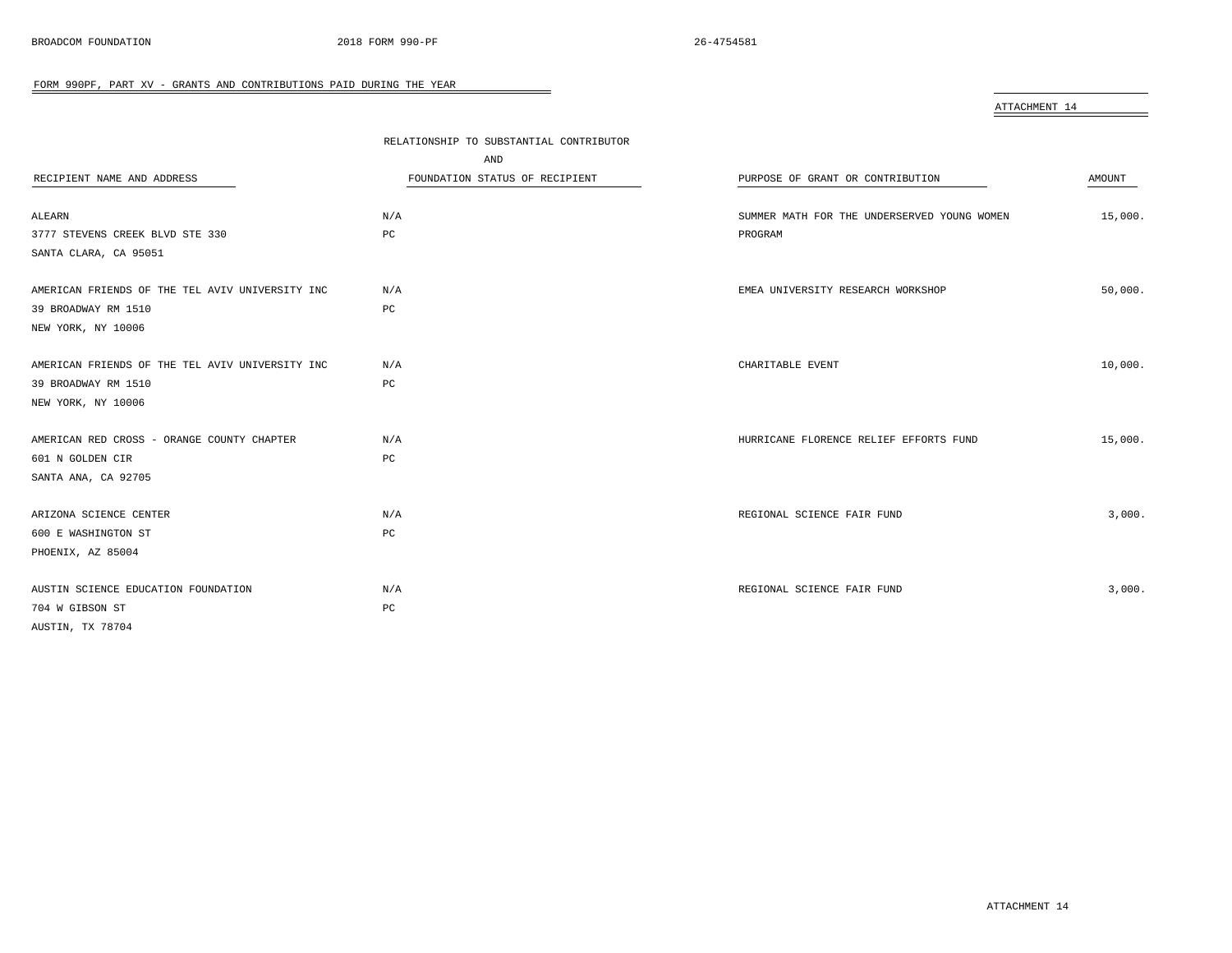FORM 990PF, PART XV - GRANTS AND CONTRIBUTIONS PAID DURING THE YEAR

ATTACHMENT 14

| RECIPIENT NAME AND ADDRESS | RELATIONSHIP TO SUBSTANTIAL CONTRIBUTOR AND FOUNDATION STATUS OF RECIPIENT | PURPOSE OF GRANT OR CONTRIBUTION | AMOUNT |
|---|---|---|---|
| ALEARN<br>3777 STEVENS CREEK BLVD STE 330<br>SANTA CLARA, CA 95051 | N/A<br>PC | SUMMER MATH FOR THE UNDERSERVED YOUNG WOMEN PROGRAM | 15,000. |
| AMERICAN FRIENDS OF THE TEL AVIV UNIVERSITY INC<br>39 BROADWAY RM 1510<br>NEW YORK, NY 10006 | N/A<br>PC | EMEA UNIVERSITY RESEARCH WORKSHOP | 50,000. |
| AMERICAN FRIENDS OF THE TEL AVIV UNIVERSITY INC<br>39 BROADWAY RM 1510<br>NEW YORK, NY 10006 | N/A<br>PC | CHARITABLE EVENT | 10,000. |
| AMERICAN RED CROSS - ORANGE COUNTY CHAPTER<br>601 N GOLDEN CIR<br>SANTA ANA, CA 92705 | N/A<br>PC | HURRICANE FLORENCE RELIEF EFFORTS FUND | 15,000. |
| ARIZONA SCIENCE CENTER<br>600 E WASHINGTON ST<br>PHOENIX, AZ 85004 | N/A<br>PC | REGIONAL SCIENCE FAIR FUND | 3,000. |
| AUSTIN SCIENCE EDUCATION FOUNDATION<br>704 W GIBSON ST<br>AUSTIN, TX 78704 | N/A<br>PC | REGIONAL SCIENCE FAIR FUND | 3,000. |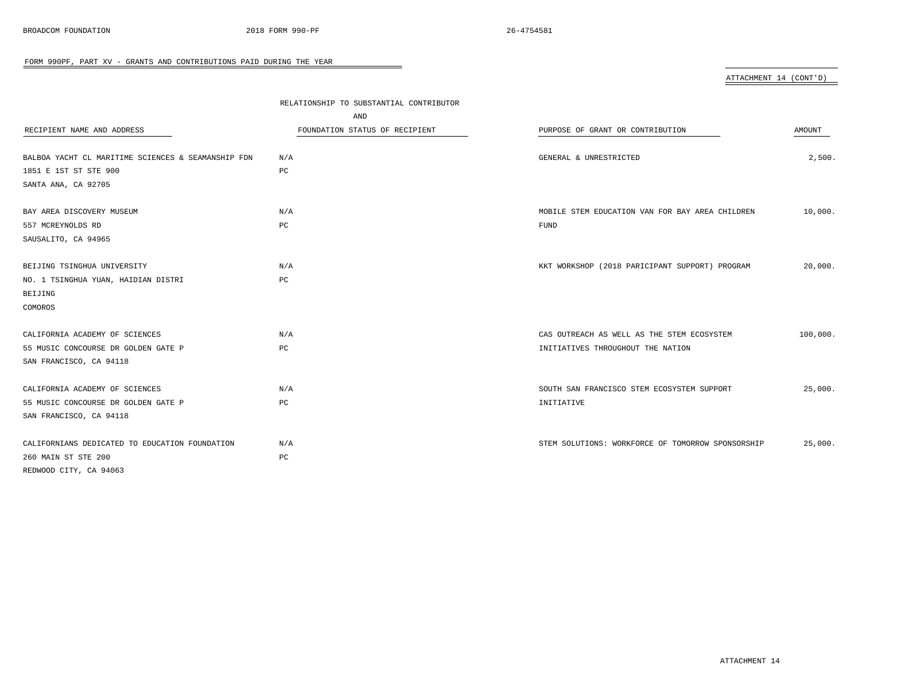## FORM 990PF, PART XV - GRANTS AND CONTRIBUTIONS PAID DURING THE YEAR

ATTACHMENT 14 (CONT'D)

| RECIPIENT NAME AND ADDRESS | RELATIONSHIP TO SUBSTANTIAL CONTRIBUTOR AND FOUNDATION STATUS OF RECIPIENT | PURPOSE OF GRANT OR CONTRIBUTION | AMOUNT |
|---|---|---|---|
| BALBOA YACHT CL MARITIME SCIENCES & SEAMANSHIP FDN<br>1851 E 1ST ST STE 900<br>SANTA ANA, CA 92705 | N/A<br>PC | GENERAL & UNRESTRICTED | 2,500. |
| BAY AREA DISCOVERY MUSEUM<br>557 MCREYNOLDS RD<br>SAUSALITO, CA 94965 | N/A<br>PC | MOBILE STEM EDUCATION VAN FOR BAY AREA CHILDREN FUND | 10,000. |
| BEIJING TSINGHUA UNIVERSITY<br>NO. 1 TSINGHUA YUAN, HAIDIAN DISTRI<br>BEIJING<br>COMOROS | N/A<br>PC | KKT WORKSHOP (2018 PARICIPANT SUPPORT) PROGRAM | 20,000. |
| CALIFORNIA ACADEMY OF SCIENCES<br>55 MUSIC CONCOURSE DR GOLDEN GATE P<br>SAN FRANCISCO, CA 94118 | N/A<br>PC | CAS OUTREACH AS WELL AS THE STEM ECOSYSTEM INITIATIVES THROUGHOUT THE NATION | 100,000. |
| CALIFORNIA ACADEMY OF SCIENCES<br>55 MUSIC CONCOURSE DR GOLDEN GATE P<br>SAN FRANCISCO, CA 94118 | N/A<br>PC | SOUTH SAN FRANCISCO STEM ECOSYSTEM SUPPORT INITIATIVE | 25,000. |
| CALIFORNIANS DEDICATED TO EDUCATION FOUNDATION<br>260 MAIN ST STE 200<br>REDWOOD CITY, CA 94063 | N/A<br>PC | STEM SOLUTIONS: WORKFORCE OF TOMORROW SPONSORSHIP | 25,000. |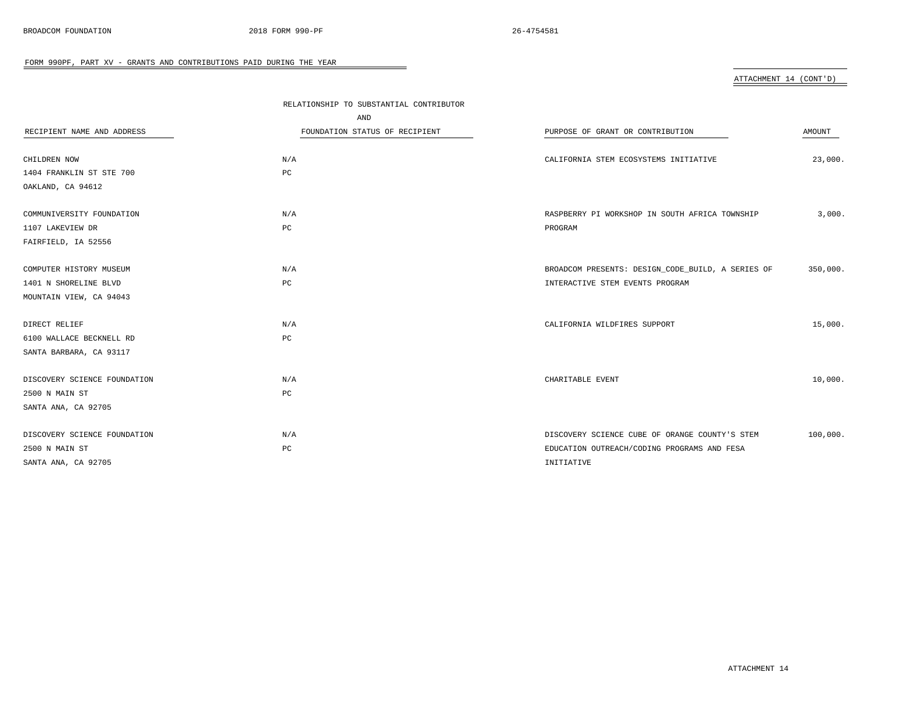FORM 990PF, PART XV - GRANTS AND CONTRIBUTIONS PAID DURING THE YEAR

ATTACHMENT 14 (CONT'D)

| RECIPIENT NAME AND ADDRESS | RELATIONSHIP TO SUBSTANTIAL CONTRIBUTOR AND FOUNDATION STATUS OF RECIPIENT | PURPOSE OF GRANT OR CONTRIBUTION | AMOUNT |
|---|---|---|---|
| CHILDREN NOW<br>1404 FRANKLIN ST STE 700<br>OAKLAND, CA 94612 | N/A<br>PC | CALIFORNIA STEM ECOSYSTEMS INITIATIVE | 23,000. |
| COMMUNIVERSITY FOUNDATION<br>1107 LAKEVIEW DR<br>FAIRFIELD, IA 52556 | N/A<br>PC | RASPBERRY PI WORKSHOP IN SOUTH AFRICA TOWNSHIP PROGRAM | 3,000. |
| COMPUTER HISTORY MUSEUM<br>1401 N SHORELINE BLVD<br>MOUNTAIN VIEW, CA 94043 | N/A<br>PC | BROADCOM PRESENTS: DESIGN_CODE_BUILD, A SERIES OF INTERACTIVE STEM EVENTS PROGRAM | 350,000. |
| DIRECT RELIEF<br>6100 WALLACE BECKNELL RD<br>SANTA BARBARA, CA 93117 | N/A<br>PC | CALIFORNIA WILDFIRES SUPPORT | 15,000. |
| DISCOVERY SCIENCE FOUNDATION<br>2500 N MAIN ST<br>SANTA ANA, CA 92705 | N/A<br>PC | CHARITABLE EVENT | 10,000. |
| DISCOVERY SCIENCE FOUNDATION<br>2500 N MAIN ST<br>SANTA ANA, CA 92705 | N/A<br>PC | DISCOVERY SCIENCE CUBE OF ORANGE COUNTY'S STEM EDUCATION OUTREACH/CODING PROGRAMS AND FESA INITIATIVE | 100,000. |

ATTACHMENT 14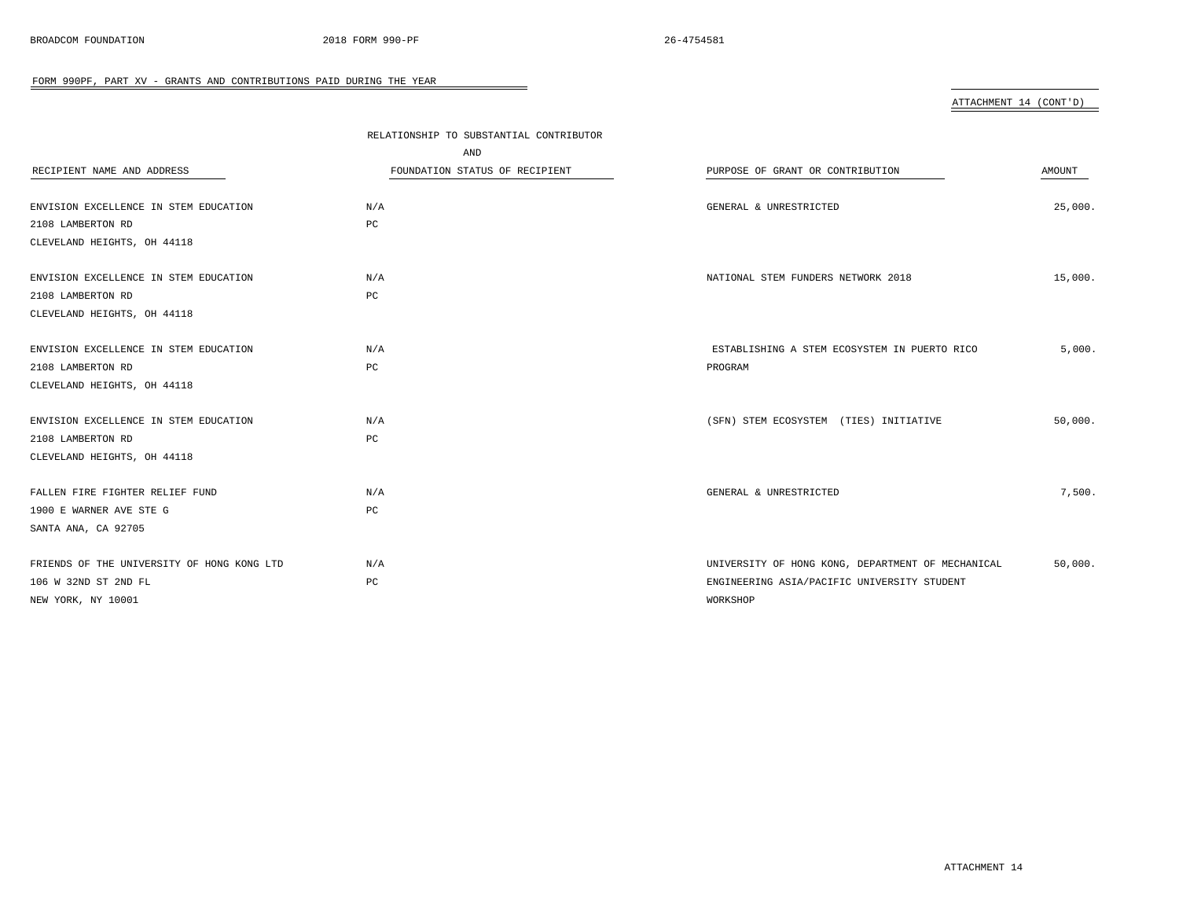## FORM 990PF, PART XV - GRANTS AND CONTRIBUTIONS PAID DURING THE YEAR

ATTACHMENT 14 (CONT'D)

| RECIPIENT NAME AND ADDRESS | RELATIONSHIP TO SUBSTANTIAL CONTRIBUTOR AND FOUNDATION STATUS OF RECIPIENT | PURPOSE OF GRANT OR CONTRIBUTION | AMOUNT |
|---|---|---|---|
| ENVISION EXCELLENCE IN STEM EDUCATION<br>2108 LAMBERTON RD<br>CLEVELAND HEIGHTS, OH 44118 | N/A<br>PC | GENERAL & UNRESTRICTED | 25,000. |
| ENVISION EXCELLENCE IN STEM EDUCATION<br>2108 LAMBERTON RD<br>CLEVELAND HEIGHTS, OH 44118 | N/A<br>PC | NATIONAL STEM FUNDERS NETWORK 2018 | 15,000. |
| ENVISION EXCELLENCE IN STEM EDUCATION<br>2108 LAMBERTON RD<br>CLEVELAND HEIGHTS, OH 44118 | N/A<br>PC | ESTABLISHING A STEM ECOSYSTEM IN PUERTO RICO PROGRAM | 5,000. |
| ENVISION EXCELLENCE IN STEM EDUCATION<br>2108 LAMBERTON RD<br>CLEVELAND HEIGHTS, OH 44118 | N/A<br>PC | (SFN) STEM ECOSYSTEM (TIES) INITIATIVE | 50,000. |
| FALLEN FIRE FIGHTER RELIEF FUND<br>1900 E WARNER AVE STE G<br>SANTA ANA, CA 92705 | N/A<br>PC | GENERAL & UNRESTRICTED | 7,500. |
| FRIENDS OF THE UNIVERSITY OF HONG KONG LTD<br>106 W 32ND ST 2ND FL<br>NEW YORK, NY 10001 | N/A<br>PC | UNIVERSITY OF HONG KONG, DEPARTMENT OF MECHANICAL ENGINEERING ASIA/PACIFIC UNIVERSITY STUDENT WORKSHOP | 50,000. |

ATTACHMENT 14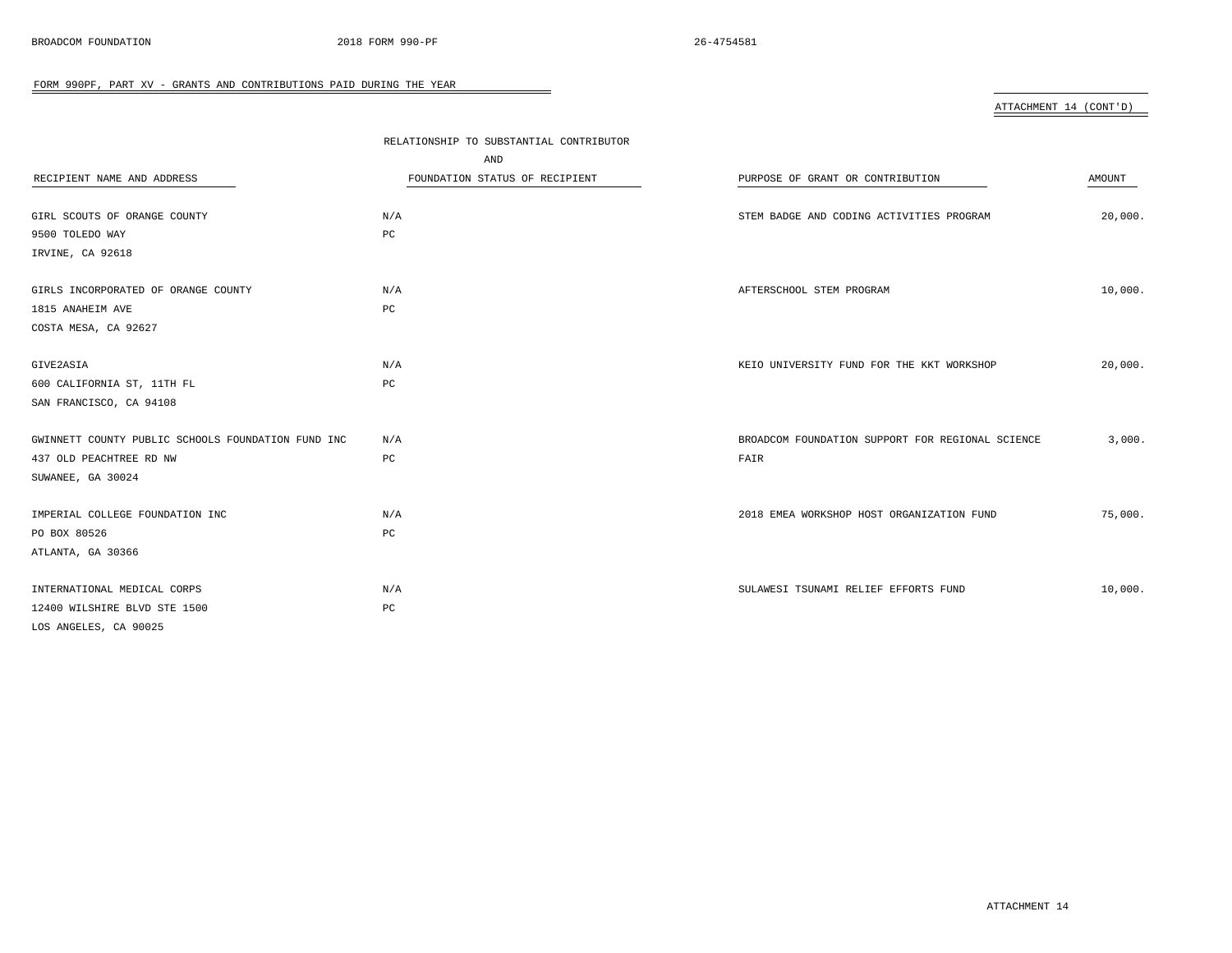FORM 990PF, PART XV - GRANTS AND CONTRIBUTIONS PAID DURING THE YEAR

ATTACHMENT 14 (CONT'D)

| RECIPIENT NAME AND ADDRESS | RELATIONSHIP TO SUBSTANTIAL CONTRIBUTOR AND FOUNDATION STATUS OF RECIPIENT | PURPOSE OF GRANT OR CONTRIBUTION | AMOUNT |
|---|---|---|---|
| GIRL SCOUTS OF ORANGE COUNTY<br>9500 TOLEDO WAY<br>IRVINE, CA 92618 | N/A<br>PC | STEM BADGE AND CODING ACTIVITIES PROGRAM | 20,000. |
| GIRLS INCORPORATED OF ORANGE COUNTY<br>1815 ANAHEIM AVE<br>COSTA MESA, CA 92627 | N/A<br>PC | AFTERSCHOOL STEM PROGRAM | 10,000. |
| GIVE2ASIA<br>600 CALIFORNIA ST, 11TH FL<br>SAN FRANCISCO, CA 94108 | N/A<br>PC | KEIO UNIVERSITY FUND FOR THE KKT WORKSHOP | 20,000. |
| GWINNETT COUNTY PUBLIC SCHOOLS FOUNDATION FUND INC<br>437 OLD PEACHTREE RD NW<br>SUWANEE, GA 30024 | N/A<br>PC | BROADCOM FOUNDATION SUPPORT FOR REGIONAL SCIENCE FAIR | 3,000. |
| IMPERIAL COLLEGE FOUNDATION INC<br>PO BOX 80526<br>ATLANTA, GA 30366 | N/A<br>PC | 2018 EMEA WORKSHOP HOST ORGANIZATION FUND | 75,000. |
| INTERNATIONAL MEDICAL CORPS<br>12400 WILSHIRE BLVD STE 1500<br>LOS ANGELES, CA 90025 | N/A<br>PC | SULAWESI TSUNAMI RELIEF EFFORTS FUND | 10,000. |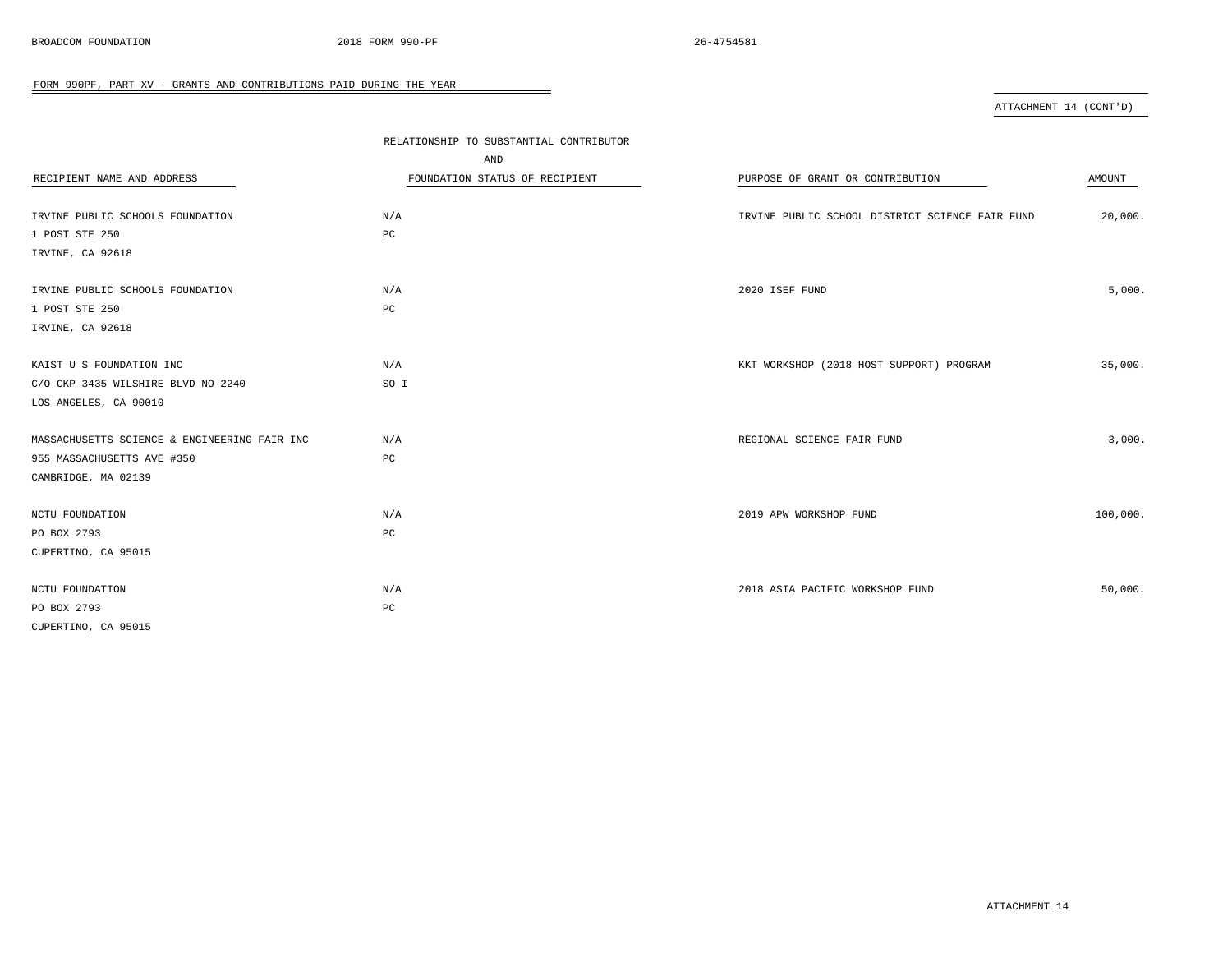FORM 990PF, PART XV - GRANTS AND CONTRIBUTIONS PAID DURING THE YEAR

ATTACHMENT 14 (CONT'D)

| RECIPIENT NAME AND ADDRESS | RELATIONSHIP TO SUBSTANTIAL CONTRIBUTOR AND FOUNDATION STATUS OF RECIPIENT | PURPOSE OF GRANT OR CONTRIBUTION | AMOUNT |
|---|---|---|---|
| IRVINE PUBLIC SCHOOLS FOUNDATION<br>1 POST STE 250<br>IRVINE, CA 92618 | N/A<br>PC | IRVINE PUBLIC SCHOOL DISTRICT SCIENCE FAIR FUND | 20,000. |
| IRVINE PUBLIC SCHOOLS FOUNDATION<br>1 POST STE 250<br>IRVINE, CA 92618 | N/A<br>PC | 2020 ISEF FUND | 5,000. |
| KAIST U S FOUNDATION INC<br>C/O CKP 3435 WILSHIRE BLVD NO 2240<br>LOS ANGELES, CA 90010 | N/A<br>SO I | KKT WORKSHOP (2018 HOST SUPPORT) PROGRAM | 35,000. |
| MASSACHUSETTS SCIENCE & ENGINEERING FAIR INC<br>955 MASSACHUSETTS AVE #350<br>CAMBRIDGE, MA 02139 | N/A<br>PC | REGIONAL SCIENCE FAIR FUND | 3,000. |
| NCTU FOUNDATION<br>PO BOX 2793<br>CUPERTINO, CA 95015 | N/A<br>PC | 2019 APW WORKSHOP FUND | 100,000. |
| NCTU FOUNDATION<br>PO BOX 2793<br>CUPERTINO, CA 95015 | N/A<br>PC | 2018 ASIA PACIFIC WORKSHOP FUND | 50,000. |

ATTACHMENT 14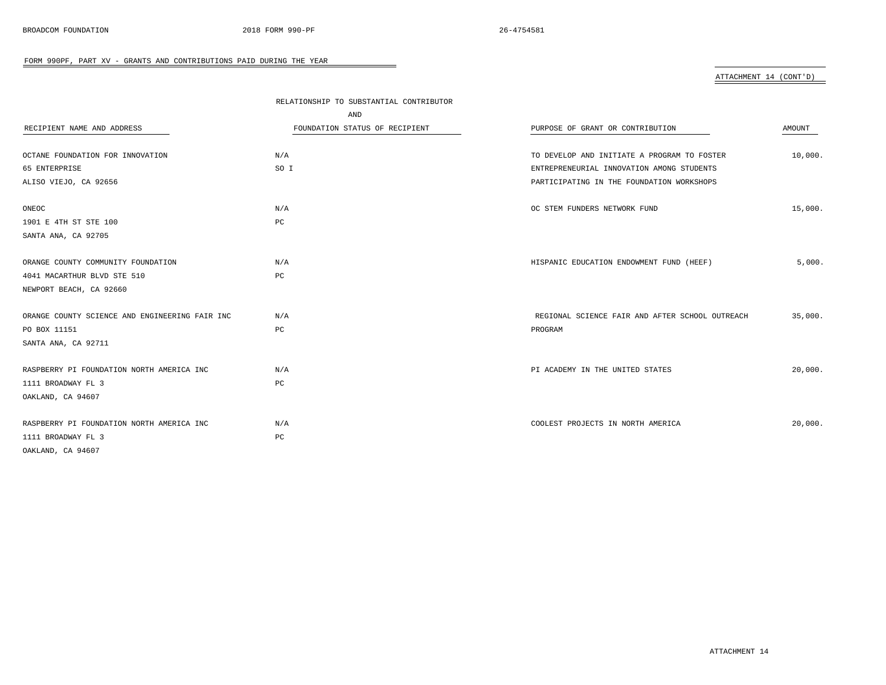FORM 990PF, PART XV - GRANTS AND CONTRIBUTIONS PAID DURING THE YEAR

ATTACHMENT 14 (CONT'D)

| RECIPIENT NAME AND ADDRESS | RELATIONSHIP TO SUBSTANTIAL CONTRIBUTOR AND FOUNDATION STATUS OF RECIPIENT | PURPOSE OF GRANT OR CONTRIBUTION | AMOUNT |
|---|---|---|---|
| OCTANE FOUNDATION FOR INNOVATION<br>65 ENTERPRISE<br>ALISO VIEJO, CA 92656 | N/A<br>SO I | TO DEVELOP AND INITIATE A PROGRAM TO FOSTER ENTREPRENEURIAL INNOVATION AMONG STUDENTS PARTICIPATING IN THE FOUNDATION WORKSHOPS | 10,000. |
| ONEOC<br>1901 E 4TH ST STE 100<br>SANTA ANA, CA 92705 | N/A<br>PC | OC STEM FUNDERS NETWORK FUND | 15,000. |
| ORANGE COUNTY COMMUNITY FOUNDATION<br>4041 MACARTHUR BLVD STE 510<br>NEWPORT BEACH, CA 92660 | N/A<br>PC | HISPANIC EDUCATION ENDOWMENT FUND (HEEF) | 5,000. |
| ORANGE COUNTY SCIENCE AND ENGINEERING FAIR INC<br>PO BOX 11151<br>SANTA ANA, CA 92711 | N/A<br>PC | REGIONAL SCIENCE FAIR AND AFTER SCHOOL OUTREACH PROGRAM | 35,000. |
| RASPBERRY PI FOUNDATION NORTH AMERICA INC<br>1111 BROADWAY FL 3<br>OAKLAND, CA 94607 | N/A<br>PC | PI ACADEMY IN THE UNITED STATES | 20,000. |
| RASPBERRY PI FOUNDATION NORTH AMERICA INC<br>1111 BROADWAY FL 3<br>OAKLAND, CA 94607 | N/A<br>PC | COOLEST PROJECTS IN NORTH AMERICA | 20,000. |

ATTACHMENT 14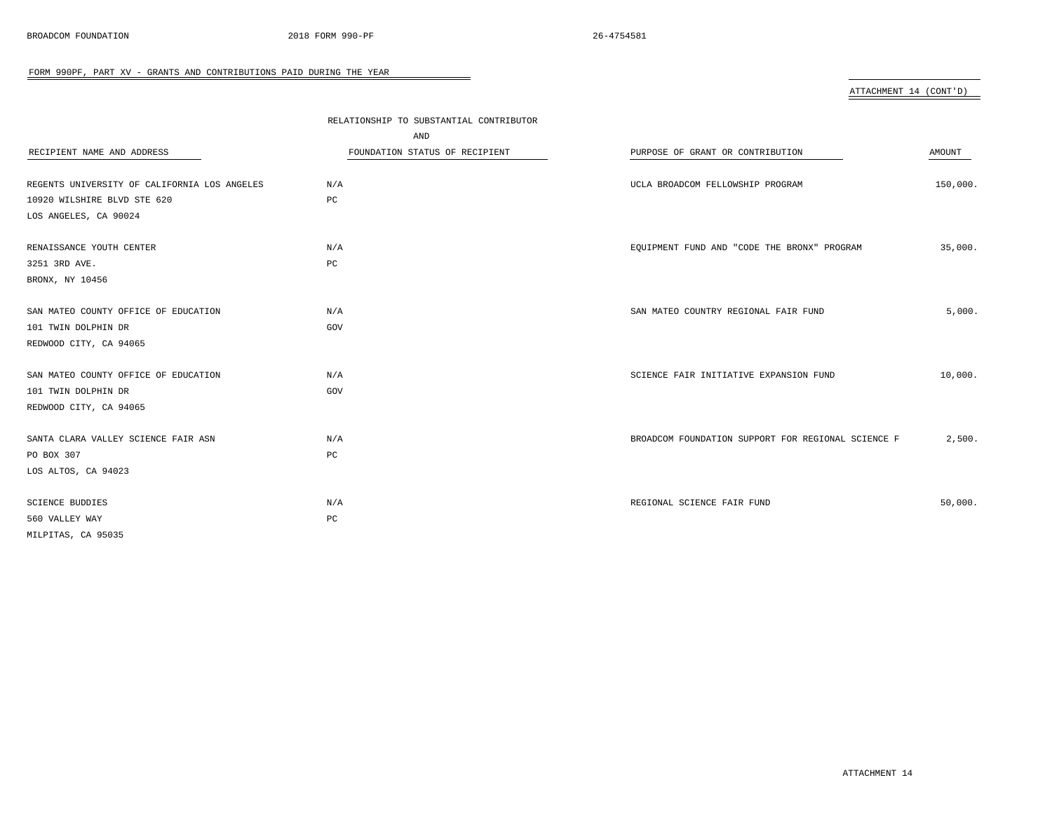FORM 990PF, PART XV - GRANTS AND CONTRIBUTIONS PAID DURING THE YEAR

ATTACHMENT 14 (CONT'D)

| RECIPIENT NAME AND ADDRESS | RELATIONSHIP TO SUBSTANTIAL CONTRIBUTOR AND FOUNDATION STATUS OF RECIPIENT | PURPOSE OF GRANT OR CONTRIBUTION | AMOUNT |
|---|---|---|---|
| REGENTS UNIVERSITY OF CALIFORNIA LOS ANGELES<br>10920 WILSHIRE BLVD STE 620<br>LOS ANGELES, CA 90024 | N/A<br>PC | UCLA BROADCOM FELLOWSHIP PROGRAM | 150,000. |
| RENAISSANCE YOUTH CENTER<br>3251 3RD AVE.<br>BRONX, NY 10456 | N/A<br>PC | EQUIPMENT FUND AND "CODE THE BRONX" PROGRAM | 35,000. |
| SAN MATEO COUNTY OFFICE OF EDUCATION<br>101 TWIN DOLPHIN DR<br>REDWOOD CITY, CA 94065 | N/A<br>GOV | SAN MATEO COUNTRY REGIONAL FAIR FUND | 5,000. |
| SAN MATEO COUNTY OFFICE OF EDUCATION<br>101 TWIN DOLPHIN DR<br>REDWOOD CITY, CA 94065 | N/A<br>GOV | SCIENCE FAIR INITIATIVE EXPANSION FUND | 10,000. |
| SANTA CLARA VALLEY SCIENCE FAIR ASN<br>PO BOX 307<br>LOS ALTOS, CA 94023 | N/A<br>PC | BROADCOM FOUNDATION SUPPORT FOR REGIONAL SCIENCE F | 2,500. |
| SCIENCE BUDDIES<br>560 VALLEY WAY<br>MILPITAS, CA 95035 | N/A<br>PC | REGIONAL SCIENCE FAIR FUND | 50,000. |

ATTACHMENT 14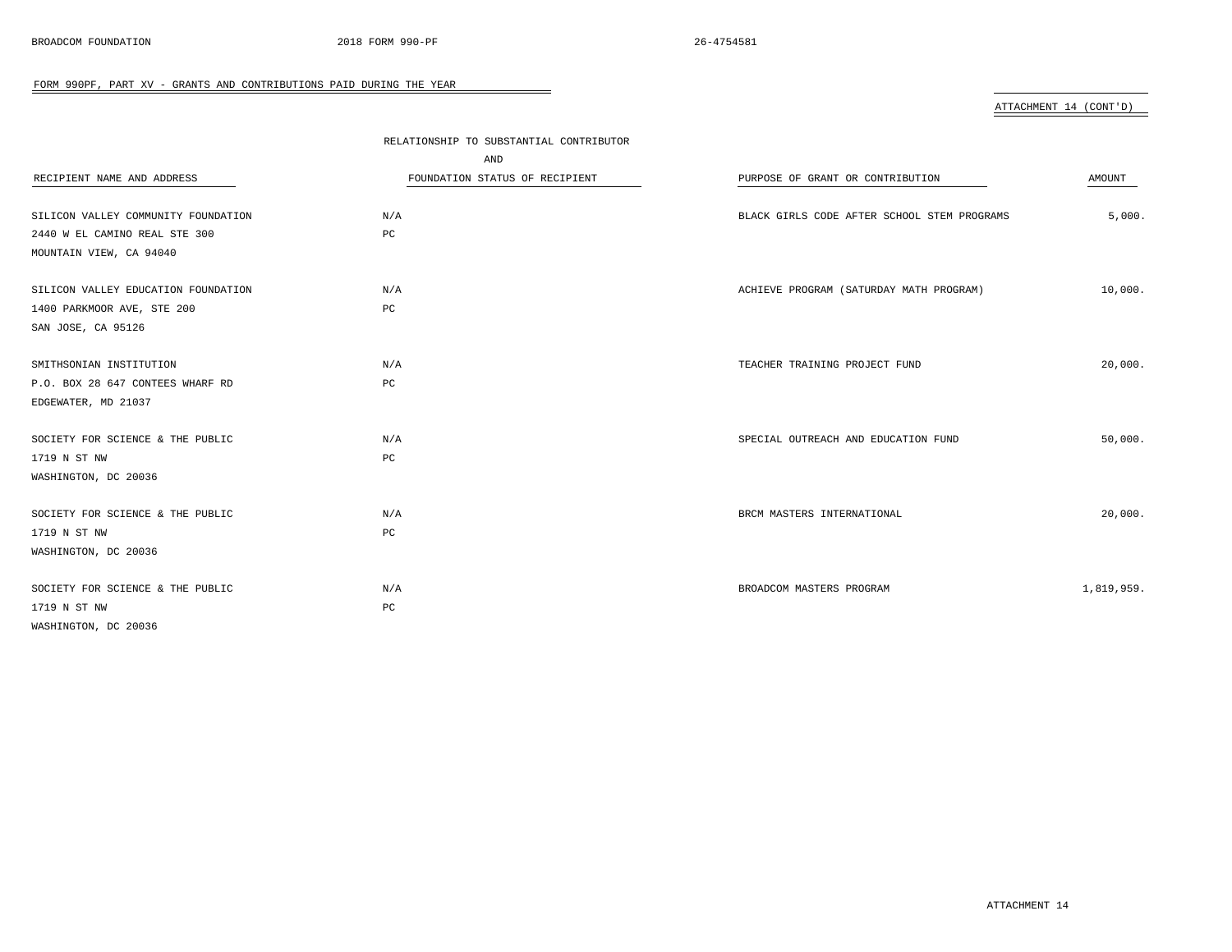## FORM 990PF, PART XV - GRANTS AND CONTRIBUTIONS PAID DURING THE YEAR

ATTACHMENT 14 (CONT'D)

| RECIPIENT NAME AND ADDRESS | RELATIONSHIP TO SUBSTANTIAL CONTRIBUTOR AND FOUNDATION STATUS OF RECIPIENT | PURPOSE OF GRANT OR CONTRIBUTION | AMOUNT |
|---|---|---|---|
| SILICON VALLEY COMMUNITY FOUNDATION<br>2440 W EL CAMINO REAL STE 300<br>MOUNTAIN VIEW, CA 94040 | N/A<br>PC | BLACK GIRLS CODE AFTER SCHOOL STEM PROGRAMS | 5,000. |
| SILICON VALLEY EDUCATION FOUNDATION<br>1400 PARKMOOR AVE, STE 200<br>SAN JOSE, CA 95126 | N/A<br>PC | ACHIEVE PROGRAM (SATURDAY MATH PROGRAM) | 10,000. |
| SMITHSONIAN INSTITUTION<br>P.O. BOX 28 647 CONTEES WHARF RD<br>EDGEWATER, MD 21037 | N/A<br>PC | TEACHER TRAINING PROJECT FUND | 20,000. |
| SOCIETY FOR SCIENCE & THE PUBLIC<br>1719 N ST NW<br>WASHINGTON, DC 20036 | N/A<br>PC | SPECIAL OUTREACH AND EDUCATION FUND | 50,000. |
| SOCIETY FOR SCIENCE & THE PUBLIC<br>1719 N ST NW<br>WASHINGTON, DC 20036 | N/A<br>PC | BRCM MASTERS INTERNATIONAL | 20,000. |
| SOCIETY FOR SCIENCE & THE PUBLIC<br>1719 N ST NW<br>WASHINGTON, DC 20036 | N/A<br>PC | BROADCOM MASTERS PROGRAM | 1,819,959. |

ATTACHMENT 14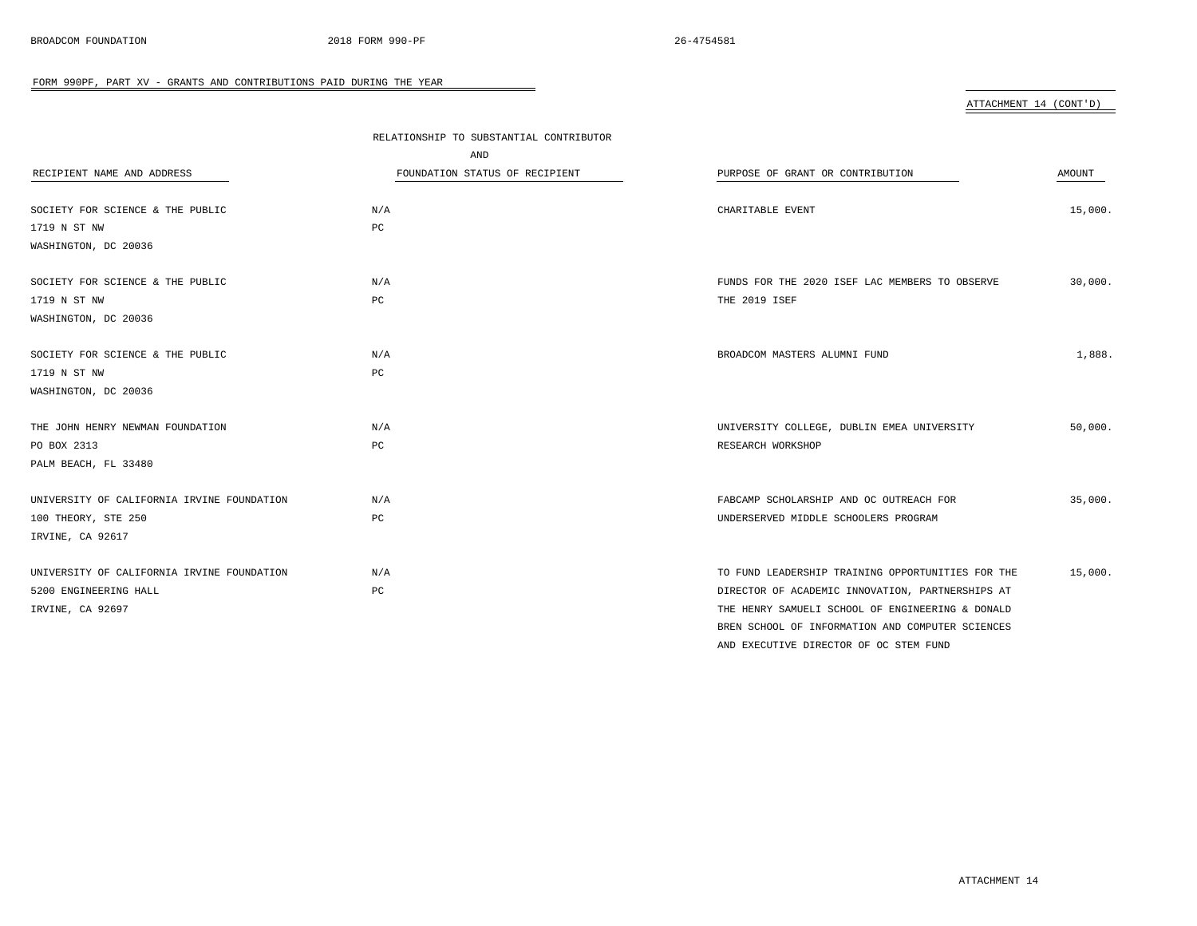FORM 990PF, PART XV - GRANTS AND CONTRIBUTIONS PAID DURING THE YEAR

ATTACHMENT 14 (CONT'D)

| RECIPIENT NAME AND ADDRESS | RELATIONSHIP TO SUBSTANTIAL CONTRIBUTOR AND FOUNDATION STATUS OF RECIPIENT | PURPOSE OF GRANT OR CONTRIBUTION | AMOUNT |
|---|---|---|---|
| SOCIETY FOR SCIENCE & THE PUBLIC<br>1719 N ST NW<br>WASHINGTON, DC 20036 | N/A<br>PC | CHARITABLE EVENT | 15,000. |
| SOCIETY FOR SCIENCE & THE PUBLIC<br>1719 N ST NW<br>WASHINGTON, DC 20036 | N/A<br>PC | FUNDS FOR THE 2020 ISEF LAC MEMBERS TO OBSERVE THE 2019 ISEF | 30,000. |
| SOCIETY FOR SCIENCE & THE PUBLIC<br>1719 N ST NW<br>WASHINGTON, DC 20036 | N/A<br>PC | BROADCOM MASTERS ALUMNI FUND | 1,888. |
| THE JOHN HENRY NEWMAN FOUNDATION<br>PO BOX 2313<br>PALM BEACH, FL 33480 | N/A<br>PC | UNIVERSITY COLLEGE, DUBLIN EMEA UNIVERSITY RESEARCH WORKSHOP | 50,000. |
| UNIVERSITY OF CALIFORNIA IRVINE FOUNDATION<br>100 THEORY, STE 250<br>IRVINE, CA 92617 | N/A<br>PC | FABCAMP SCHOLARSHIP AND OC OUTREACH FOR UNDERSERVED MIDDLE SCHOOLERS PROGRAM | 35,000. |
| UNIVERSITY OF CALIFORNIA IRVINE FOUNDATION<br>5200 ENGINEERING HALL<br>IRVINE, CA 92697 | N/A<br>PC | TO FUND LEADERSHIP TRAINING OPPORTUNITIES FOR THE DIRECTOR OF ACADEMIC INNOVATION, PARTNERSHIPS AT THE HENRY SAMUELI SCHOOL OF ENGINEERING & DONALD BREN SCHOOL OF INFORMATION AND COMPUTER SCIENCES AND EXECUTIVE DIRECTOR OF OC STEM FUND | 15,000. |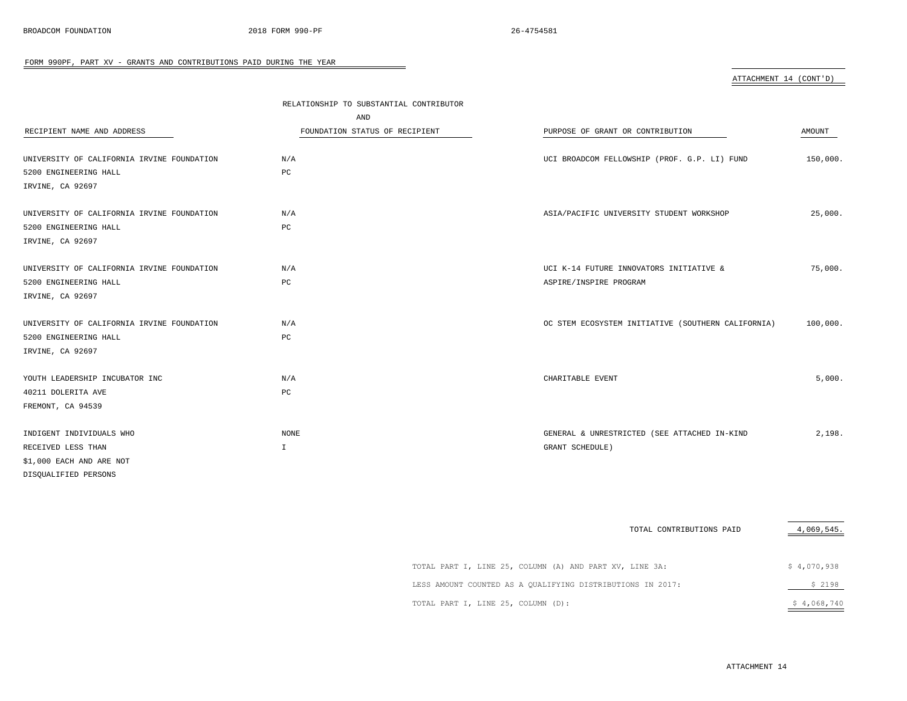FORM 990PF, PART XV - GRANTS AND CONTRIBUTIONS PAID DURING THE YEAR

ATTACHMENT 14 (CONT'D)

| RECIPIENT NAME AND ADDRESS | RELATIONSHIP TO SUBSTANTIAL CONTRIBUTOR AND FOUNDATION STATUS OF RECIPIENT | PURPOSE OF GRANT OR CONTRIBUTION | AMOUNT |
|---|---|---|---|
| UNIVERSITY OF CALIFORNIA IRVINE FOUNDATION<br>5200 ENGINEERING HALL<br>IRVINE, CA 92697 | N/A<br>PC | UCI BROADCOM FELLOWSHIP (PROF. G.P. LI) FUND | 150,000. |
| UNIVERSITY OF CALIFORNIA IRVINE FOUNDATION<br>5200 ENGINEERING HALL<br>IRVINE, CA 92697 | N/A<br>PC | ASIA/PACIFIC UNIVERSITY STUDENT WORKSHOP | 25,000. |
| UNIVERSITY OF CALIFORNIA IRVINE FOUNDATION<br>5200 ENGINEERING HALL<br>IRVINE, CA 92697 | N/A<br>PC | UCI K-14 FUTURE INNOVATORS INITIATIVE & ASPIRE/INSPIRE PROGRAM | 75,000. |
| UNIVERSITY OF CALIFORNIA IRVINE FOUNDATION<br>5200 ENGINEERING HALL<br>IRVINE, CA 92697 | N/A<br>PC | OC STEM ECOSYSTEM INITIATIVE (SOUTHERN CALIFORNIA) | 100,000. |
| YOUTH LEADERSHIP INCUBATOR INC<br>40211 DOLERITA AVE<br>FREMONT, CA 94539 | N/A<br>PC | CHARITABLE EVENT | 5,000. |
| INDIGENT INDIVIDUALS WHO<br>RECEIVED LESS THAN<br>$1,000 EACH AND ARE NOT<br>DISQUALIFIED PERSONS | NONE<br>I | GENERAL & UNRESTRICTED (SEE ATTACHED IN-KIND GRANT SCHEDULE) | 2,198. |
| | | TOTAL CONTRIBUTIONS PAID | 4,069,545. |

| | |
|---|---|
| TOTAL PART I, LINE 25, COLUMN (A) AND PART XV, LINE 3A: | $ 4,070,938 |
| LESS AMOUNT COUNTED AS A QUALIFYING DISTRIBUTIONS IN 2017: | $ 2198 |
| TOTAL PART I, LINE 25, COLUMN (D): | $ 4,068,740 |

ATTACHMENT 14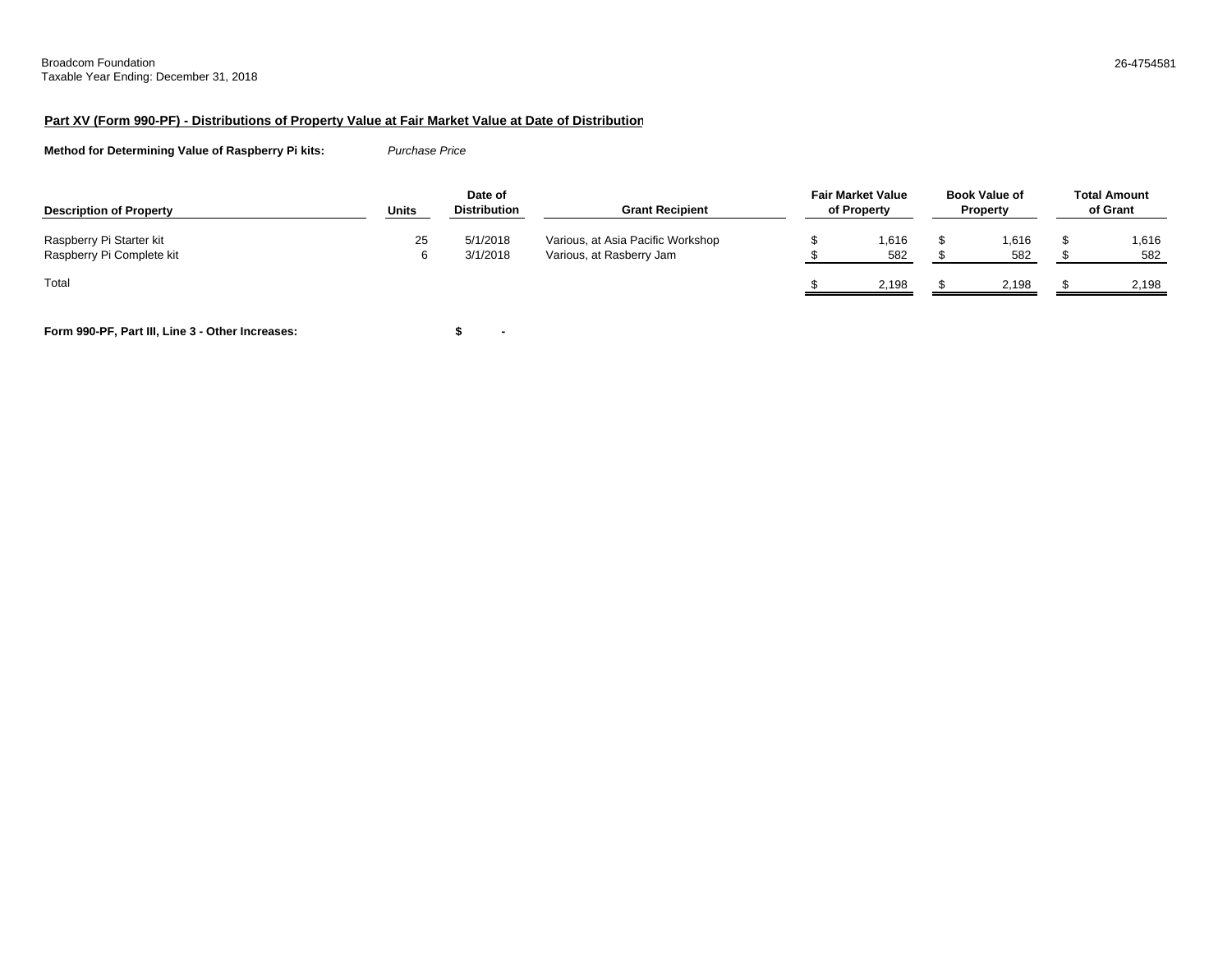Broadcom Foundation
Taxable Year Ending: December 31, 2018

26-4754581

**Part XV (Form 990-PF) - Distributions of Property Value at Fair Market Value at Date of Distribution**

**Method for Determining Value of Raspberry Pi kits:** *Purchase Price*

| Description of Property | Units | Date of Distribution | Grant Recipient | Fair Market Value of Property | Book Value of Property | Total Amount of Grant |
|---|---|---|---|---|---|---|
| Raspberry Pi Starter kit | 25 | 5/1/2018 | Various, at Asia Pacific Workshop | $ 1,616 | $ 1,616 | $ 1,616 |
| Raspberry Pi Complete kit | 6 | 3/1/2018 | Various, at Rasberry Jam | $ 582 | $ 582 | $ 582 |
| Total | | | | $ 2,198 | $ 2,198 | $ 2,198 |

**Form 990-PF, Part III, Line 3 - Other Increases:** **$ -**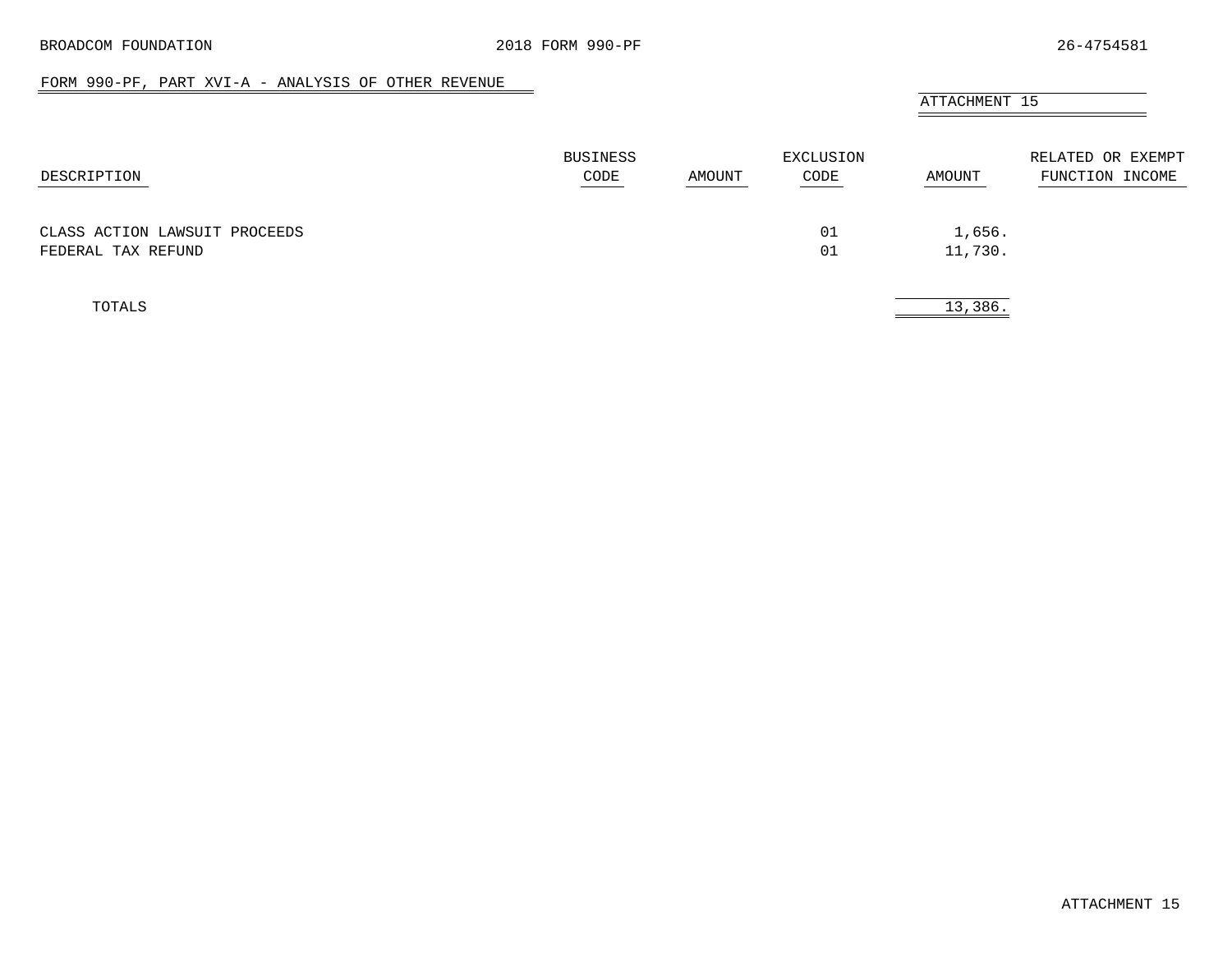BROADCOM FOUNDATION 2018 FORM 990-PF 26-4754581

## FORM 990-PF, PART XVI-A - ANALYSIS OF OTHER REVENUE

ATTACHMENT 15

| DESCRIPTION | BUSINESS CODE | AMOUNT | EXCLUSION CODE | AMOUNT | RELATED OR EXEMPT FUNCTION INCOME |
|---|---|---|---|---|---|
| CLASS ACTION LAWSUIT PROCEEDS | | | 01 | 1,656. | |
| FEDERAL TAX REFUND | | | 01 | 11,730. | |
| TOTALS | | | | 13,386. | |